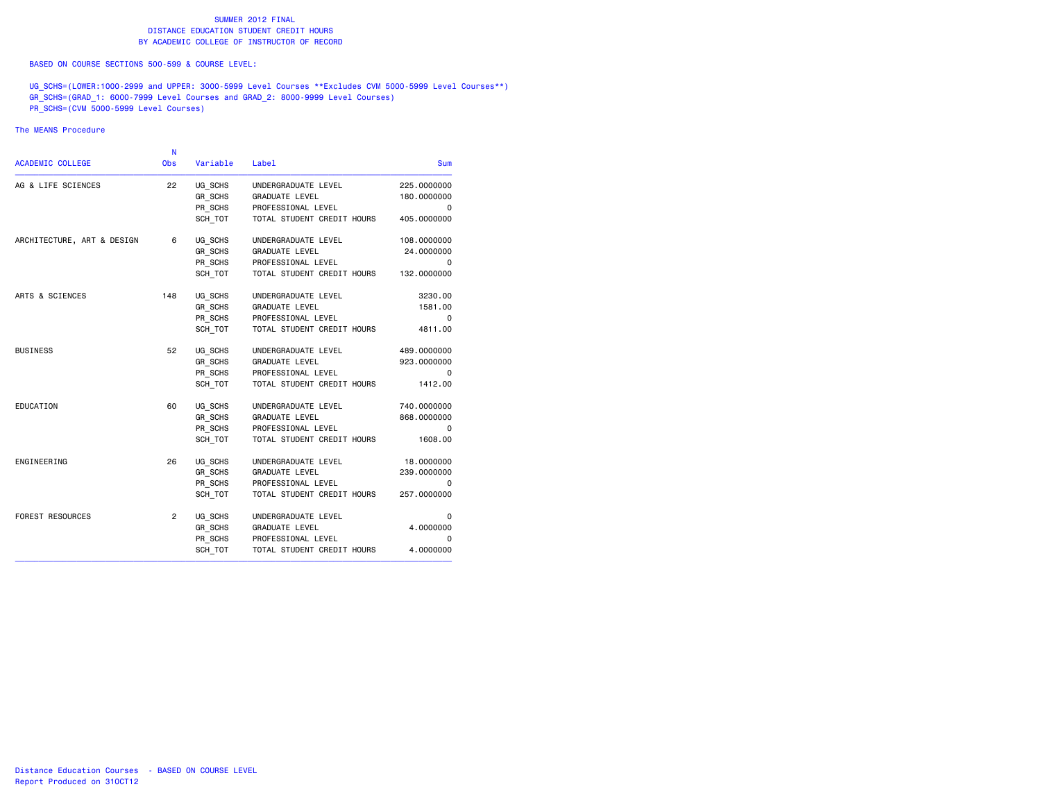# SUMMER 2012 FINAL
## DISTANCE EDUCATION STUDENT CREDIT HOURS
## BY ACADEMIC COLLEGE OF INSTRUCTOR OF RECORD

BASED ON COURSE SECTIONS 500-599 & COURSE LEVEL:

UG_SCHS=(LOWER:1000-2999 and UPPER: 3000-5999 Level Courses **Excludes CVM 5000-5999 Level Courses**)
GR_SCHS=(GRAD_1: 6000-7999 Level Courses and GRAD_2: 8000-9999 Level Courses)
PR_SCHS=(CVM 5000-5999 Level Courses)

The MEANS Procedure

| ACADEMIC COLLEGE | N Obs | Variable | Label | Sum |
|---|---|---|---|---|
| AG & LIFE SCIENCES | 22 | UG_SCHS | UNDERGRADUATE LEVEL | 225.0000000 |
| | | GR_SCHS | GRADUATE LEVEL | 180.0000000 |
| | | PR_SCHS | PROFESSIONAL LEVEL | 0 |
| | | SCH_TOT | TOTAL STUDENT CREDIT HOURS | 405.0000000 |
| ARCHITECTURE, ART & DESIGN | 6 | UG_SCHS | UNDERGRADUATE LEVEL | 108.0000000 |
| | | GR_SCHS | GRADUATE LEVEL | 24.0000000 |
| | | PR_SCHS | PROFESSIONAL LEVEL | 0 |
| | | SCH_TOT | TOTAL STUDENT CREDIT HOURS | 132.0000000 |
| ARTS & SCIENCES | 148 | UG_SCHS | UNDERGRADUATE LEVEL | 3230.00 |
| | | GR_SCHS | GRADUATE LEVEL | 1581.00 |
| | | PR_SCHS | PROFESSIONAL LEVEL | 0 |
| | | SCH_TOT | TOTAL STUDENT CREDIT HOURS | 4811.00 |
| BUSINESS | 52 | UG_SCHS | UNDERGRADUATE LEVEL | 489.0000000 |
| | | GR_SCHS | GRADUATE LEVEL | 923.0000000 |
| | | PR_SCHS | PROFESSIONAL LEVEL | 0 |
| | | SCH_TOT | TOTAL STUDENT CREDIT HOURS | 1412.00 |
| EDUCATION | 60 | UG_SCHS | UNDERGRADUATE LEVEL | 740.0000000 |
| | | GR_SCHS | GRADUATE LEVEL | 868.0000000 |
| | | PR_SCHS | PROFESSIONAL LEVEL | 0 |
| | | SCH_TOT | TOTAL STUDENT CREDIT HOURS | 1608.00 |
| ENGINEERING | 26 | UG_SCHS | UNDERGRADUATE LEVEL | 18.0000000 |
| | | GR_SCHS | GRADUATE LEVEL | 239.0000000 |
| | | PR_SCHS | PROFESSIONAL LEVEL | 0 |
| | | SCH_TOT | TOTAL STUDENT CREDIT HOURS | 257.0000000 |
| FOREST RESOURCES | 2 | UG_SCHS | UNDERGRADUATE LEVEL | 0 |
| | | GR_SCHS | GRADUATE LEVEL | 4.0000000 |
| | | PR_SCHS | PROFESSIONAL LEVEL | 0 |
| | | SCH_TOT | TOTAL STUDENT CREDIT HOURS | 4.0000000 |

Distance Education Courses - BASED ON COURSE LEVEL
Report Produced on 31OCT12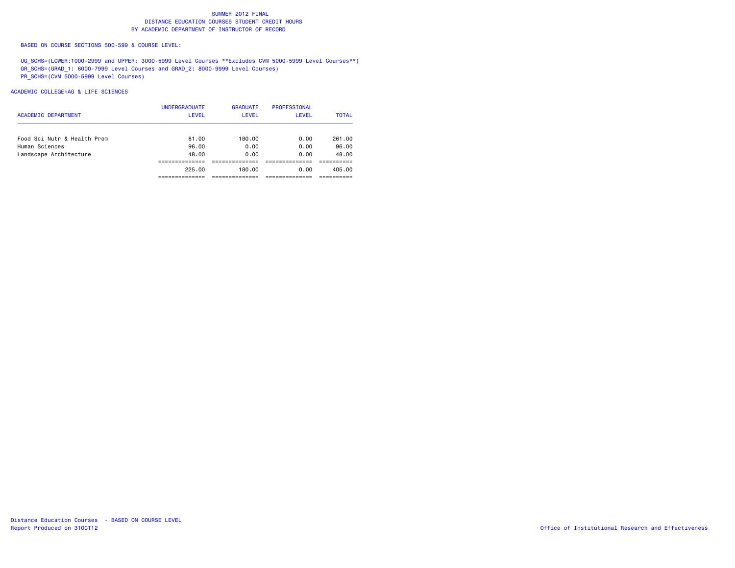# SUMMER 2012 FINAL
## DISTANCE EDUCATION COURSES STUDENT CREDIT HOURS
## BY ACADEMIC DEPARTMENT OF INSTRUCTOR OF RECORD

BASED ON COURSE SECTIONS 500-599 & COURSE LEVEL:

UG_SCHS=(LOWER:1000-2999 and UPPER: 3000-5999 Level Courses **Excludes CVM 5000-5999 Level Courses**)
GR_SCHS=(GRAD_1: 6000-7999 Level Courses and GRAD_2: 8000-9999 Level Courses)
PR_SCHS=(CVM 5000-5999 Level Courses)

ACADEMIC COLLEGE=AG & LIFE SCIENCES

| ACADEMIC DEPARTMENT | UNDERGRADUATE LEVEL | GRADUATE LEVEL | PROFESSIONAL LEVEL | TOTAL |
|---|---|---|---|---|
| Food Sci Nutr & Health Prom | 81.00 | 180.00 | 0.00 | 261.00 |
| Human Sciences | 96.00 | 0.00 | 0.00 | 96.00 |
| Landscape Architecture | 48.00 | 0.00 | 0.00 | 48.00 |
| | 225.00 | 180.00 | 0.00 | 405.00 |

Distance Education Courses - BASED ON COURSE LEVEL
Report Produced on 31OCT12

Office of Institutional Research and Effectiveness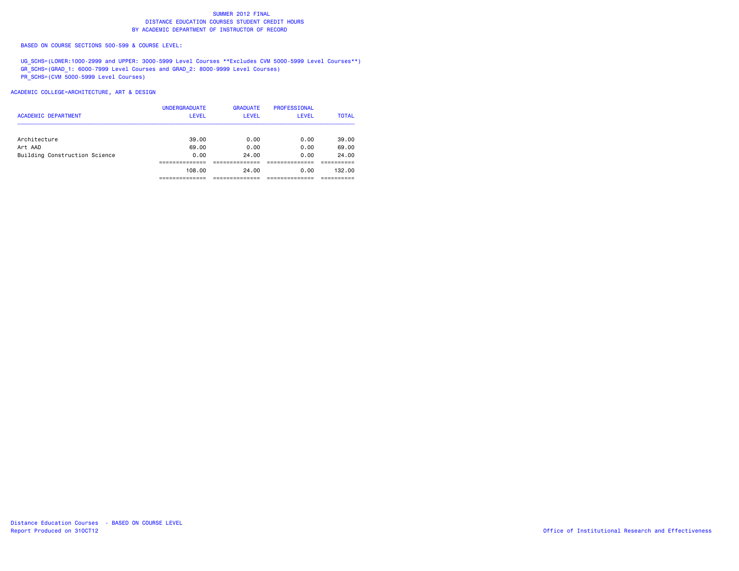# SUMMER 2012 FINAL
## DISTANCE EDUCATION COURSES STUDENT CREDIT HOURS
## BY ACADEMIC DEPARTMENT OF INSTRUCTOR OF RECORD

BASED ON COURSE SECTIONS 500-599 & COURSE LEVEL:

UG_SCHS=(LOWER:1000-2999 and UPPER: 3000-5999 Level Courses **Excludes CVM 5000-5999 Level Courses**)
GR_SCHS=(GRAD_1: 6000-7999 Level Courses and GRAD_2: 8000-9999 Level Courses)
PR_SCHS=(CVM 5000-5999 Level Courses)

ACADEMIC COLLEGE=ARCHITECTURE, ART & DESIGN

| ACADEMIC DEPARTMENT | UNDERGRADUATE LEVEL | GRADUATE LEVEL | PROFESSIONAL LEVEL | TOTAL |
|---|---|---|---|---|
| Architecture | 39.00 | 0.00 | 0.00 | 39.00 |
| Art AAD | 69.00 | 0.00 | 0.00 | 69.00 |
| Building Construction Science | 0.00 | 24.00 | 0.00 | 24.00 |
| | 108.00 | 24.00 | 0.00 | 132.00 |

Distance Education Courses - BASED ON COURSE LEVEL
Report Produced on 31OCT12

Office of Institutional Research and Effectiveness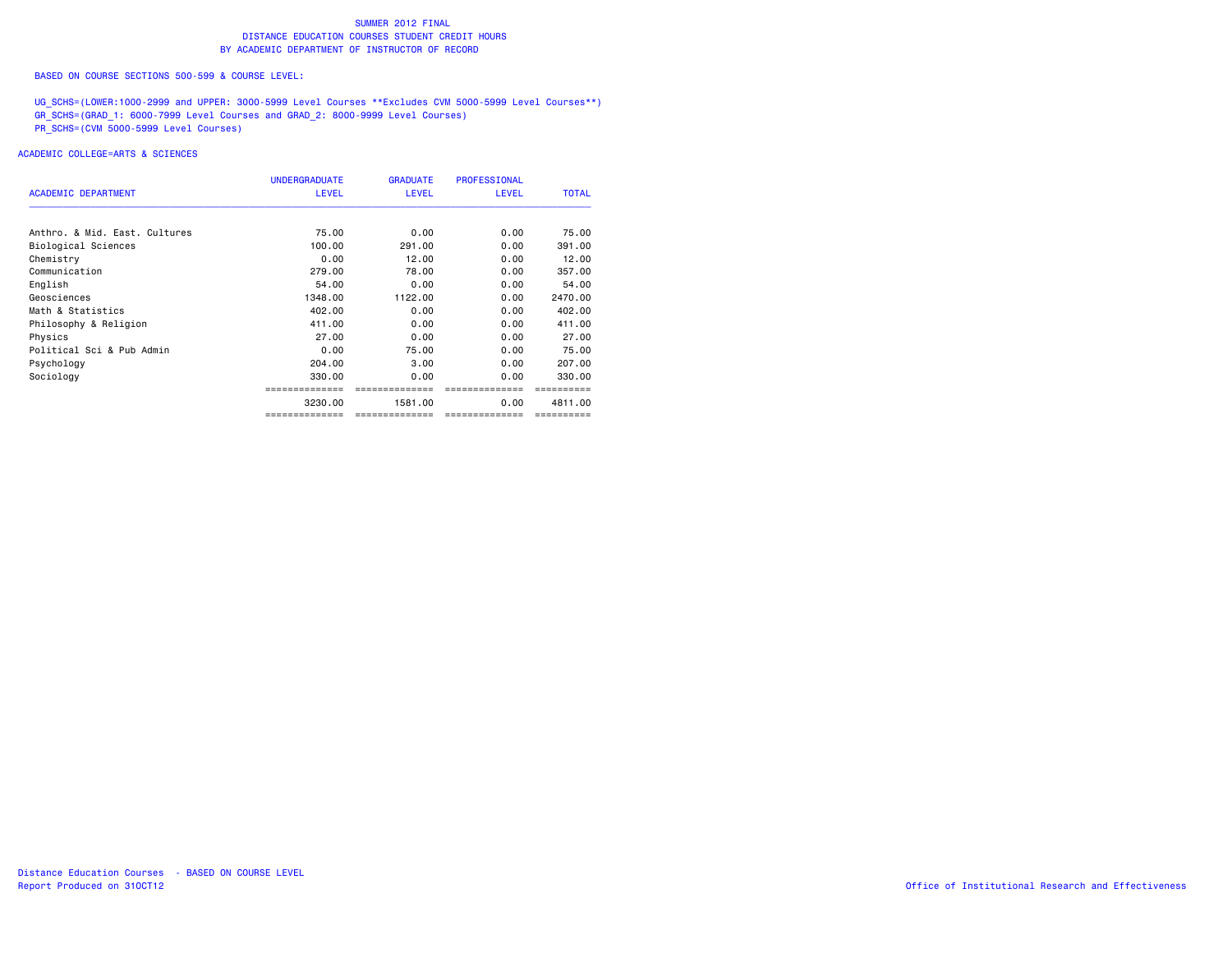# SUMMER 2012 FINAL
## DISTANCE EDUCATION COURSES STUDENT CREDIT HOURS
## BY ACADEMIC DEPARTMENT OF INSTRUCTOR OF RECORD

BASED ON COURSE SECTIONS 500-599 & COURSE LEVEL:

UG_SCHS=(LOWER:1000-2999 and UPPER: 3000-5999 Level Courses **Excludes CVM 5000-5999 Level Courses**)
GR_SCHS=(GRAD_1: 6000-7999 Level Courses and GRAD_2: 8000-9999 Level Courses)
PR_SCHS=(CVM 5000-5999 Level Courses)

ACADEMIC COLLEGE=ARTS & SCIENCES

| ACADEMIC DEPARTMENT | UNDERGRADUATE LEVEL | GRADUATE LEVEL | PROFESSIONAL LEVEL | TOTAL |
|---|---|---|---|---|
| Anthro. & Mid. East. Cultures | 75.00 | 0.00 | 0.00 | 75.00 |
| Biological Sciences | 100.00 | 291.00 | 0.00 | 391.00 |
| Chemistry | 0.00 | 12.00 | 0.00 | 12.00 |
| Communication | 279.00 | 78.00 | 0.00 | 357.00 |
| English | 54.00 | 0.00 | 0.00 | 54.00 |
| Geosciences | 1348.00 | 1122.00 | 0.00 | 2470.00 |
| Math & Statistics | 402.00 | 0.00 | 0.00 | 402.00 |
| Philosophy & Religion | 411.00 | 0.00 | 0.00 | 411.00 |
| Physics | 27.00 | 0.00 | 0.00 | 27.00 |
| Political Sci & Pub Admin | 0.00 | 75.00 | 0.00 | 75.00 |
| Psychology | 204.00 | 3.00 | 0.00 | 207.00 |
| Sociology | 330.00 | 0.00 | 0.00 | 330.00 |
| | 3230.00 | 1581.00 | 0.00 | 4811.00 |

Distance Education Courses - BASED ON COURSE LEVEL
Report Produced on 31OCT12

Office of Institutional Research and Effectiveness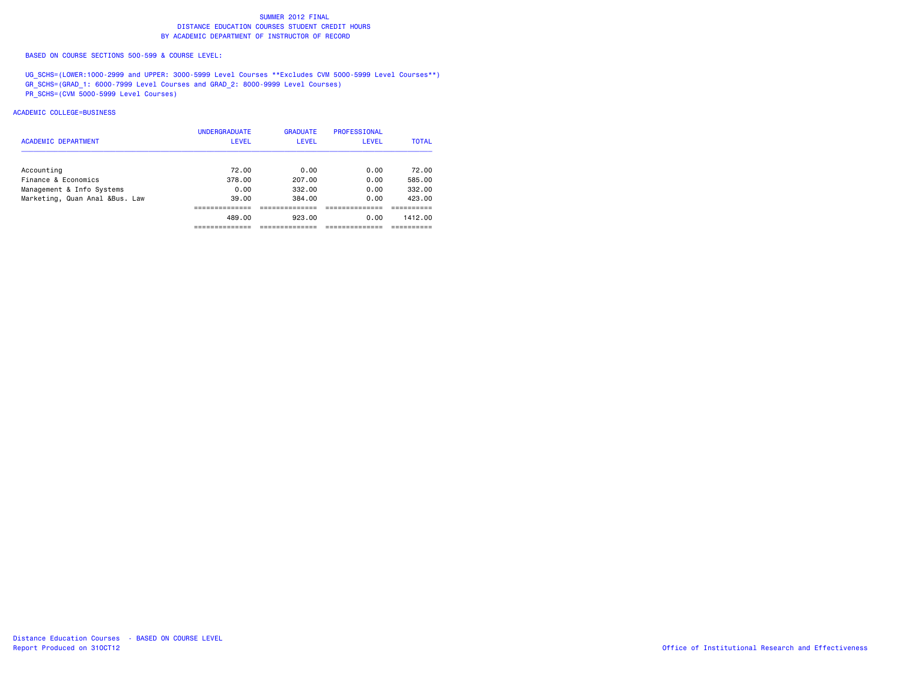# SUMMER 2012 FINAL
## DISTANCE EDUCATION COURSES STUDENT CREDIT HOURS
## BY ACADEMIC DEPARTMENT OF INSTRUCTOR OF RECORD

BASED ON COURSE SECTIONS 500-599 & COURSE LEVEL:

UG_SCHS=(LOWER:1000-2999 and UPPER: 3000-5999 Level Courses **Excludes CVM 5000-5999 Level Courses**)
GR_SCHS=(GRAD_1: 6000-7999 Level Courses and GRAD_2: 8000-9999 Level Courses)
PR_SCHS=(CVM 5000-5999 Level Courses)

ACADEMIC COLLEGE=BUSINESS

| ACADEMIC DEPARTMENT | UNDERGRADUATE LEVEL | GRADUATE LEVEL | PROFESSIONAL LEVEL | TOTAL |
|---|---|---|---|---|
| Accounting | 72.00 | 0.00 | 0.00 | 72.00 |
| Finance & Economics | 378.00 | 207.00 | 0.00 | 585.00 |
| Management & Info Systems | 0.00 | 332.00 | 0.00 | 332.00 |
| Marketing, Quan Anal &Bus. Law | 39.00 | 384.00 | 0.00 | 423.00 |
| | 489.00 | 923.00 | 0.00 | 1412.00 |

Distance Education Courses - BASED ON COURSE LEVEL
Report Produced on 31OCT12

Office of Institutional Research and Effectiveness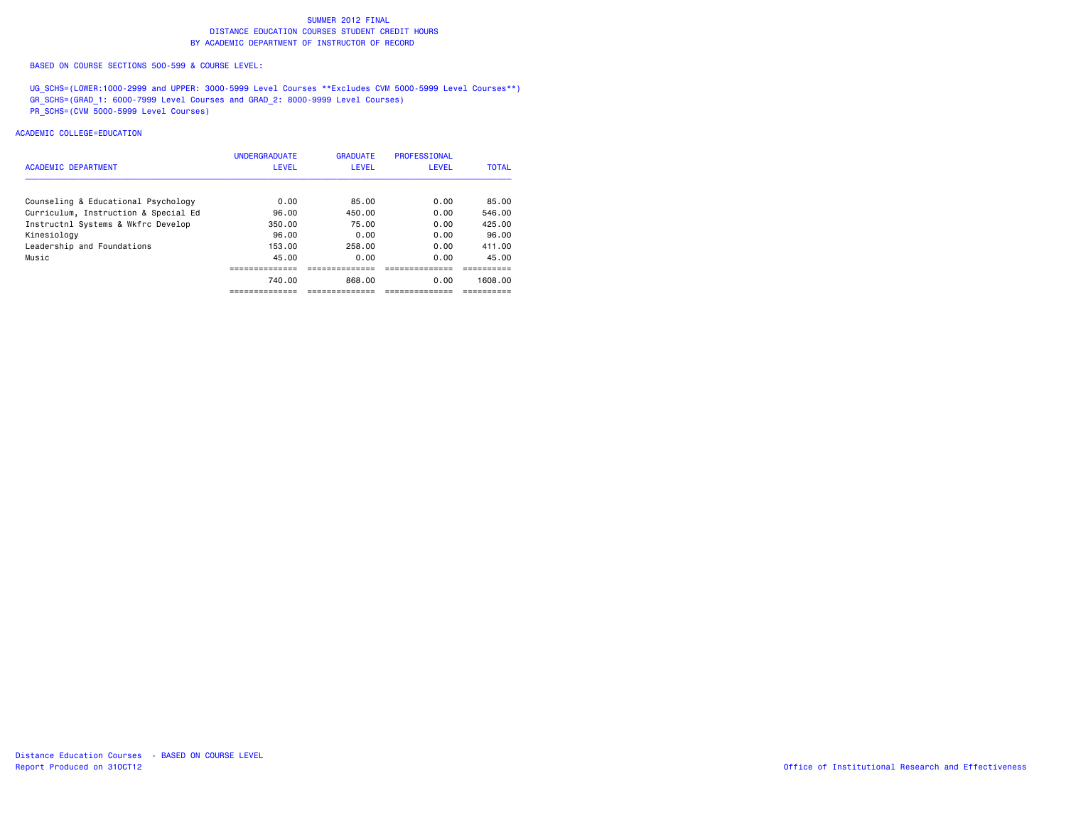SUMMER 2012 FINAL
DISTANCE EDUCATION COURSES STUDENT CREDIT HOURS
BY ACADEMIC DEPARTMENT OF INSTRUCTOR OF RECORD

BASED ON COURSE SECTIONS 500-599 & COURSE LEVEL:

UG_SCHS=(LOWER:1000-2999 and UPPER: 3000-5999 Level Courses **Excludes CVM 5000-5999 Level Courses**)
GR_SCHS=(GRAD_1: 6000-7999 Level Courses and GRAD_2: 8000-9999 Level Courses)
PR_SCHS=(CVM 5000-5999 Level Courses)

ACADEMIC COLLEGE=EDUCATION

| ACADEMIC DEPARTMENT | UNDERGRADUATE LEVEL | GRADUATE LEVEL | PROFESSIONAL LEVEL | TOTAL |
|---|---|---|---|---|
| Counseling & Educational Psychology | 0.00 | 85.00 | 0.00 | 85.00 |
| Curriculum, Instruction & Special Ed | 96.00 | 450.00 | 0.00 | 546.00 |
| Instructnl Systems & Wkfrc Develop | 350.00 | 75.00 | 0.00 | 425.00 |
| Kinesiology | 96.00 | 0.00 | 0.00 | 96.00 |
| Leadership and Foundations | 153.00 | 258.00 | 0.00 | 411.00 |
| Music | 45.00 | 0.00 | 0.00 | 45.00 |
| | 740.00 | 868.00 | 0.00 | 1608.00 |

Distance Education Courses - BASED ON COURSE LEVEL
Report Produced on 31OCT12

Office of Institutional Research and Effectiveness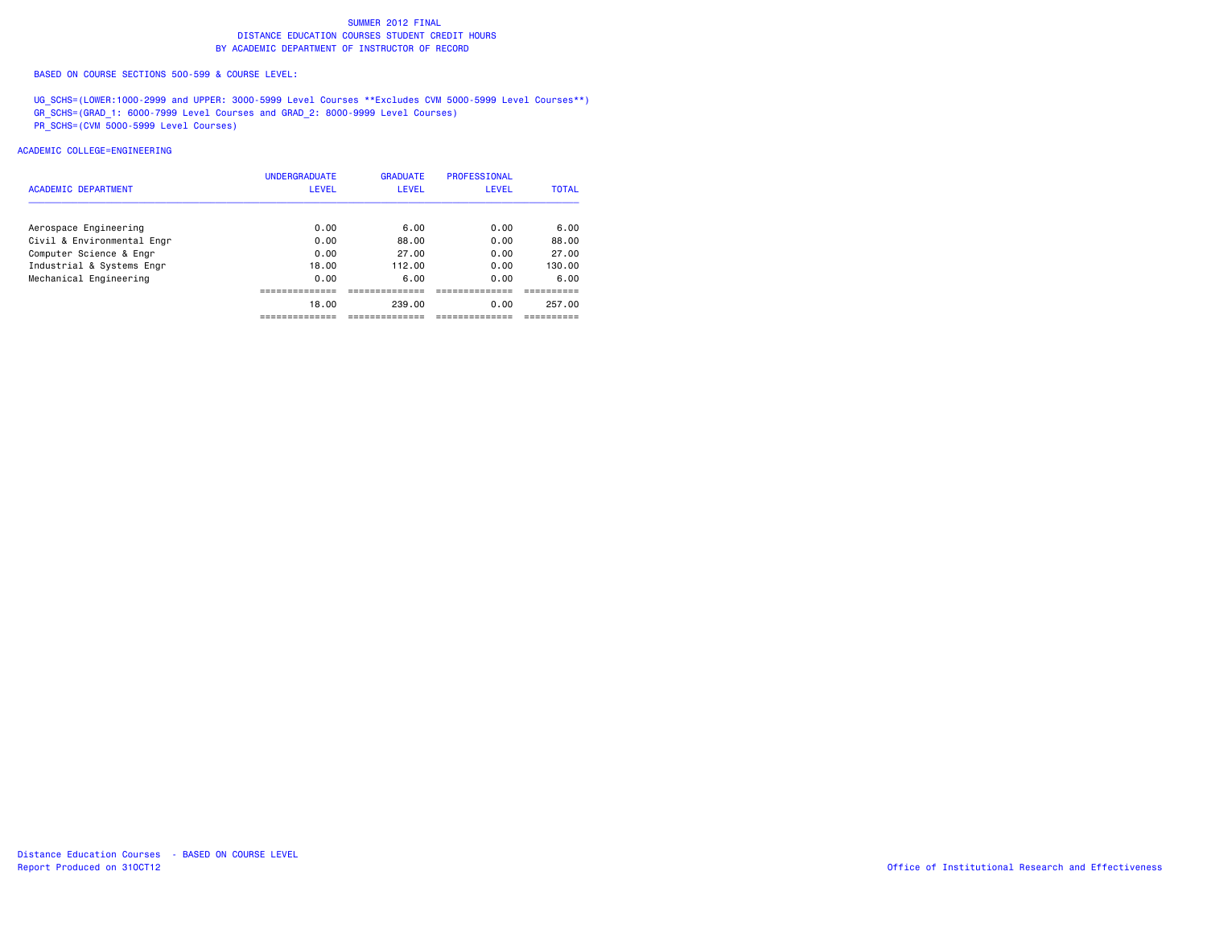# SUMMER 2012 FINAL
## DISTANCE EDUCATION COURSES STUDENT CREDIT HOURS
## BY ACADEMIC DEPARTMENT OF INSTRUCTOR OF RECORD

BASED ON COURSE SECTIONS 500-599 & COURSE LEVEL:

UG_SCHS=(LOWER:1000-2999 and UPPER: 3000-5999 Level Courses **Excludes CVM 5000-5999 Level Courses**)
GR_SCHS=(GRAD_1: 6000-7999 Level Courses and GRAD_2: 8000-9999 Level Courses)
PR_SCHS=(CVM 5000-5999 Level Courses)

ACADEMIC COLLEGE=ENGINEERING

| ACADEMIC DEPARTMENT | UNDERGRADUATE LEVEL | GRADUATE LEVEL | PROFESSIONAL LEVEL | TOTAL |
|---|---|---|---|---|
| Aerospace Engineering | 0.00 | 6.00 | 0.00 | 6.00 |
| Civil & Environmental Engr | 0.00 | 88.00 | 0.00 | 88.00 |
| Computer Science & Engr | 0.00 | 27.00 | 0.00 | 27.00 |
| Industrial & Systems Engr | 18.00 | 112.00 | 0.00 | 130.00 |
| Mechanical Engineering | 0.00 | 6.00 | 0.00 | 6.00 |
| | 18.00 | 239.00 | 0.00 | 257.00 |

Distance Education Courses - BASED ON COURSE LEVEL
Report Produced on 31OCT12

Office of Institutional Research and Effectiveness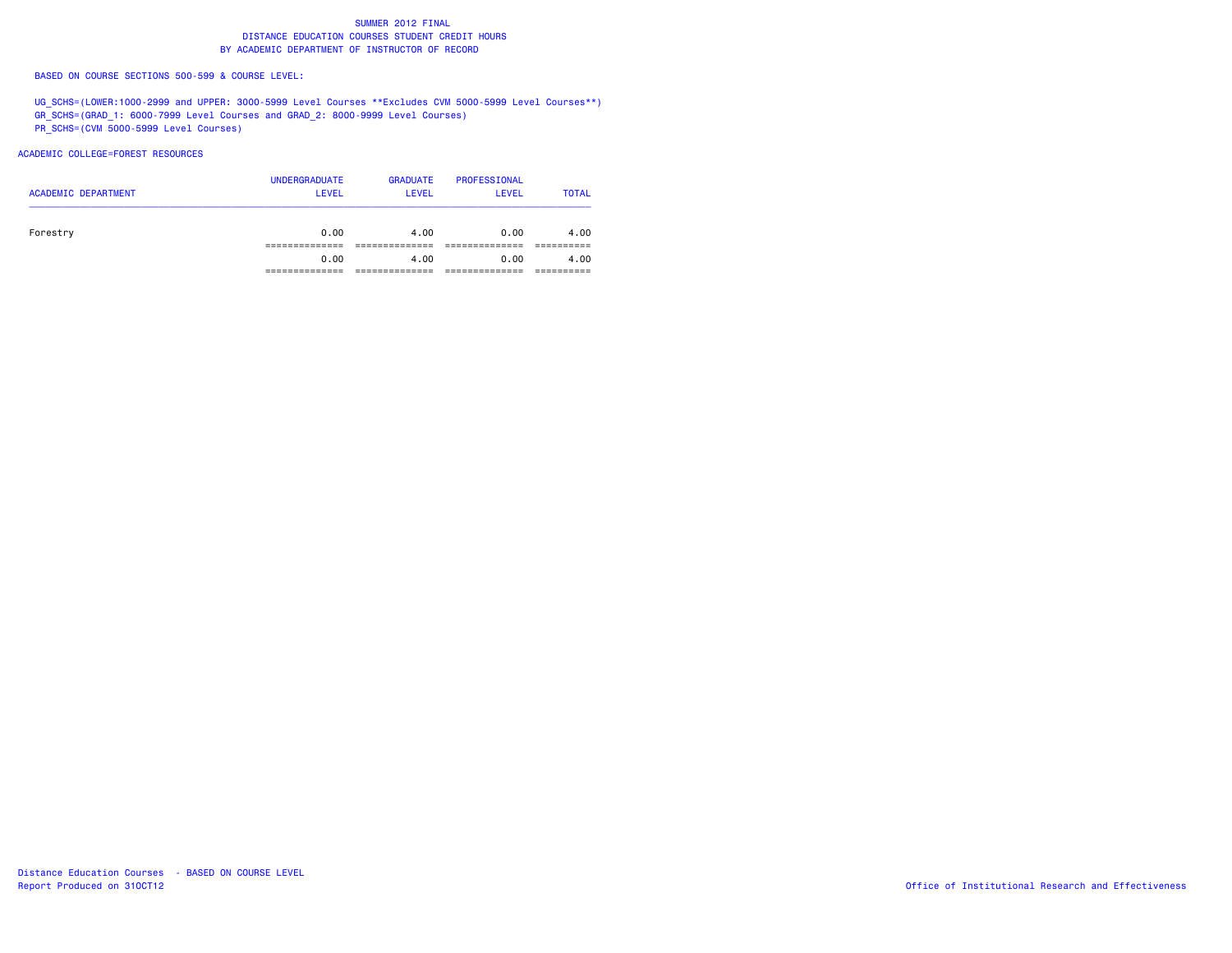# SUMMER 2012 FINAL
## DISTANCE EDUCATION COURSES STUDENT CREDIT HOURS
## BY ACADEMIC DEPARTMENT OF INSTRUCTOR OF RECORD

BASED ON COURSE SECTIONS 500-599 & COURSE LEVEL:

UG_SCHS=(LOWER:1000-2999 and UPPER: 3000-5999 Level Courses **Excludes CVM 5000-5999 Level Courses**)
GR_SCHS=(GRAD_1: 6000-7999 Level Courses and GRAD_2: 8000-9999 Level Courses)
PR_SCHS=(CVM 5000-5999 Level Courses)

ACADEMIC COLLEGE=FOREST RESOURCES

| ACADEMIC DEPARTMENT | UNDERGRADUATE LEVEL | GRADUATE LEVEL | PROFESSIONAL LEVEL | TOTAL |
|---|---|---|---|---|
| Forestry | 0.00 | 4.00 | 0.00 | 4.00 |
| | 0.00 | 4.00 | 0.00 | 4.00 |

Distance Education Courses - BASED ON COURSE LEVEL
Report Produced on 31OCT12

Office of Institutional Research and Effectiveness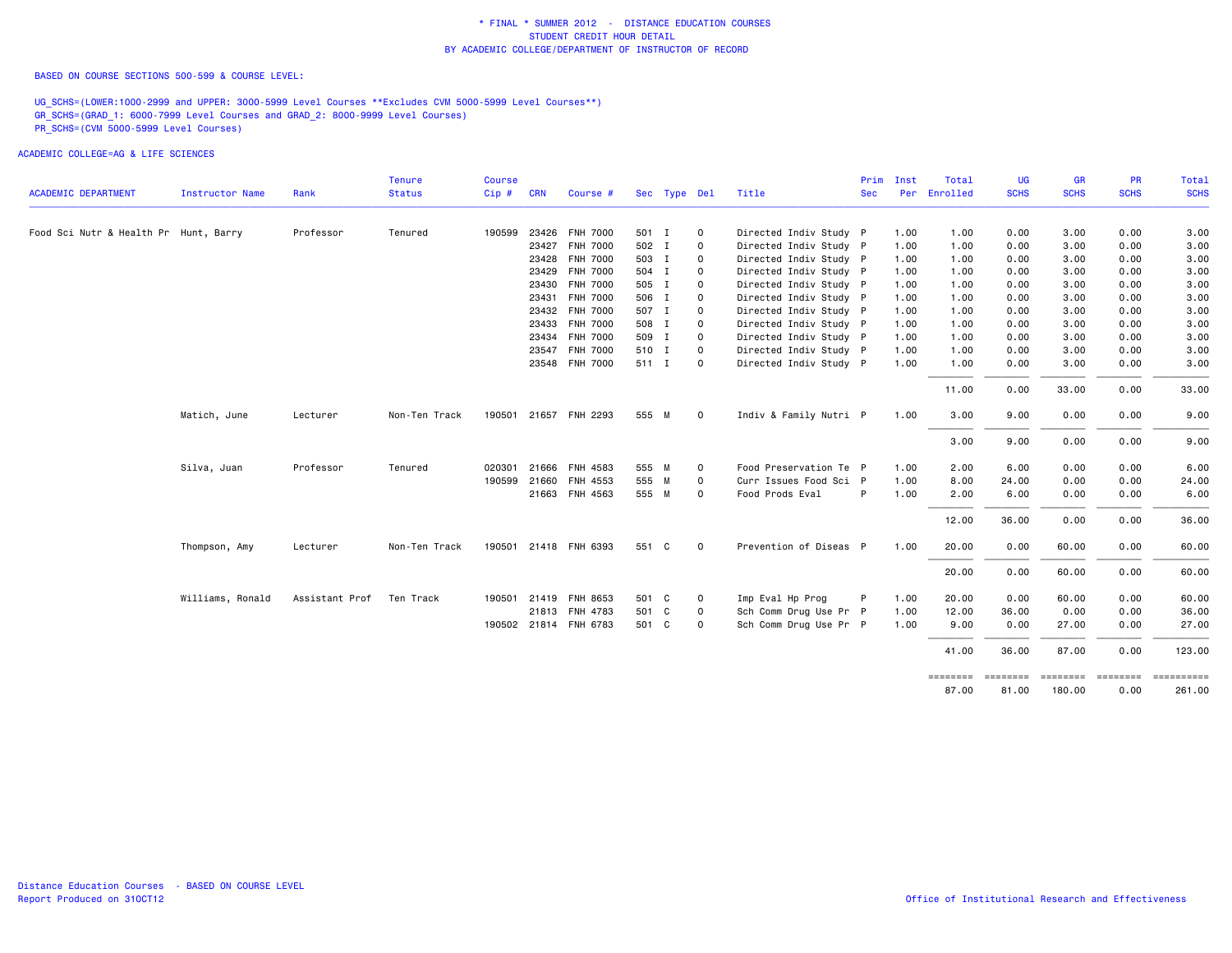# * FINAL * SUMMER 2012 - DISTANCE EDUCATION COURSES
## STUDENT CREDIT HOUR DETAIL
## BY ACADEMIC COLLEGE/DEPARTMENT OF INSTRUCTOR OF RECORD

BASED ON COURSE SECTIONS 500-599 & COURSE LEVEL:

UG_SCHS=(LOWER:1000-2999 and UPPER: 3000-5999 Level Courses **Excludes CVM 5000-5999 Level Courses**)
GR_SCHS=(GRAD_1: 6000-7999 Level Courses and GRAD_2: 8000-9999 Level Courses)
PR_SCHS=(CVM 5000-5999 Level Courses)

ACADEMIC COLLEGE=AG & LIFE SCIENCES

| ACADEMIC DEPARTMENT | Instructor Name | Rank | Tenure Status | Course Cip # | CRN | Course # | Sec | Type | Del | Title | Prim Sec | Inst Per | Total Enrolled | UG SCHS | GR SCHS | PR SCHS | Total SCHS |
|---|---|---|---|---|---|---|---|---|---|---|---|---|---|---|---|---|---|
| Food Sci Nutr & Health Pr | Hunt, Barry | Professor | Tenured | 190599 | 23426 | FNH 7000 | 501 | I | 0 | Directed Indiv Study | P | 1.00 | 1.00 | 0.00 | 3.00 | 0.00 | 3.00 |
| | | | | | 23427 | FNH 7000 | 502 | I | 0 | Directed Indiv Study | P | 1.00 | 1.00 | 0.00 | 3.00 | 0.00 | 3.00 |
| | | | | | 23428 | FNH 7000 | 503 | I | 0 | Directed Indiv Study | P | 1.00 | 1.00 | 0.00 | 3.00 | 0.00 | 3.00 |
| | | | | | 23429 | FNH 7000 | 504 | I | 0 | Directed Indiv Study | P | 1.00 | 1.00 | 0.00 | 3.00 | 0.00 | 3.00 |
| | | | | | 23430 | FNH 7000 | 505 | I | 0 | Directed Indiv Study | P | 1.00 | 1.00 | 0.00 | 3.00 | 0.00 | 3.00 |
| | | | | | 23431 | FNH 7000 | 506 | I | 0 | Directed Indiv Study | P | 1.00 | 1.00 | 0.00 | 3.00 | 0.00 | 3.00 |
| | | | | | 23432 | FNH 7000 | 507 | I | 0 | Directed Indiv Study | P | 1.00 | 1.00 | 0.00 | 3.00 | 0.00 | 3.00 |
| | | | | | 23433 | FNH 7000 | 508 | I | 0 | Directed Indiv Study | P | 1.00 | 1.00 | 0.00 | 3.00 | 0.00 | 3.00 |
| | | | | | 23434 | FNH 7000 | 509 | I | 0 | Directed Indiv Study | P | 1.00 | 1.00 | 0.00 | 3.00 | 0.00 | 3.00 |
| | | | | | 23547 | FNH 7000 | 510 | I | 0 | Directed Indiv Study | P | 1.00 | 1.00 | 0.00 | 3.00 | 0.00 | 3.00 |
| | | | | | 23548 | FNH 7000 | 511 | I | 0 | Directed Indiv Study | P | 1.00 | 1.00 | 0.00 | 3.00 | 0.00 | 3.00 |
| | | | | | | | | | | | | | 11.00 | 0.00 | 33.00 | 0.00 | 33.00 |
| | Matich, June | Lecturer | Non-Ten Track | 190501 | 21657 | FNH 2293 | 555 | M | 0 | Indiv & Family Nutri | P | 1.00 | 3.00 | 9.00 | 0.00 | 0.00 | 9.00 |
| | | | | | | | | | | | | | 3.00 | 9.00 | 0.00 | 0.00 | 9.00 |
| | Silva, Juan | Professor | Tenured | 020301 | 21666 | FNH 4583 | 555 | M | 0 | Food Preservation Te | P | 1.00 | 2.00 | 6.00 | 0.00 | 0.00 | 6.00 |
| | | | | 190599 | 21660 | FNH 4553 | 555 | M | 0 | Curr Issues Food Sci | P | 1.00 | 8.00 | 24.00 | 0.00 | 0.00 | 24.00 |
| | | | | | 21663 | FNH 4563 | 555 | M | 0 | Food Prods Eval | P | 1.00 | 2.00 | 6.00 | 0.00 | 0.00 | 6.00 |
| | | | | | | | | | | | | | 12.00 | 36.00 | 0.00 | 0.00 | 36.00 |
| | Thompson, Amy | Lecturer | Non-Ten Track | 190501 | 21418 | FNH 6393 | 551 | C | 0 | Prevention of Diseas | P | 1.00 | 20.00 | 0.00 | 60.00 | 0.00 | 60.00 |
| | | | | | | | | | | | | | 20.00 | 0.00 | 60.00 | 0.00 | 60.00 |
| | Williams, Ronald | Assistant Prof | Ten Track | 190501 | 21419 | FNH 8653 | 501 | C | 0 | Imp Eval Hp Prog | P | 1.00 | 20.00 | 0.00 | 60.00 | 0.00 | 60.00 |
| | | | | | 21813 | FNH 4783 | 501 | C | 0 | Sch Comm Drug Use Pr | P | 1.00 | 12.00 | 36.00 | 0.00 | 0.00 | 36.00 |
| | | | | 190502 | 21814 | FNH 6783 | 501 | C | 0 | Sch Comm Drug Use Pr | P | 1.00 | 9.00 | 0.00 | 27.00 | 0.00 | 27.00 |
| | | | | | | | | | | | | | 41.00 | 36.00 | 87.00 | 0.00 | 123.00 |
| | | | | | | | | | | | | | 87.00 | 81.00 | 180.00 | 0.00 | 261.00 |

Distance Education Courses - BASED ON COURSE LEVEL
Report Produced on 31OCT12

Office of Institutional Research and Effectiveness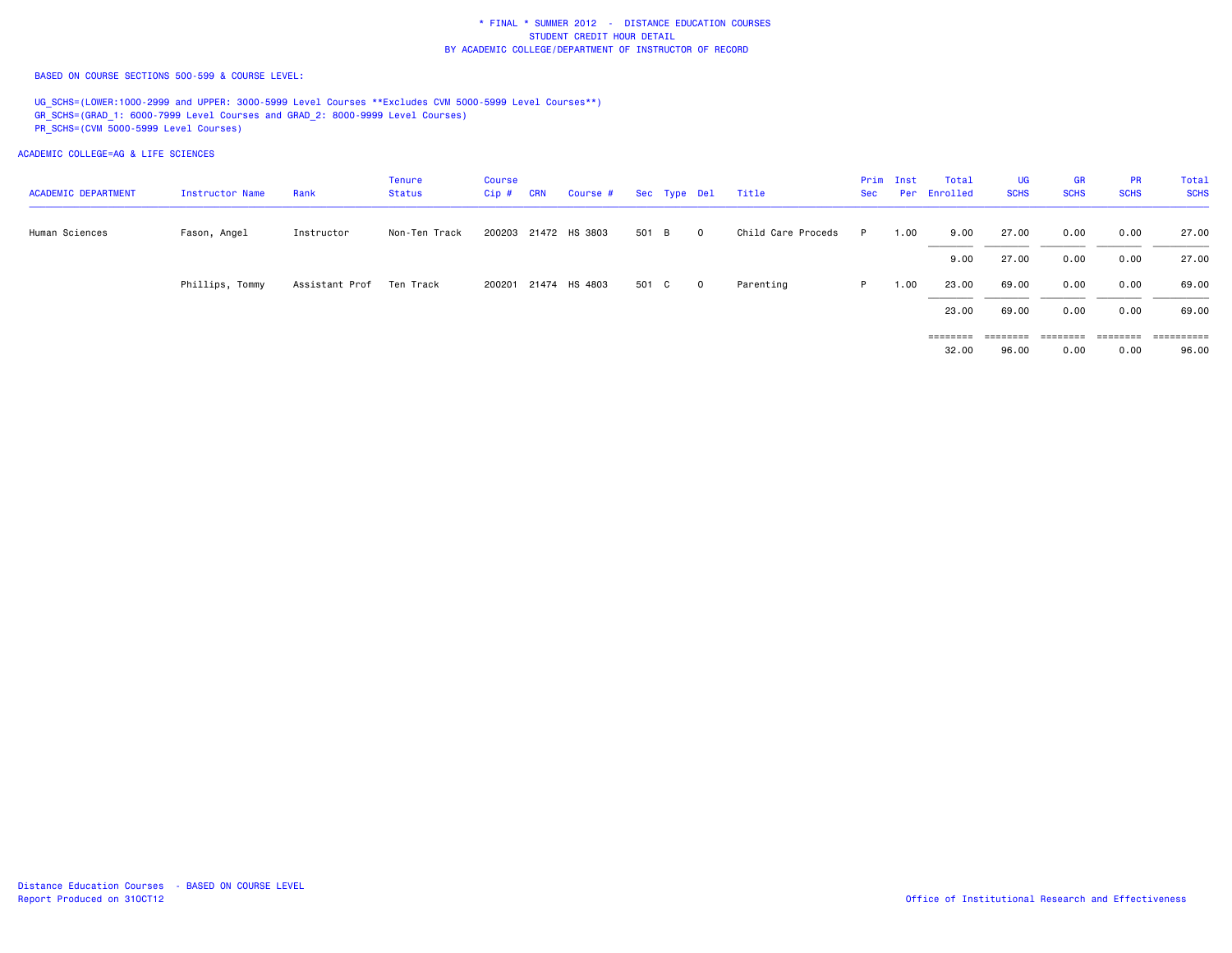# * FINAL * SUMMER 2012 - DISTANCE EDUCATION COURSES
## STUDENT CREDIT HOUR DETAIL
## BY ACADEMIC COLLEGE/DEPARTMENT OF INSTRUCTOR OF RECORD

BASED ON COURSE SECTIONS 500-599 & COURSE LEVEL:

UG_SCHS=(LOWER:1000-2999 and UPPER: 3000-5999 Level Courses **Excludes CVM 5000-5999 Level Courses**)
GR_SCHS=(GRAD_1: 6000-7999 Level Courses and GRAD_2: 8000-9999 Level Courses)
PR_SCHS=(CVM 5000-5999 Level Courses)

ACADEMIC COLLEGE=AG & LIFE SCIENCES

| ACADEMIC DEPARTMENT | Instructor Name | Rank | Tenure Status | Course Cip # | CRN | Course # | Sec | Type | Del | Title | Prim Sec | Inst Per | Total Enrolled | UG SCHS | GR SCHS | PR SCHS | Total SCHS |
|---|---|---|---|---|---|---|---|---|---|---|---|---|---|---|---|---|---|
| Human Sciences | Fason, Angel | Instructor | Non-Ten Track | 200203 | 21472 | HS 3803 | 501 | B | 0 | Child Care Proceds | P | 1.00 | 9.00 | 27.00 | 0.00 | 0.00 | 27.00 |
| | | | | | | | | | | | | | 9.00 | 27.00 | 0.00 | 0.00 | 27.00 |
| | Phillips, Tommy | Assistant Prof | Ten Track | 200201 | 21474 | HS 4803 | 501 | C | 0 | Parenting | P | 1.00 | 23.00 | 69.00 | 0.00 | 0.00 | 69.00 |
| | | | | | | | | | | | | | 23.00 | 69.00 | 0.00 | 0.00 | 69.00 |
| | | | | | | | | | | | | | 32.00 | 96.00 | 0.00 | 0.00 | 96.00 |

Distance Education Courses - BASED ON COURSE LEVEL
Report Produced on 31OCT12

Office of Institutional Research and Effectiveness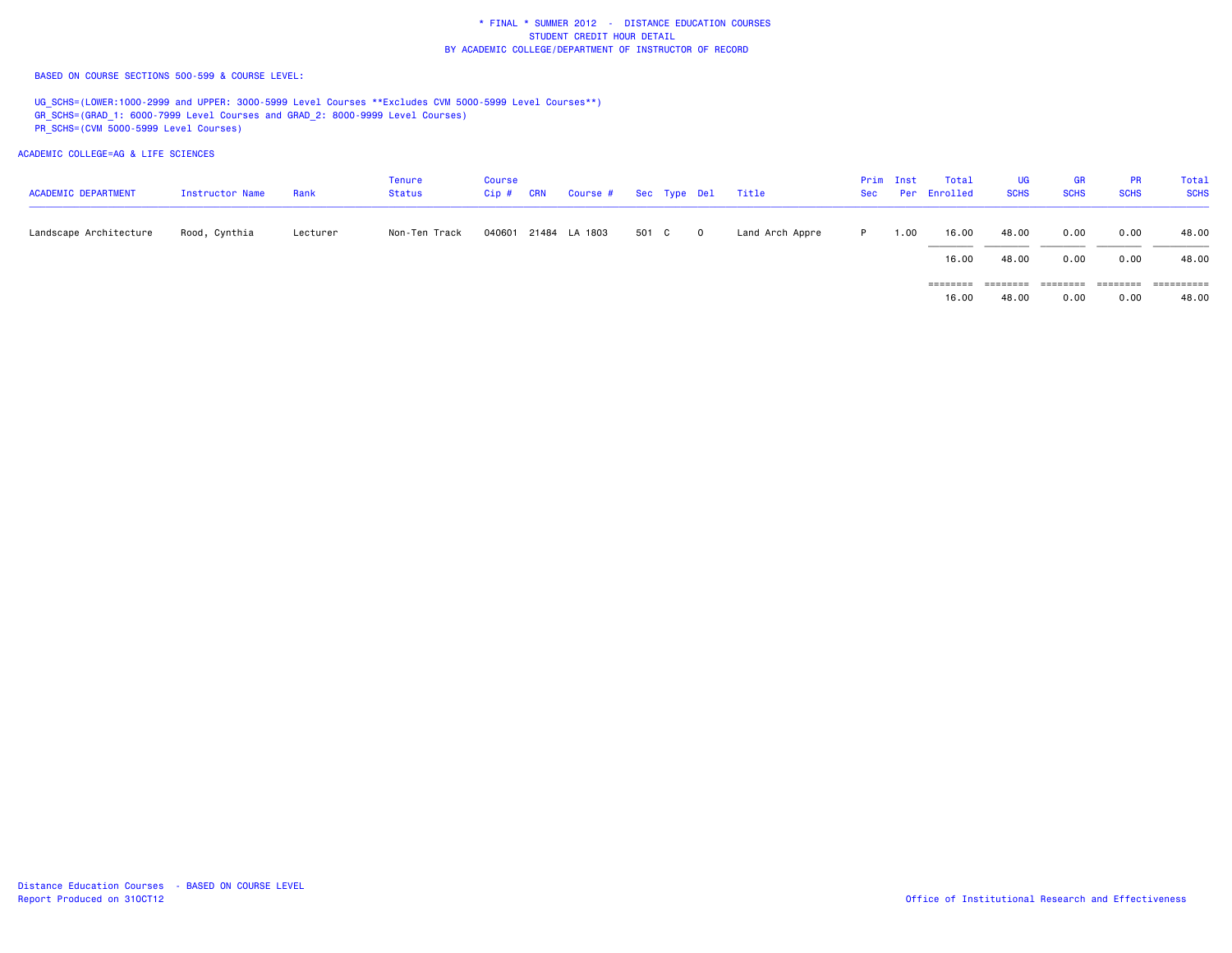\* FINAL \* SUMMER 2012 - DISTANCE EDUCATION COURSES
STUDENT CREDIT HOUR DETAIL
BY ACADEMIC COLLEGE/DEPARTMENT OF INSTRUCTOR OF RECORD

BASED ON COURSE SECTIONS 500-599 & COURSE LEVEL:

UG_SCHS=(LOWER:1000-2999 and UPPER: 3000-5999 Level Courses **Excludes CVM 5000-5999 Level Courses**)
GR_SCHS=(GRAD_1: 6000-7999 Level Courses and GRAD_2: 8000-9999 Level Courses)
PR_SCHS=(CVM 5000-5999 Level Courses)

ACADEMIC COLLEGE=AG & LIFE SCIENCES

| ACADEMIC DEPARTMENT | Instructor Name | Rank | Tenure Status | Course Cip # | CRN | Course # | Sec | Type | Del | Title | Prim Sec | Inst Per | Total Enrolled | UG SCHS | GR SCHS | PR SCHS | Total SCHS |
|---|---|---|---|---|---|---|---|---|---|---|---|---|---|---|---|---|---|
| Landscape Architecture | Rood, Cynthia | Lecturer | Non-Ten Track | 040601 | 21484 | LA 1803 | 501 | C | O | Land Arch Appre | P | 1.00 | 16.00 | 48.00 | 0.00 | 0.00 | 48.00 |
| | | | | | | | | | | | | | 16.00 | 48.00 | 0.00 | 0.00 | 48.00 |
| | | | | | | | | | | | | | 16.00 | 48.00 | 0.00 | 0.00 | 48.00 |

Distance Education Courses - BASED ON COURSE LEVEL
Report Produced on 31OCT12

Office of Institutional Research and Effectiveness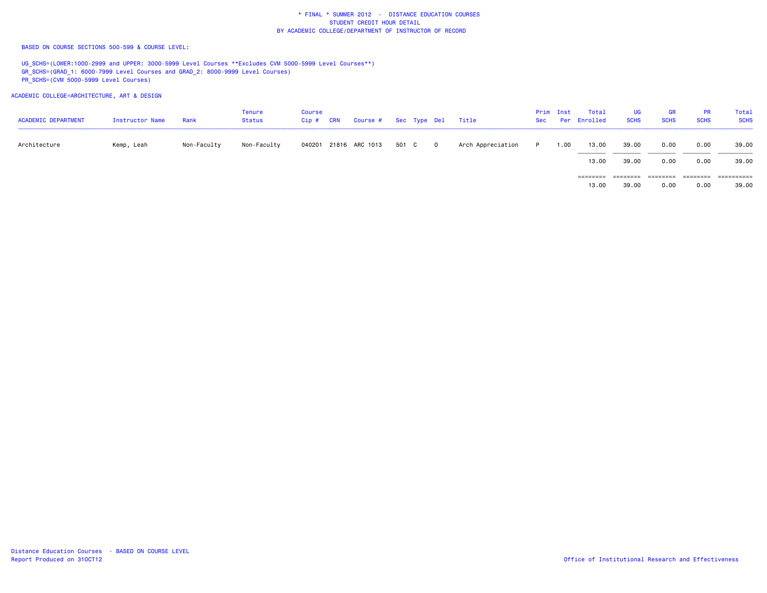# * FINAL * SUMMER 2012 - DISTANCE EDUCATION COURSES
## STUDENT CREDIT HOUR DETAIL
## BY ACADEMIC COLLEGE/DEPARTMENT OF INSTRUCTOR OF RECORD

BASED ON COURSE SECTIONS 500-599 & COURSE LEVEL:

UG_SCHS=(LOWER:1000-2999 and UPPER: 3000-5999 Level Courses **Excludes CVM 5000-5999 Level Courses**)
GR_SCHS=(GRAD_1: 6000-7999 Level Courses and GRAD_2: 8000-9999 Level Courses)
PR_SCHS=(CVM 5000-5999 Level Courses)

ACADEMIC COLLEGE=ARCHITECTURE, ART & DESIGN

| ACADEMIC DEPARTMENT | Instructor Name | Rank | Tenure Status | Course Cip # | CRN | Course # | Sec | Type | Del | Title | Prim Sec | Inst Per | Total Enrolled | UG SCHS | GR SCHS | PR SCHS | Total SCHS |
|---|---|---|---|---|---|---|---|---|---|---|---|---|---|---|---|---|---|
| Architecture | Kemp, Leah | Non-Faculty | Non-Faculty | 040201 | 21816 | ARC 1013 | 501 | C | O | Arch Appreciation | P | 1.00 | 13.00 | 39.00 | 0.00 | 0.00 | 39.00 |
| | | | | | | | | | | | | | 13.00 | 39.00 | 0.00 | 0.00 | 39.00 |
| | | | | | | | | | | | | | 13.00 | 39.00 | 0.00 | 0.00 | 39.00 |

Distance Education Courses - BASED ON COURSE LEVEL
Report Produced on 31OCT12

Office of Institutional Research and Effectiveness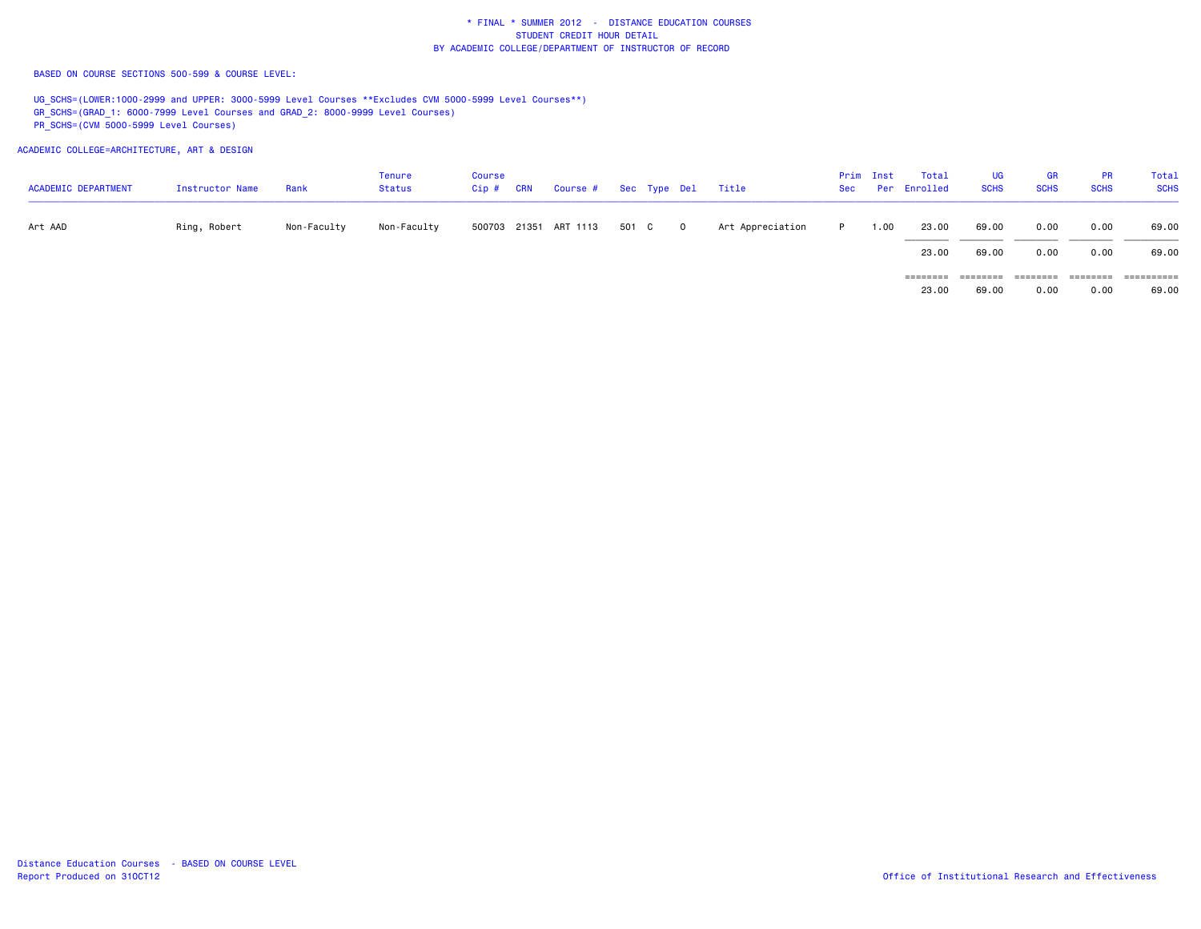# * FINAL * SUMMER 2012 - DISTANCE EDUCATION COURSES
## STUDENT CREDIT HOUR DETAIL
## BY ACADEMIC COLLEGE/DEPARTMENT OF INSTRUCTOR OF RECORD

BASED ON COURSE SECTIONS 500-599 & COURSE LEVEL:

UG_SCHS=(LOWER:1000-2999 and UPPER: 3000-5999 Level Courses **Excludes CVM 5000-5999 Level Courses**)
GR_SCHS=(GRAD_1: 6000-7999 Level Courses and GRAD_2: 8000-9999 Level Courses)
PR_SCHS=(CVM 5000-5999 Level Courses)

ACADEMIC COLLEGE=ARCHITECTURE, ART & DESIGN

| ACADEMIC DEPARTMENT | Instructor Name | Rank | Tenure Status | Course Cip # | CRN | Course # | Sec | Type | Del | Title | Prim Sec | Inst Per | Total Enrolled | UG SCHS | GR SCHS | PR SCHS | Total SCHS |
|---|---|---|---|---|---|---|---|---|---|---|---|---|---|---|---|---|---|
| Art AAD | Ring, Robert | Non-Faculty | Non-Faculty | 500703 | 21351 | ART 1113 | 501 | C | O | Art Appreciation | P | 1.00 | 23.00 | 69.00 | 0.00 | 0.00 | 69.00 |
| | | | | | | | | | | | | | 23.00 | 69.00 | 0.00 | 0.00 | 69.00 |
| | | | | | | | | | | | | | 23.00 | 69.00 | 0.00 | 0.00 | 69.00 |

Distance Education Courses - BASED ON COURSE LEVEL
Report Produced on 31OCT12

Office of Institutional Research and Effectiveness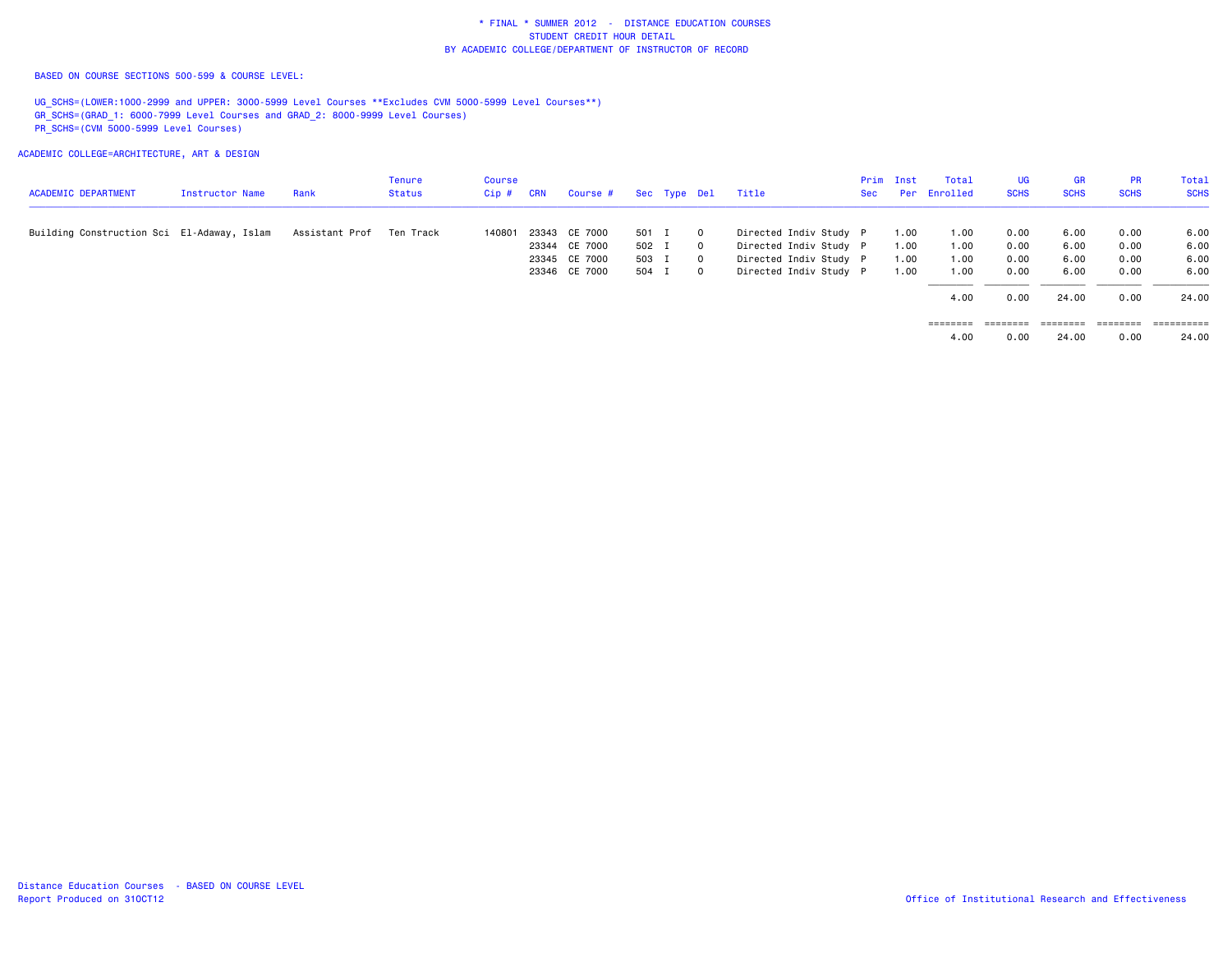# * FINAL * SUMMER 2012 - DISTANCE EDUCATION COURSES
## STUDENT CREDIT HOUR DETAIL
## BY ACADEMIC COLLEGE/DEPARTMENT OF INSTRUCTOR OF RECORD

BASED ON COURSE SECTIONS 500-599 & COURSE LEVEL:

UG_SCHS=(LOWER:1000-2999 and UPPER: 3000-5999 Level Courses **Excludes CVM 5000-5999 Level Courses**)
GR_SCHS=(GRAD_1: 6000-7999 Level Courses and GRAD_2: 8000-9999 Level Courses)
PR_SCHS=(CVM 5000-5999 Level Courses)

ACADEMIC COLLEGE=ARCHITECTURE, ART & DESIGN

| ACADEMIC DEPARTMENT | Instructor Name | Rank | Tenure Status | Course Cip # | CRN | Course # | Sec | Type | Del | Title | Prim Sec | Inst Per | Total Enrolled | UG SCHS | GR SCHS | PR SCHS | Total SCHS |
|---|---|---|---|---|---|---|---|---|---|---|---|---|---|---|---|---|---|
| Building Construction Sci | El-Adaway, Islam | Assistant Prof | Ten Track | 140801 | 23343 | CE 7000 | 501 | I | 0 | Directed Indiv Study | P | 1.00 | 1.00 | 0.00 | 6.00 | 0.00 | 6.00 |
| | | | | | 23344 | CE 7000 | 502 | I | 0 | Directed Indiv Study | P | 1.00 | 1.00 | 0.00 | 6.00 | 0.00 | 6.00 |
| | | | | | 23345 | CE 7000 | 503 | I | 0 | Directed Indiv Study | P | 1.00 | 1.00 | 0.00 | 6.00 | 0.00 | 6.00 |
| | | | | | 23346 | CE 7000 | 504 | I | 0 | Directed Indiv Study | P | 1.00 | 1.00 | 0.00 | 6.00 | 0.00 | 6.00 |
| | | | | | | | | | | | | | 4.00 | 0.00 | 24.00 | 0.00 | 24.00 |
| | | | | | | | | | | | | | ======== | ======== | ======== | ======== | ========== |
| | | | | | | | | | | | | | 4.00 | 0.00 | 24.00 | 0.00 | 24.00 |

Distance Education Courses - BASED ON COURSE LEVEL
Report Produced on 31OCT12

Office of Institutional Research and Effectiveness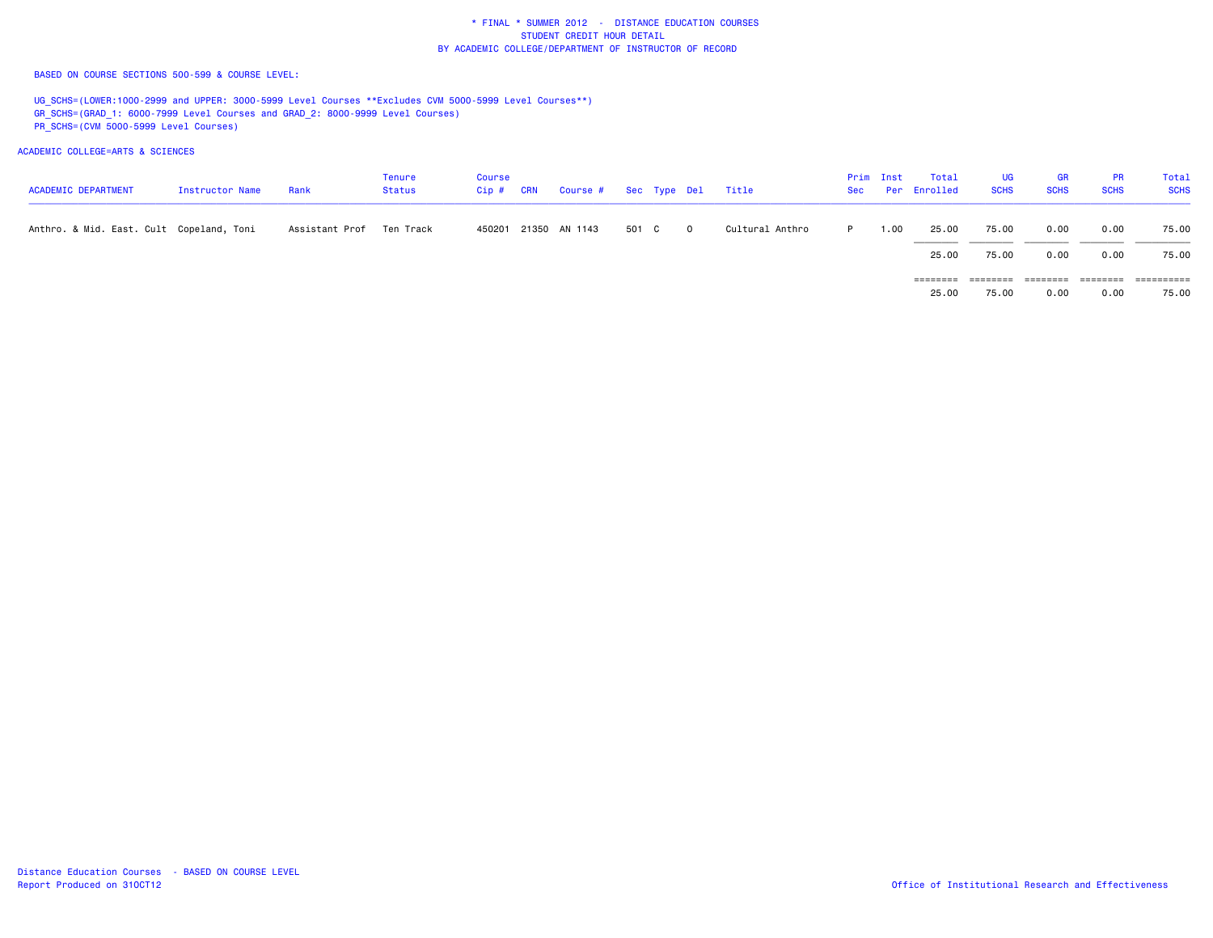\* FINAL \* SUMMER 2012 - DISTANCE EDUCATION COURSES
STUDENT CREDIT HOUR DETAIL
BY ACADEMIC COLLEGE/DEPARTMENT OF INSTRUCTOR OF RECORD

BASED ON COURSE SECTIONS 500-599 & COURSE LEVEL:

UG_SCHS=(LOWER:1000-2999 and UPPER: 3000-5999 Level Courses **Excludes CVM 5000-5999 Level Courses**)
GR_SCHS=(GRAD_1: 6000-7999 Level Courses and GRAD_2: 8000-9999 Level Courses)
PR_SCHS=(CVM 5000-5999 Level Courses)

ACADEMIC COLLEGE=ARTS & SCIENCES

| ACADEMIC DEPARTMENT | Instructor Name | Rank | Tenure Status | Course Cip # | CRN | Course # | Sec | Type | Del | Title | Prim Sec | Inst Per | Total Enrolled | UG SCHS | GR SCHS | PR SCHS | Total SCHS |
|---|---|---|---|---|---|---|---|---|---|---|---|---|---|---|---|---|---|
| Anthro. & Mid. East. Cult | Copeland, Toni | Assistant Prof | Ten Track | 450201 | 21350 | AN 1143 | 501 | C | O | Cultural Anthro | P | 1.00 | 25.00 | 75.00 | 0.00 | 0.00 | 75.00 |
| | | | | | | | | | | | | | 25.00 | 75.00 | 0.00 | 0.00 | 75.00 |
| | | | | | | | | | | | | | 25.00 | 75.00 | 0.00 | 0.00 | 75.00 |

Distance Education Courses - BASED ON COURSE LEVEL
Report Produced on 31OCT12

Office of Institutional Research and Effectiveness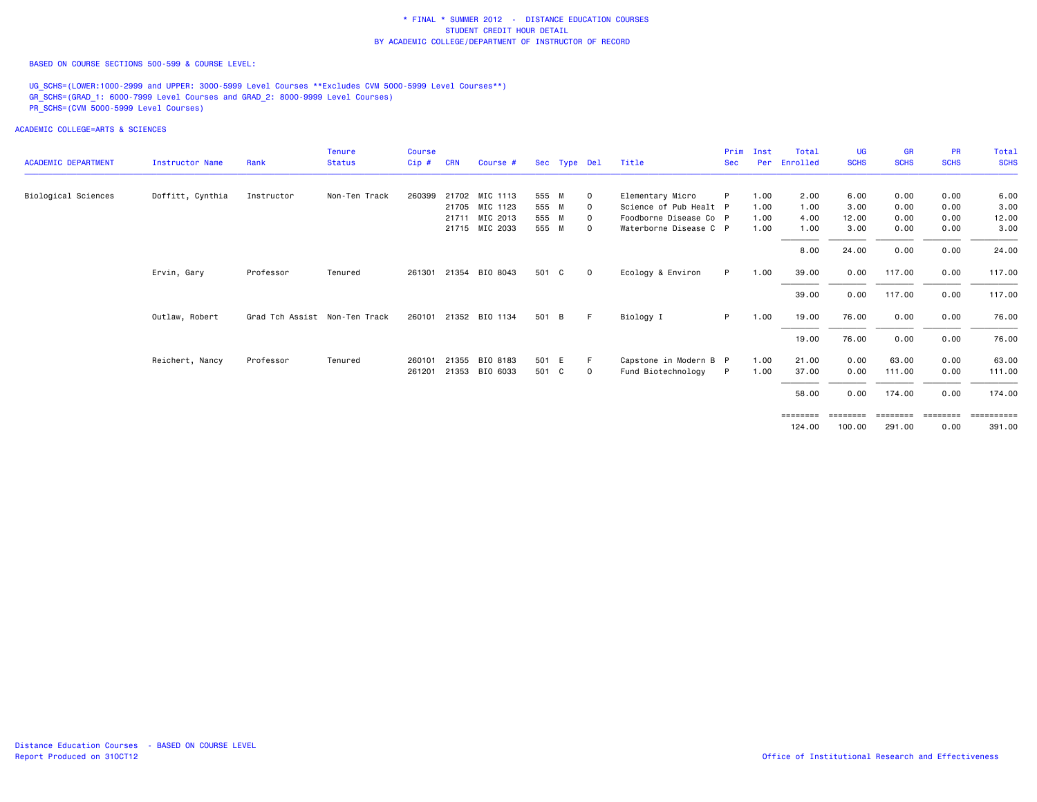# * FINAL * SUMMER 2012 - DISTANCE EDUCATION COURSES
## STUDENT CREDIT HOUR DETAIL
## BY ACADEMIC COLLEGE/DEPARTMENT OF INSTRUCTOR OF RECORD

BASED ON COURSE SECTIONS 500-599 & COURSE LEVEL:

UG_SCHS=(LOWER:1000-2999 and UPPER: 3000-5999 Level Courses **Excludes CVM 5000-5999 Level Courses**)
GR_SCHS=(GRAD_1: 6000-7999 Level Courses and GRAD_2: 8000-9999 Level Courses)
PR_SCHS=(CVM 5000-5999 Level Courses)

ACADEMIC COLLEGE=ARTS & SCIENCES

| ACADEMIC DEPARTMENT | Instructor Name | Rank | Tenure Status | Course Cip # | CRN | Course # | Sec | Type | Del | Title | Prim Sec | Inst Per | Total Enrolled | UG SCHS | GR SCHS | PR SCHS | Total SCHS |
|---|---|---|---|---|---|---|---|---|---|---|---|---|---|---|---|---|---|
| Biological Sciences | Doffitt, Cynthia | Instructor | Non-Ten Track | 260399 | 21702 | MIC 1113 | 555 | M | O | Elementary Micro | P | 1.00 | 2.00 | 6.00 | 0.00 | 0.00 | 6.00 |
| | | | | | 21705 | MIC 1123 | 555 | M | O | Science of Pub Healt | P | 1.00 | 1.00 | 3.00 | 0.00 | 0.00 | 3.00 |
| | | | | | 21711 | MIC 2013 | 555 | M | O | Foodborne Disease Co | P | 1.00 | 4.00 | 12.00 | 0.00 | 0.00 | 12.00 |
| | | | | | 21715 | MIC 2033 | 555 | M | O | Waterborne Disease C | P | 1.00 | 1.00 | 3.00 | 0.00 | 0.00 | 3.00 |
| | | | | | | | | | | | | | 8.00 | 24.00 | 0.00 | 0.00 | 24.00 |
| | Ervin, Gary | Professor | Tenured | 261301 | 21354 | BIO 8043 | 501 | C | O | Ecology & Environ | P | 1.00 | 39.00 | 0.00 | 117.00 | 0.00 | 117.00 |
| | | | | | | | | | | | | | 39.00 | 0.00 | 117.00 | 0.00 | 117.00 |
| | Outlaw, Robert | Grad Tch Assist | Non-Ten Track | 260101 | 21352 | BIO 1134 | 501 | B | F | Biology I | P | 1.00 | 19.00 | 76.00 | 0.00 | 0.00 | 76.00 |
| | | | | | | | | | | | | | 19.00 | 76.00 | 0.00 | 0.00 | 76.00 |
| | Reichert, Nancy | Professor | Tenured | 260101 | 21355 | BIO 8183 | 501 | E | F | Capstone in Modern B | P | 1.00 | 21.00 | 0.00 | 63.00 | 0.00 | 63.00 |
| | | | | 261201 | 21353 | BIO 6033 | 501 | C | O | Fund Biotechnology | P | 1.00 | 37.00 | 0.00 | 111.00 | 0.00 | 111.00 |
| | | | | | | | | | | | | | 58.00 | 0.00 | 174.00 | 0.00 | 174.00 |
| | | | | | | | | | | | | | 124.00 | 100.00 | 291.00 | 0.00 | 391.00 |

Distance Education Courses - BASED ON COURSE LEVEL
Report Produced on 31OCT12

Office of Institutional Research and Effectiveness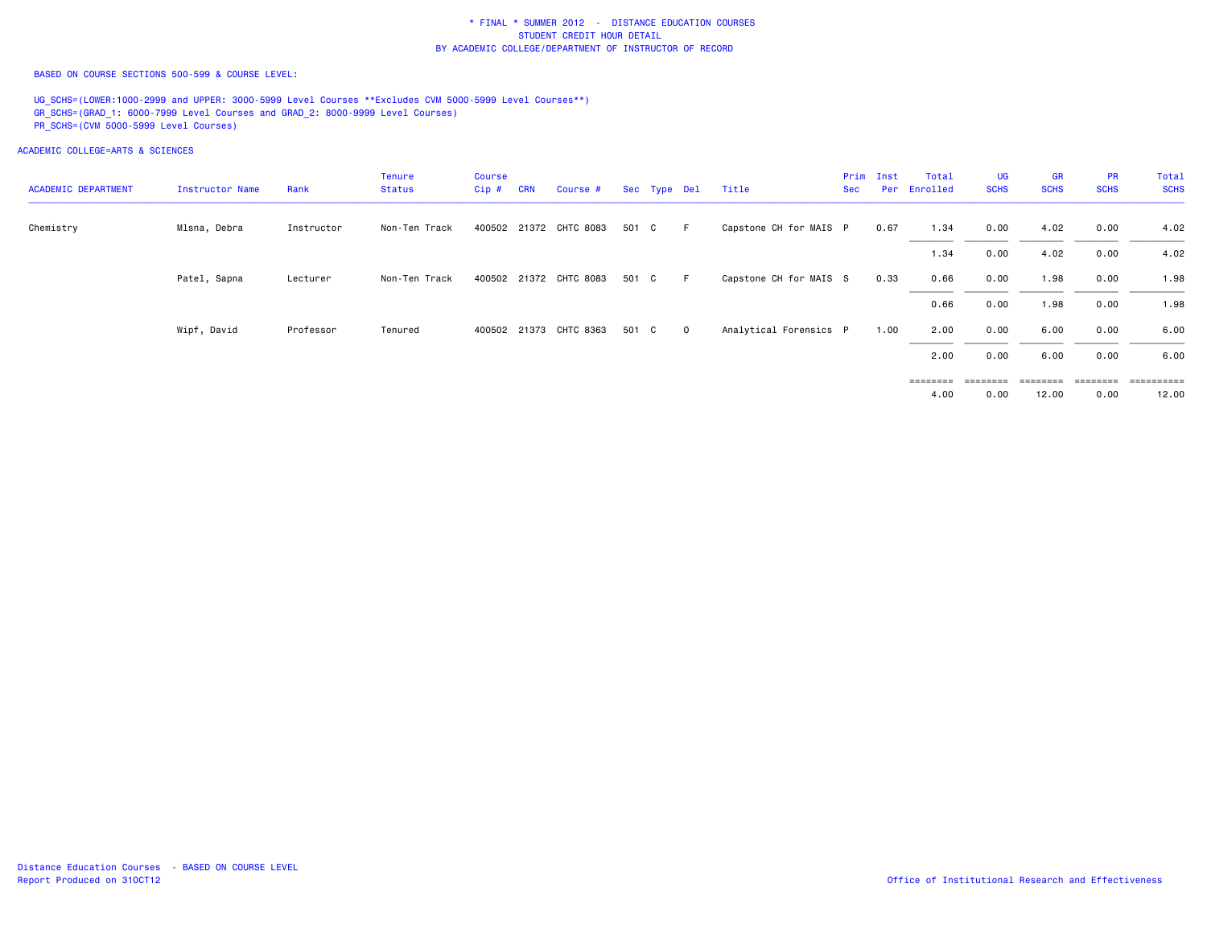# * FINAL * SUMMER 2012 - DISTANCE EDUCATION COURSES
## STUDENT CREDIT HOUR DETAIL
## BY ACADEMIC COLLEGE/DEPARTMENT OF INSTRUCTOR OF RECORD

BASED ON COURSE SECTIONS 500-599 & COURSE LEVEL:

UG_SCHS=(LOWER:1000-2999 and UPPER: 3000-5999 Level Courses **Excludes CVM 5000-5999 Level Courses**)
GR_SCHS=(GRAD_1: 6000-7999 Level Courses and GRAD_2: 8000-9999 Level Courses)
PR_SCHS=(CVM 5000-5999 Level Courses)

ACADEMIC COLLEGE=ARTS & SCIENCES

| ACADEMIC DEPARTMENT | Instructor Name | Rank | Tenure Status | Course Cip # | CRN | Course # | Sec | Type | Del | Title | Prim Sec | Inst Per | Total Enrolled | UG SCHS | GR SCHS | PR SCHS | Total SCHS |
|---|---|---|---|---|---|---|---|---|---|---|---|---|---|---|---|---|---|
| Chemistry | Mlsna, Debra | Instructor | Non-Ten Track | 400502 | 21372 | CHTC 8083 | 501 | C | F | Capstone CH for MAIS | P | 0.67 | 1.34 | 0.00 | 4.02 | 0.00 | 4.02 |
| | | | | | | | | | | | | | 1.34 | 0.00 | 4.02 | 0.00 | 4.02 |
| | Patel, Sapna | Lecturer | Non-Ten Track | 400502 | 21372 | CHTC 8083 | 501 | C | F | Capstone CH for MAIS | S | 0.33 | 0.66 | 0.00 | 1.98 | 0.00 | 1.98 |
| | | | | | | | | | | | | | 0.66 | 0.00 | 1.98 | 0.00 | 1.98 |
| | Wipf, David | Professor | Tenured | 400502 | 21373 | CHTC 8363 | 501 | C | O | Analytical Forensics | P | 1.00 | 2.00 | 0.00 | 6.00 | 0.00 | 6.00 |
| | | | | | | | | | | | | | 2.00 | 0.00 | 6.00 | 0.00 | 6.00 |
| | | | | | | | | | | | | | 4.00 | 0.00 | 12.00 | 0.00 | 12.00 |

Distance Education Courses - BASED ON COURSE LEVEL
Report Produced on 31OCT12

Office of Institutional Research and Effectiveness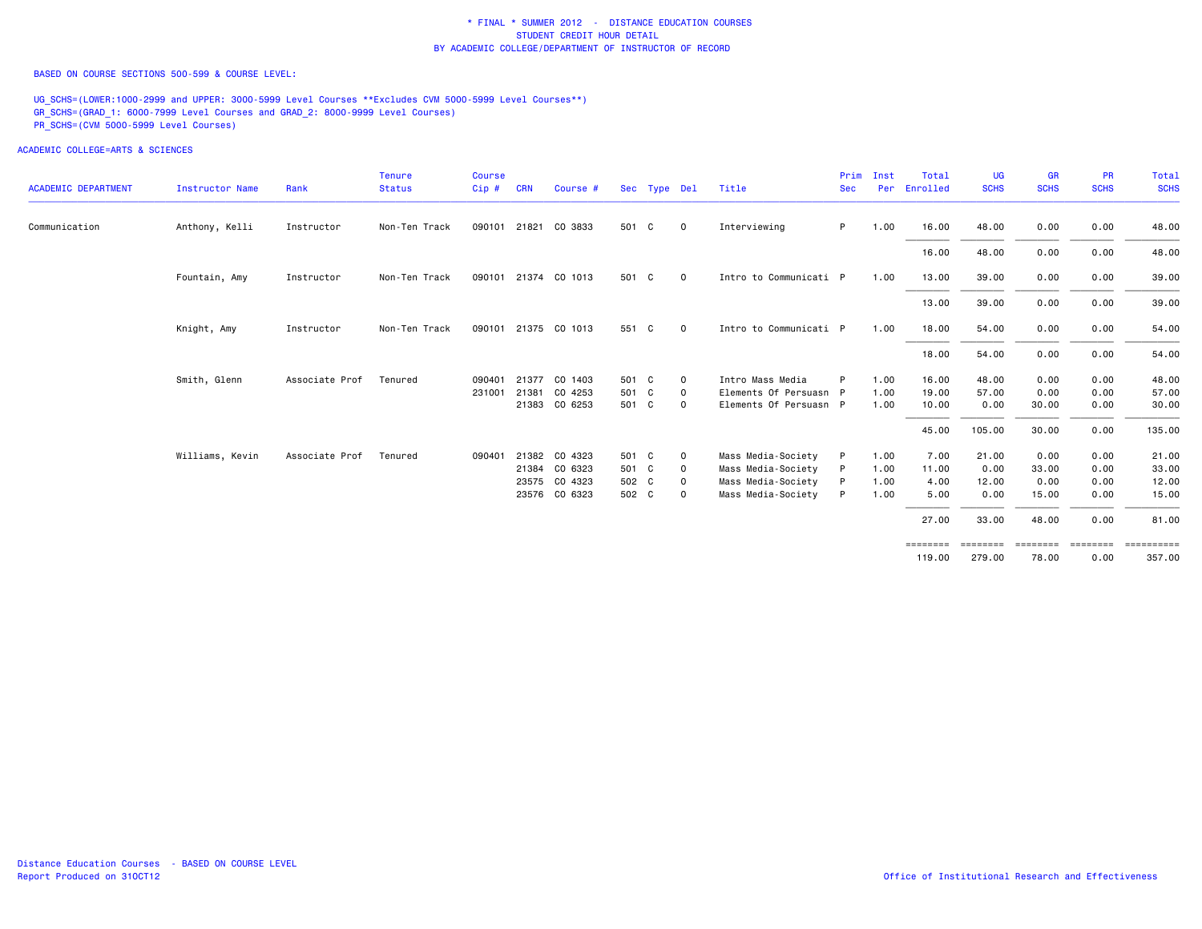**\* FINAL \* SUMMER 2012 - DISTANCE EDUCATION COURSES**
**STUDENT CREDIT HOUR DETAIL**
**BY ACADEMIC COLLEGE/DEPARTMENT OF INSTRUCTOR OF RECORD**

BASED ON COURSE SECTIONS 500-599 & COURSE LEVEL:

UG_SCHS=(LOWER:1000-2999 and UPPER: 3000-5999 Level Courses **Excludes CVM 5000-5999 Level Courses**)
GR_SCHS=(GRAD_1: 6000-7999 Level Courses and GRAD_2: 8000-9999 Level Courses)
PR_SCHS=(CVM 5000-5999 Level Courses)

ACADEMIC COLLEGE=ARTS & SCIENCES

| ACADEMIC DEPARTMENT | Instructor Name | Rank | Tenure Status | Course Cip # | CRN | Course # | Sec | Type | Del | Title | Prim Sec | Inst Per | Total Enrolled | UG SCHS | GR SCHS | PR SCHS | Total SCHS |
|---|---|---|---|---|---|---|---|---|---|---|---|---|---|---|---|---|---|
| Communication | Anthony, Kelli | Instructor | Non-Ten Track | 090101 | 21821 | CO 3833 | 501 | C | O | Interviewing | P | 1.00 | 16.00 | 48.00 | 0.00 | 0.00 | 48.00 |
| | | | | | | | | | | | | | 16.00 | 48.00 | 0.00 | 0.00 | 48.00 |
| | Fountain, Amy | Instructor | Non-Ten Track | 090101 | 21374 | CO 1013 | 501 | C | O | Intro to Communicati | P | 1.00 | 13.00 | 39.00 | 0.00 | 0.00 | 39.00 |
| | | | | | | | | | | | | | 13.00 | 39.00 | 0.00 | 0.00 | 39.00 |
| | Knight, Amy | Instructor | Non-Ten Track | 090101 | 21375 | CO 1013 | 551 | C | O | Intro to Communicati | P | 1.00 | 18.00 | 54.00 | 0.00 | 0.00 | 54.00 |
| | | | | | | | | | | | | | 18.00 | 54.00 | 0.00 | 0.00 | 54.00 |
| | Smith, Glenn | Associate Prof | Tenured | 090401 | 21377 | CO 1403 | 501 | C | O | Intro Mass Media | P | 1.00 | 16.00 | 48.00 | 0.00 | 0.00 | 48.00 |
| | | | | 231001 | 21381 | CO 4253 | 501 | C | O | Elements Of Persuasn | P | 1.00 | 19.00 | 57.00 | 0.00 | 0.00 | 57.00 |
| | | | | | 21383 | CO 6253 | 501 | C | O | Elements Of Persuasn | P | 1.00 | 10.00 | 0.00 | 30.00 | 0.00 | 30.00 |
| | | | | | | | | | | | | | 45.00 | 105.00 | 30.00 | 0.00 | 135.00 |
| | Williams, Kevin | Associate Prof | Tenured | 090401 | 21382 | CO 4323 | 501 | C | O | Mass Media-Society | P | 1.00 | 7.00 | 21.00 | 0.00 | 0.00 | 21.00 |
| | | | | | 21384 | CO 6323 | 501 | C | O | Mass Media-Society | P | 1.00 | 11.00 | 0.00 | 33.00 | 0.00 | 33.00 |
| | | | | | 23575 | CO 4323 | 502 | C | O | Mass Media-Society | P | 1.00 | 4.00 | 12.00 | 0.00 | 0.00 | 12.00 |
| | | | | | 23576 | CO 6323 | 502 | C | O | Mass Media-Society | P | 1.00 | 5.00 | 0.00 | 15.00 | 0.00 | 15.00 |
| | | | | | | | | | | | | | 27.00 | 33.00 | 48.00 | 0.00 | 81.00 |
| | | | | | | | | | | | | | 119.00 | 279.00 | 78.00 | 0.00 | 357.00 |

Distance Education Courses - BASED ON COURSE LEVEL
Report Produced on 31OCT12

Office of Institutional Research and Effectiveness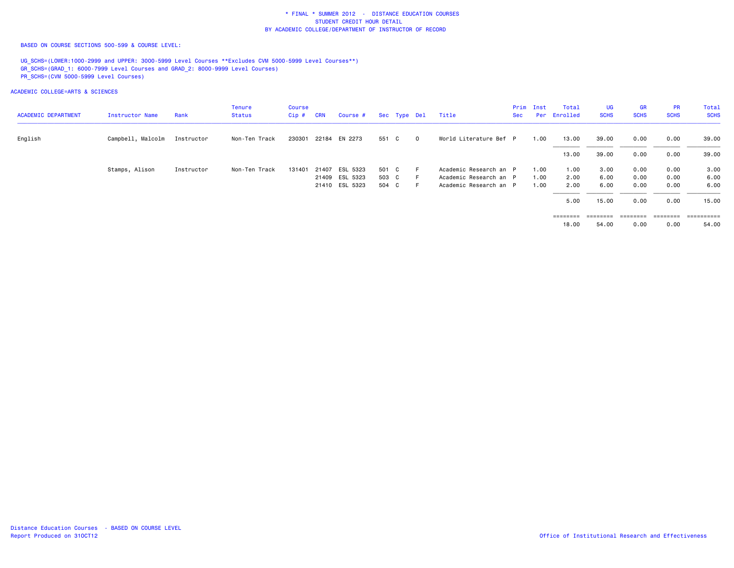# * FINAL * SUMMER 2012 - DISTANCE EDUCATION COURSES
## STUDENT CREDIT HOUR DETAIL
## BY ACADEMIC COLLEGE/DEPARTMENT OF INSTRUCTOR OF RECORD

BASED ON COURSE SECTIONS 500-599 & COURSE LEVEL:

UG_SCHS=(LOWER:1000-2999 and UPPER: 3000-5999 Level Courses **Excludes CVM 5000-5999 Level Courses**)
GR_SCHS=(GRAD_1: 6000-7999 Level Courses and GRAD_2: 8000-9999 Level Courses)
PR_SCHS=(CVM 5000-5999 Level Courses)

ACADEMIC COLLEGE=ARTS & SCIENCES

| ACADEMIC DEPARTMENT | Instructor Name | Rank | Tenure Status | Course Cip # | CRN | Course # | Sec | Type | Del | Title | Prim Sec | Inst Per | Total Enrolled | UG SCHS | GR SCHS | PR SCHS | Total SCHS |
|---|---|---|---|---|---|---|---|---|---|---|---|---|---|---|---|---|---|
| English | Campbell, Malcolm | Instructor | Non-Ten Track | 230301 | 22184 | EN 2273 | 551 | C | O | World Literature Bef | P | 1.00 | 13.00 | 39.00 | 0.00 | 0.00 | 39.00 |
| | | | | | | | | | | | | | 13.00 | 39.00 | 0.00 | 0.00 | 39.00 |
| | Stamps, Alison | Instructor | Non-Ten Track | 131401 | 21407 | ESL 5323 | 501 | C | F | Academic Research an | P | 1.00 | 1.00 | 3.00 | 0.00 | 0.00 | 3.00 |
| | | | | | 21409 | ESL 5323 | 503 | C | F | Academic Research an | P | 1.00 | 2.00 | 6.00 | 0.00 | 0.00 | 6.00 |
| | | | | | 21410 | ESL 5323 | 504 | C | F | Academic Research an | P | 1.00 | 2.00 | 6.00 | 0.00 | 0.00 | 6.00 |
| | | | | | | | | | | | | | 5.00 | 15.00 | 0.00 | 0.00 | 15.00 |
| | | | | | | | | | | | | | 18.00 | 54.00 | 0.00 | 0.00 | 54.00 |

Distance Education Courses - BASED ON COURSE LEVEL
Report Produced on 31OCT12

Office of Institutional Research and Effectiveness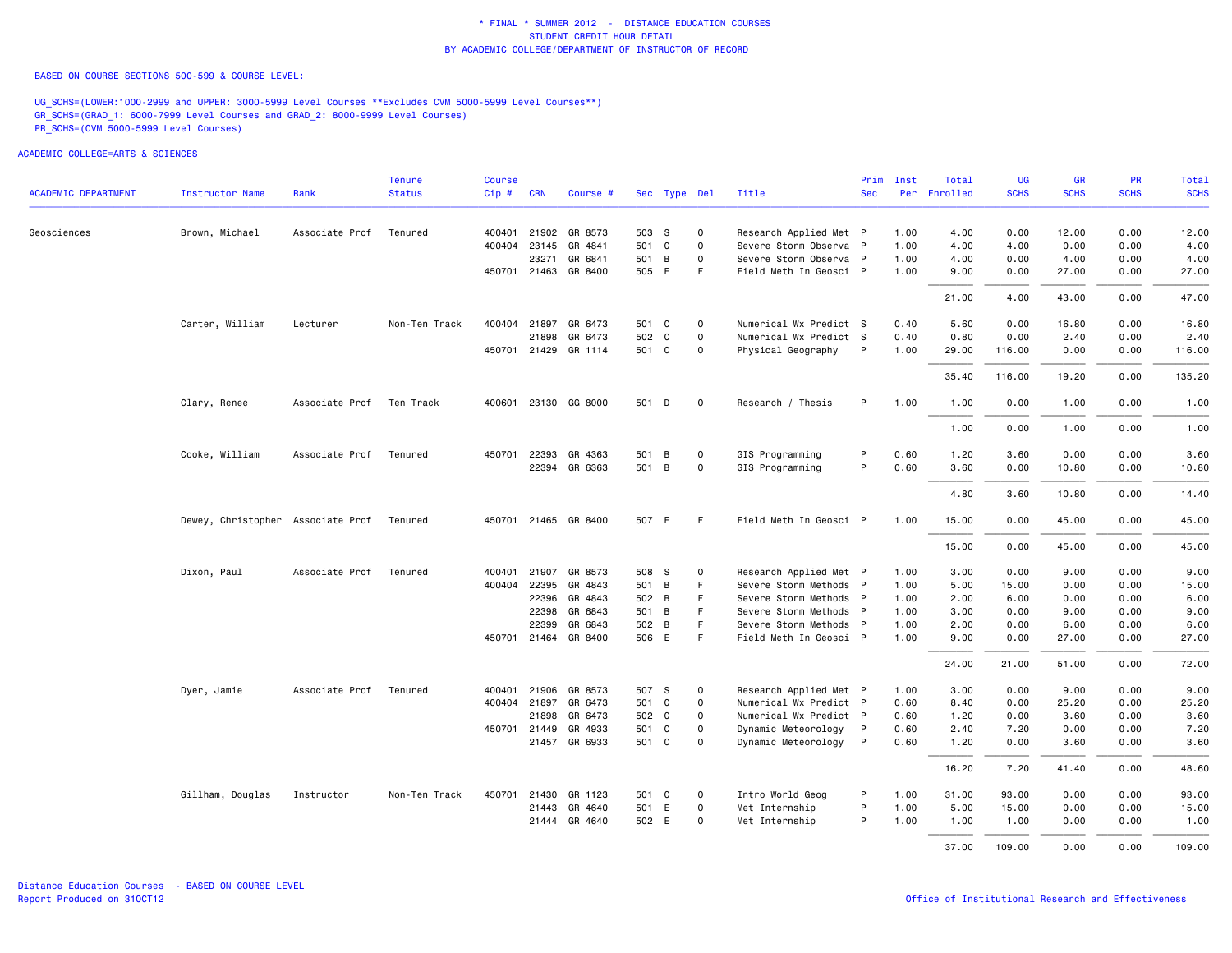\* FINAL \* SUMMER 2012 - DISTANCE EDUCATION COURSES
STUDENT CREDIT HOUR DETAIL
BY ACADEMIC COLLEGE/DEPARTMENT OF INSTRUCTOR OF RECORD

BASED ON COURSE SECTIONS 500-599 & COURSE LEVEL:

UG_SCHS=(LOWER:1000-2999 and UPPER: 3000-5999 Level Courses **Excludes CVM 5000-5999 Level Courses**)
GR_SCHS=(GRAD_1: 6000-7999 Level Courses and GRAD_2: 8000-9999 Level Courses)
PR_SCHS=(CVM 5000-5999 Level Courses)

ACADEMIC COLLEGE=ARTS & SCIENCES

| ACADEMIC DEPARTMENT | Instructor Name | Rank | Tenure Status | Course Cip # | CRN | Course # | Sec | Type | Del | Title | Prim Sec | Inst Per | Total Enrolled | UG SCHS | GR SCHS | PR SCHS | Total SCHS |
|---|---|---|---|---|---|---|---|---|---|---|---|---|---|---|---|---|---|
| Geosciences | Brown, Michael | Associate Prof | Tenured | 400401 | 21902 | GR 8573 | 503 | S | O | Research Applied Met | P | 1.00 | 4.00 | 0.00 | 12.00 | 0.00 | 12.00 |
| | | | | 400404 | 23145 | GR 4841 | 501 | C | O | Severe Storm Observa | P | 1.00 | 4.00 | 4.00 | 0.00 | 0.00 | 4.00 |
| | | | | | 23271 | GR 6841 | 501 | B | O | Severe Storm Observa | P | 1.00 | 4.00 | 0.00 | 4.00 | 0.00 | 4.00 |
| | | | | 450701 | 21463 | GR 8400 | 505 | E | F | Field Meth In Geosci | P | 1.00 | 9.00 | 0.00 | 27.00 | 0.00 | 27.00 |
| | | | | | | | | | | | | | 21.00 | 4.00 | 43.00 | 0.00 | 47.00 |
| | Carter, William | Lecturer | Non-Ten Track | 400404 | 21897 | GR 6473 | 501 | C | O | Numerical Wx Predict | S | 0.40 | 5.60 | 0.00 | 16.80 | 0.00 | 16.80 |
| | | | | | 21898 | GR 6473 | 502 | C | O | Numerical Wx Predict | S | 0.40 | 0.80 | 0.00 | 2.40 | 0.00 | 2.40 |
| | | | | 450701 | 21429 | GR 1114 | 501 | C | O | Physical Geography | P | 1.00 | 29.00 | 116.00 | 0.00 | 0.00 | 116.00 |
| | | | | | | | | | | | | | 35.40 | 116.00 | 19.20 | 0.00 | 135.20 |
| | Clary, Renee | Associate Prof | Ten Track | 400601 | 23130 | GG 8000 | 501 | D | O | Research / Thesis | P | 1.00 | 1.00 | 0.00 | 1.00 | 0.00 | 1.00 |
| | | | | | | | | | | | | | 1.00 | 0.00 | 1.00 | 0.00 | 1.00 |
| | Cooke, William | Associate Prof | Tenured | 450701 | 22393 | GR 4363 | 501 | B | O | GIS Programming | P | 0.60 | 1.20 | 3.60 | 0.00 | 0.00 | 3.60 |
| | | | | | 22394 | GR 6363 | 501 | B | O | GIS Programming | P | 0.60 | 3.60 | 0.00 | 10.80 | 0.00 | 10.80 |
| | | | | | | | | | | | | | 4.80 | 3.60 | 10.80 | 0.00 | 14.40 |
| | Dewey, Christopher | Associate Prof | Tenured | 450701 | 21465 | GR 8400 | 507 | E | F | Field Meth In Geosci | P | 1.00 | 15.00 | 0.00 | 45.00 | 0.00 | 45.00 |
| | | | | | | | | | | | | | 15.00 | 0.00 | 45.00 | 0.00 | 45.00 |
| | Dixon, Paul | Associate Prof | Tenured | 400401 | 21907 | GR 8573 | 508 | S | O | Research Applied Met | P | 1.00 | 3.00 | 0.00 | 9.00 | 0.00 | 9.00 |
| | | | | 400404 | 22395 | GR 4843 | 501 | B | F | Severe Storm Methods | P | 1.00 | 5.00 | 15.00 | 0.00 | 0.00 | 15.00 |
| | | | | | 22396 | GR 4843 | 502 | B | F | Severe Storm Methods | P | 1.00 | 2.00 | 6.00 | 0.00 | 0.00 | 6.00 |
| | | | | | 22398 | GR 6843 | 501 | B | F | Severe Storm Methods | P | 1.00 | 3.00 | 0.00 | 9.00 | 0.00 | 9.00 |
| | | | | | 22399 | GR 6843 | 502 | B | F | Severe Storm Methods | P | 1.00 | 2.00 | 0.00 | 6.00 | 0.00 | 6.00 |
| | | | | 450701 | 21464 | GR 8400 | 506 | E | F | Field Meth In Geosci | P | 1.00 | 9.00 | 0.00 | 27.00 | 0.00 | 27.00 |
| | | | | | | | | | | | | | 24.00 | 21.00 | 51.00 | 0.00 | 72.00 |
| | Dyer, Jamie | Associate Prof | Tenured | 400401 | 21906 | GR 8573 | 507 | S | O | Research Applied Met | P | 1.00 | 3.00 | 0.00 | 9.00 | 0.00 | 9.00 |
| | | | | 400404 | 21897 | GR 6473 | 501 | C | O | Numerical Wx Predict | P | 0.60 | 8.40 | 0.00 | 25.20 | 0.00 | 25.20 |
| | | | | | 21898 | GR 6473 | 502 | C | O | Numerical Wx Predict | P | 0.60 | 1.20 | 0.00 | 3.60 | 0.00 | 3.60 |
| | | | | 450701 | 21449 | GR 4933 | 501 | C | O | Dynamic Meteorology | P | 0.60 | 2.40 | 7.20 | 0.00 | 0.00 | 7.20 |
| | | | | | 21457 | GR 6933 | 501 | C | O | Dynamic Meteorology | P | 0.60 | 1.20 | 0.00 | 3.60 | 0.00 | 3.60 |
| | | | | | | | | | | | | | 16.20 | 7.20 | 41.40 | 0.00 | 48.60 |
| | Gillham, Douglas | Instructor | Non-Ten Track | 450701 | 21430 | GR 1123 | 501 | C | O | Intro World Geog | P | 1.00 | 31.00 | 93.00 | 0.00 | 0.00 | 93.00 |
| | | | | | 21443 | GR 4640 | 501 | E | O | Met Internship | P | 1.00 | 5.00 | 15.00 | 0.00 | 0.00 | 15.00 |
| | | | | | 21444 | GR 4640 | 502 | E | O | Met Internship | P | 1.00 | 1.00 | 1.00 | 0.00 | 0.00 | 1.00 |
| | | | | | | | | | | | | | 37.00 | 109.00 | 0.00 | 0.00 | 109.00 |

Distance Education Courses - BASED ON COURSE LEVEL
Report Produced on 31OCT12

Office of Institutional Research and Effectiveness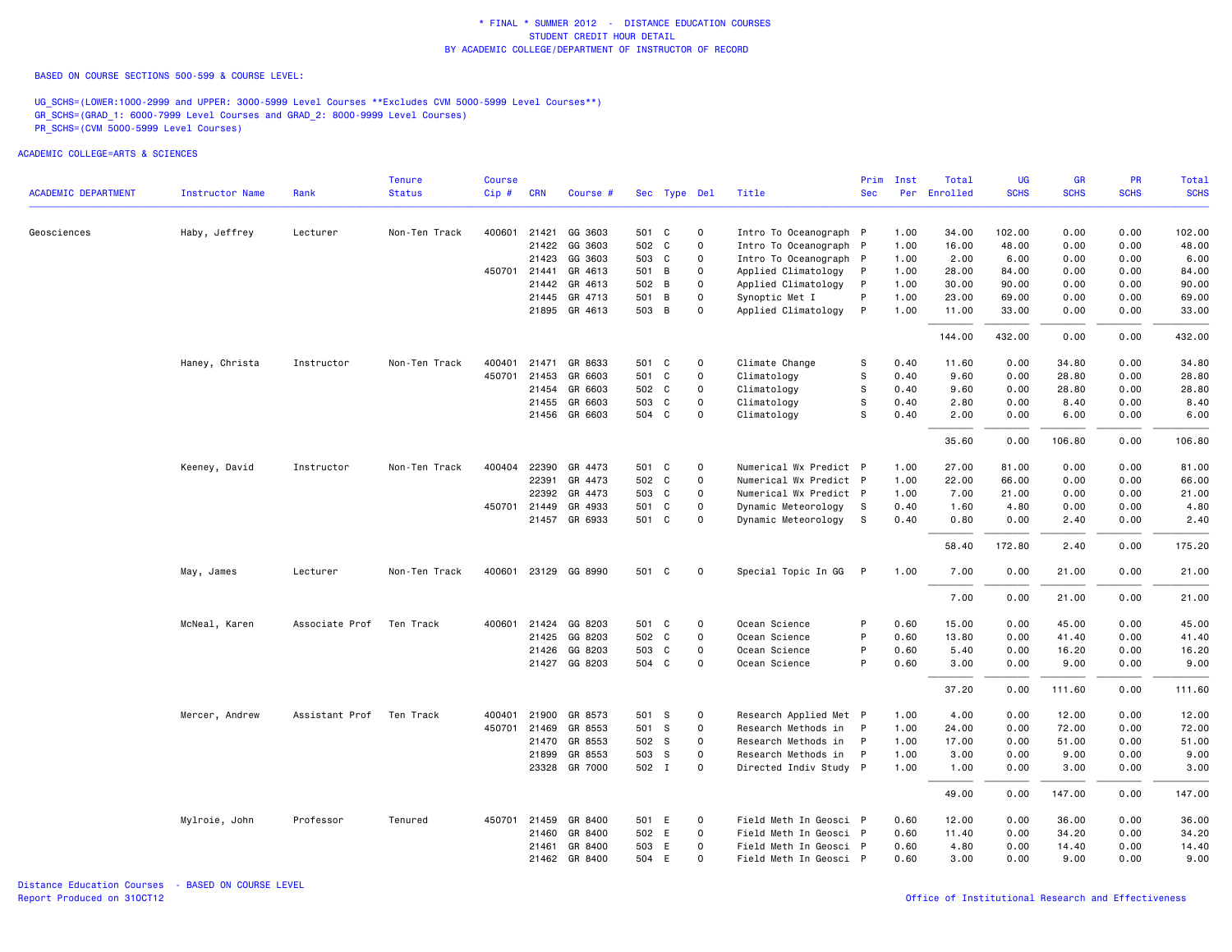\* FINAL \* SUMMER 2012 - DISTANCE EDUCATION COURSES
STUDENT CREDIT HOUR DETAIL
BY ACADEMIC COLLEGE/DEPARTMENT OF INSTRUCTOR OF RECORD

BASED ON COURSE SECTIONS 500-599 & COURSE LEVEL:

UG_SCHS=(LOWER:1000-2999 and UPPER: 3000-5999 Level Courses **Excludes CVM 5000-5999 Level Courses**)
GR_SCHS=(GRAD_1: 6000-7999 Level Courses and GRAD_2: 8000-9999 Level Courses)
PR_SCHS=(CVM 5000-5999 Level Courses)

ACADEMIC COLLEGE=ARTS & SCIENCES

| ACADEMIC DEPARTMENT | Instructor Name | Rank | Tenure Status | Course Cip # | CRN | Course # | Sec | Type | Del | Title | Prim Sec | Inst Per | Total Enrolled | UG SCHS | GR SCHS | PR SCHS | Total SCHS |
|---|---|---|---|---|---|---|---|---|---|---|---|---|---|---|---|---|---|
| Geosciences | Haby, Jeffrey | Lecturer | Non-Ten Track | 400601 | 21421 | GG 3603 | 501 | C | O | Intro To Oceanograph | P | 1.00 | 34.00 | 102.00 | 0.00 | 0.00 | 102.00 |
| | | | | | 21422 | GG 3603 | 502 | C | O | Intro To Oceanograph | P | 1.00 | 16.00 | 48.00 | 0.00 | 0.00 | 48.00 |
| | | | | | 21423 | GG 3603 | 503 | C | O | Intro To Oceanograph | P | 1.00 | 2.00 | 6.00 | 0.00 | 0.00 | 6.00 |
| | | | | 450701 | 21441 | GR 4613 | 501 | B | O | Applied Climatology | P | 1.00 | 28.00 | 84.00 | 0.00 | 0.00 | 84.00 |
| | | | | | 21442 | GR 4613 | 502 | B | O | Applied Climatology | P | 1.00 | 30.00 | 90.00 | 0.00 | 0.00 | 90.00 |
| | | | | | 21445 | GR 4713 | 501 | B | O | Synoptic Met I | P | 1.00 | 23.00 | 69.00 | 0.00 | 0.00 | 69.00 |
| | | | | | 21895 | GR 4613 | 503 | B | O | Applied Climatology | P | 1.00 | 11.00 | 33.00 | 0.00 | 0.00 | 33.00 |
| | | | | | | | | | | | | | 144.00 | 432.00 | 0.00 | 0.00 | 432.00 |
| | Haney, Christa | Instructor | Non-Ten Track | 400401 | 21471 | GR 8633 | 501 | C | O | Climate Change | S | 0.40 | 11.60 | 0.00 | 34.80 | 0.00 | 34.80 |
| | | | | 450701 | 21453 | GR 6603 | 501 | C | O | Climatology | S | 0.40 | 9.60 | 0.00 | 28.80 | 0.00 | 28.80 |
| | | | | | 21454 | GR 6603 | 502 | C | O | Climatology | S | 0.40 | 9.60 | 0.00 | 28.80 | 0.00 | 28.80 |
| | | | | | 21455 | GR 6603 | 503 | C | O | Climatology | S | 0.40 | 2.80 | 0.00 | 8.40 | 0.00 | 8.40 |
| | | | | | 21456 | GR 6603 | 504 | C | O | Climatology | S | 0.40 | 2.00 | 0.00 | 6.00 | 0.00 | 6.00 |
| | | | | | | | | | | | | | 35.60 | 0.00 | 106.80 | 0.00 | 106.80 |
| | Keeney, David | Instructor | Non-Ten Track | 400404 | 22390 | GR 4473 | 501 | C | O | Numerical Wx Predict | P | 1.00 | 27.00 | 81.00 | 0.00 | 0.00 | 81.00 |
| | | | | | 22391 | GR 4473 | 502 | C | O | Numerical Wx Predict | P | 1.00 | 22.00 | 66.00 | 0.00 | 0.00 | 66.00 |
| | | | | | 22392 | GR 4473 | 503 | C | O | Numerical Wx Predict | P | 1.00 | 7.00 | 21.00 | 0.00 | 0.00 | 21.00 |
| | | | | 450701 | 21449 | GR 4933 | 501 | C | O | Dynamic Meteorology | S | 0.40 | 1.60 | 4.80 | 0.00 | 0.00 | 4.80 |
| | | | | | 21457 | GR 6933 | 501 | C | O | Dynamic Meteorology | S | 0.40 | 0.80 | 0.00 | 2.40 | 0.00 | 2.40 |
| | | | | | | | | | | | | | 58.40 | 172.80 | 2.40 | 0.00 | 175.20 |
| | May, James | Lecturer | Non-Ten Track | 400601 | 23129 | GG 8990 | 501 | C | O | Special Topic In GG | P | 1.00 | 7.00 | 0.00 | 21.00 | 0.00 | 21.00 |
| | | | | | | | | | | | | | 7.00 | 0.00 | 21.00 | 0.00 | 21.00 |
| | McNeal, Karen | Associate Prof | Ten Track | 400601 | 21424 | GG 8203 | 501 | C | O | Ocean Science | P | 0.60 | 15.00 | 0.00 | 45.00 | 0.00 | 45.00 |
| | | | | | 21425 | GG 8203 | 502 | C | O | Ocean Science | P | 0.60 | 13.80 | 0.00 | 41.40 | 0.00 | 41.40 |
| | | | | | 21426 | GG 8203 | 503 | C | O | Ocean Science | P | 0.60 | 5.40 | 0.00 | 16.20 | 0.00 | 16.20 |
| | | | | | 21427 | GG 8203 | 504 | C | O | Ocean Science | P | 0.60 | 3.00 | 0.00 | 9.00 | 0.00 | 9.00 |
| | | | | | | | | | | | | | 37.20 | 0.00 | 111.60 | 0.00 | 111.60 |
| | Mercer, Andrew | Assistant Prof | Ten Track | 400401 | 21900 | GR 8573 | 501 | S | O | Research Applied Met | P | 1.00 | 4.00 | 0.00 | 12.00 | 0.00 | 12.00 |
| | | | | 450701 | 21469 | GR 8553 | 501 | S | O | Research Methods in | P | 1.00 | 24.00 | 0.00 | 72.00 | 0.00 | 72.00 |
| | | | | | 21470 | GR 8553 | 502 | S | O | Research Methods in | P | 1.00 | 17.00 | 0.00 | 51.00 | 0.00 | 51.00 |
| | | | | | 21899 | GR 8553 | 503 | S | O | Research Methods in | P | 1.00 | 3.00 | 0.00 | 9.00 | 0.00 | 9.00 |
| | | | | | 23328 | GR 7000 | 502 | I | O | Directed Indiv Study | P | 1.00 | 1.00 | 0.00 | 3.00 | 0.00 | 3.00 |
| | | | | | | | | | | | | | 49.00 | 0.00 | 147.00 | 0.00 | 147.00 |
| | Mylroie, John | Professor | Tenured | 450701 | 21459 | GR 8400 | 501 | E | O | Field Meth In Geosci | P | 0.60 | 12.00 | 0.00 | 36.00 | 0.00 | 36.00 |
| | | | | | 21460 | GR 8400 | 502 | E | O | Field Meth In Geosci | P | 0.60 | 11.40 | 0.00 | 34.20 | 0.00 | 34.20 |
| | | | | | 21461 | GR 8400 | 503 | E | O | Field Meth In Geosci | P | 0.60 | 4.80 | 0.00 | 14.40 | 0.00 | 14.40 |
| | | | | | 21462 | GR 8400 | 504 | E | O | Field Meth In Geosci | P | 0.60 | 3.00 | 0.00 | 9.00 | 0.00 | 9.00 |

Distance Education Courses - BASED ON COURSE LEVEL
Report Produced on 31OCT12

Office of Institutional Research and Effectiveness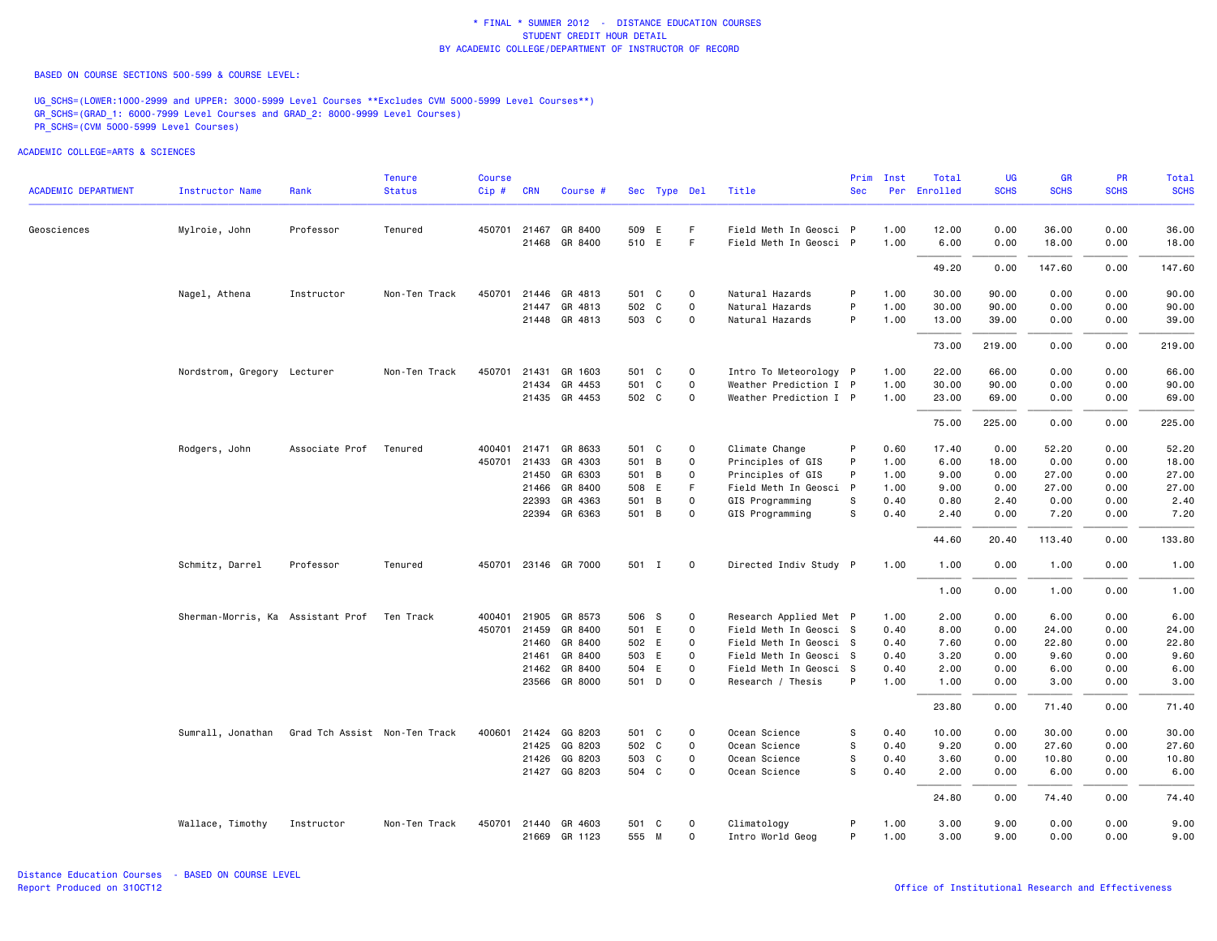\* FINAL \* SUMMER 2012 - DISTANCE EDUCATION COURSES
STUDENT CREDIT HOUR DETAIL
BY ACADEMIC COLLEGE/DEPARTMENT OF INSTRUCTOR OF RECORD

BASED ON COURSE SECTIONS 500-599 & COURSE LEVEL:

UG_SCHS=(LOWER:1000-2999 and UPPER: 3000-5999 Level Courses **Excludes CVM 5000-5999 Level Courses**)
GR_SCHS=(GRAD_1: 6000-7999 Level Courses and GRAD_2: 8000-9999 Level Courses)
PR_SCHS=(CVM 5000-5999 Level Courses)

ACADEMIC COLLEGE=ARTS & SCIENCES

| ACADEMIC DEPARTMENT | Instructor Name | Rank | Tenure Status | Course Cip # | CRN | Course # | Sec | Type | Del | Title | Prim Sec | Inst Per | Total Enrolled | UG SCHS | GR SCHS | PR SCHS | Total SCHS |
|---|---|---|---|---|---|---|---|---|---|---|---|---|---|---|---|---|---|
| Geosciences | Mylroie, John | Professor | Tenured | 450701 | 21467 | GR 8400 | 509 | E | F | Field Meth In Geosci | P | 1.00 | 12.00 | 0.00 | 36.00 | 0.00 | 36.00 |
| | | | | | 21468 | GR 8400 | 510 | E | F | Field Meth In Geosci | P | 1.00 | 6.00 | 0.00 | 18.00 | 0.00 | 18.00 |
| | | | | | | | | | | | | | 49.20 | 0.00 | 147.60 | 0.00 | 147.60 |
| | Nagel, Athena | Instructor | Non-Ten Track | 450701 | 21446 | GR 4813 | 501 | C | O | Natural Hazards | P | 1.00 | 30.00 | 90.00 | 0.00 | 0.00 | 90.00 |
| | | | | | 21447 | GR 4813 | 502 | C | O | Natural Hazards | P | 1.00 | 30.00 | 90.00 | 0.00 | 0.00 | 90.00 |
| | | | | | 21448 | GR 4813 | 503 | C | O | Natural Hazards | P | 1.00 | 13.00 | 39.00 | 0.00 | 0.00 | 39.00 |
| | | | | | | | | | | | | | 73.00 | 219.00 | 0.00 | 0.00 | 219.00 |
| | Nordstrom, Gregory | Lecturer | Non-Ten Track | 450701 | 21431 | GR 1603 | 501 | C | O | Intro To Meteorology | P | 1.00 | 22.00 | 66.00 | 0.00 | 0.00 | 66.00 |
| | | | | | 21434 | GR 4453 | 501 | C | O | Weather Prediction I | P | 1.00 | 30.00 | 90.00 | 0.00 | 0.00 | 90.00 |
| | | | | | 21435 | GR 4453 | 502 | C | O | Weather Prediction I | P | 1.00 | 23.00 | 69.00 | 0.00 | 0.00 | 69.00 |
| | | | | | | | | | | | | | 75.00 | 225.00 | 0.00 | 0.00 | 225.00 |
| | Rodgers, John | Associate Prof | Tenured | 400401 | 21471 | GR 8633 | 501 | C | O | Climate Change | P | 0.60 | 17.40 | 0.00 | 52.20 | 0.00 | 52.20 |
| | | | | 450701 | 21433 | GR 4303 | 501 | B | O | Principles of GIS | P | 1.00 | 6.00 | 18.00 | 0.00 | 0.00 | 18.00 |
| | | | | | 21450 | GR 6303 | 501 | B | O | Principles of GIS | P | 1.00 | 9.00 | 0.00 | 27.00 | 0.00 | 27.00 |
| | | | | | 21466 | GR 8400 | 508 | E | F | Field Meth In Geosci | P | 1.00 | 9.00 | 0.00 | 27.00 | 0.00 | 27.00 |
| | | | | | 22393 | GR 4363 | 501 | B | O | GIS Programming | S | 0.40 | 0.80 | 2.40 | 0.00 | 0.00 | 2.40 |
| | | | | | 22394 | GR 6363 | 501 | B | O | GIS Programming | S | 0.40 | 2.40 | 0.00 | 7.20 | 0.00 | 7.20 |
| | | | | | | | | | | | | | 44.60 | 20.40 | 113.40 | 0.00 | 133.80 |
| | Schmitz, Darrel | Professor | Tenured | 450701 | 23146 | GR 7000 | 501 | I | O | Directed Indiv Study | P | 1.00 | 1.00 | 0.00 | 1.00 | 0.00 | 1.00 |
| | | | | | | | | | | | | | 1.00 | 0.00 | 1.00 | 0.00 | 1.00 |
| | Sherman-Morris, Ka | Assistant Prof | Ten Track | 400401 | 21905 | GR 8573 | 506 | S | O | Research Applied Met | P | 1.00 | 2.00 | 0.00 | 6.00 | 0.00 | 6.00 |
| | | | | 450701 | 21459 | GR 8400 | 501 | E | O | Field Meth In Geosci | S | 0.40 | 8.00 | 0.00 | 24.00 | 0.00 | 24.00 |
| | | | | | 21460 | GR 8400 | 502 | E | O | Field Meth In Geosci | S | 0.40 | 7.60 | 0.00 | 22.80 | 0.00 | 22.80 |
| | | | | | 21461 | GR 8400 | 503 | E | O | Field Meth In Geosci | S | 0.40 | 3.20 | 0.00 | 9.60 | 0.00 | 9.60 |
| | | | | | 21462 | GR 8400 | 504 | E | O | Field Meth In Geosci | S | 0.40 | 2.00 | 0.00 | 6.00 | 0.00 | 6.00 |
| | | | | | 23566 | GR 8000 | 501 | D | O | Research / Thesis | P | 1.00 | 1.00 | 0.00 | 3.00 | 0.00 | 3.00 |
| | | | | | | | | | | | | | 23.80 | 0.00 | 71.40 | 0.00 | 71.40 |
| | Sumrall, Jonathan | Grad Tch Assist | Non-Ten Track | 400601 | 21424 | GG 8203 | 501 | C | O | Ocean Science | S | 0.40 | 10.00 | 0.00 | 30.00 | 0.00 | 30.00 |
| | | | | | 21425 | GG 8203 | 502 | C | O | Ocean Science | S | 0.40 | 9.20 | 0.00 | 27.60 | 0.00 | 27.60 |
| | | | | | 21426 | GG 8203 | 503 | C | O | Ocean Science | S | 0.40 | 3.60 | 0.00 | 10.80 | 0.00 | 10.80 |
| | | | | | 21427 | GG 8203 | 504 | C | O | Ocean Science | S | 0.40 | 2.00 | 0.00 | 6.00 | 0.00 | 6.00 |
| | | | | | | | | | | | | | 24.80 | 0.00 | 74.40 | 0.00 | 74.40 |
| | Wallace, Timothy | Instructor | Non-Ten Track | 450701 | 21440 | GR 4603 | 501 | C | O | Climatology | P | 1.00 | 3.00 | 9.00 | 0.00 | 0.00 | 9.00 |
| | | | | | 21669 | GR 1123 | 555 | M | O | Intro World Geog | P | 1.00 | 3.00 | 9.00 | 0.00 | 0.00 | 9.00 |

Distance Education Courses - BASED ON COURSE LEVEL
Report Produced on 31OCT12

Office of Institutional Research and Effectiveness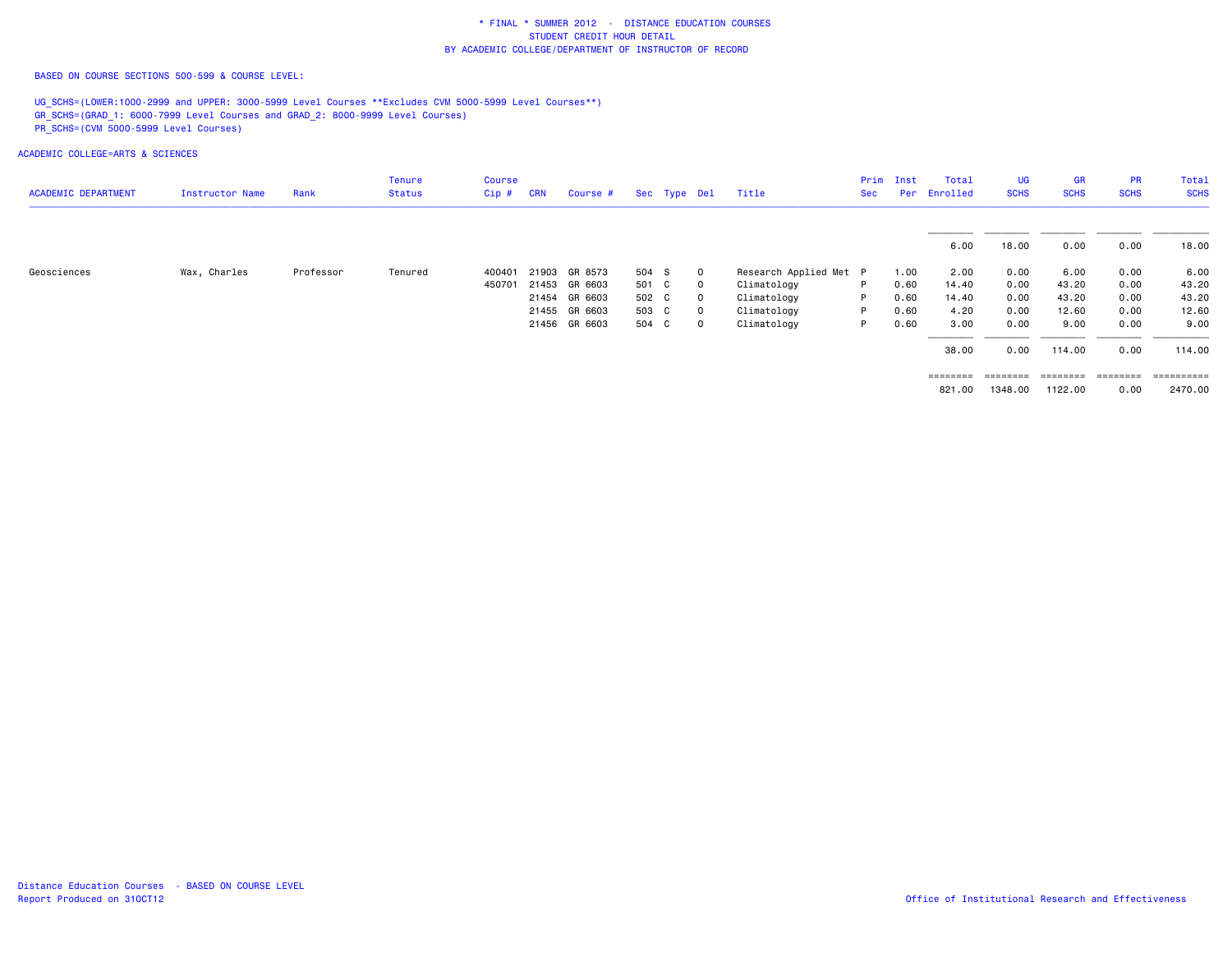\* FINAL \* SUMMER 2012 - DISTANCE EDUCATION COURSES
STUDENT CREDIT HOUR DETAIL
BY ACADEMIC COLLEGE/DEPARTMENT OF INSTRUCTOR OF RECORD

BASED ON COURSE SECTIONS 500-599 & COURSE LEVEL:

UG_SCHS=(LOWER:1000-2999 and UPPER: 3000-5999 Level Courses **Excludes CVM 5000-5999 Level Courses**)
GR_SCHS=(GRAD_1: 6000-7999 Level Courses and GRAD_2: 8000-9999 Level Courses)
PR_SCHS=(CVM 5000-5999 Level Courses)

ACADEMIC COLLEGE=ARTS & SCIENCES

| ACADEMIC DEPARTMENT | Instructor Name | Rank | Tenure Status | Course Cip # | CRN | Course # | Sec | Type | Del | Title | Prim Sec | Inst Per | Total Enrolled | UG SCHS | GR SCHS | PR SCHS | Total SCHS |
|---|---|---|---|---|---|---|---|---|---|---|---|---|---|---|---|---|---|
| | | | | | | | | | | | | | 6.00 | 18.00 | 0.00 | 0.00 | 18.00 |
| Geosciences | Wax, Charles | Professor | Tenured | 400401 | 21903 | GR 8573 | 504 | S | 0 | Research Applied Met | P | 1.00 | 2.00 | 0.00 | 6.00 | 0.00 | 6.00 |
| | | | | 450701 | 21453 | GR 6603 | 501 | C | 0 | Climatology | P | 0.60 | 14.40 | 0.00 | 43.20 | 0.00 | 43.20 |
| | | | | | 21454 | GR 6603 | 502 | C | 0 | Climatology | P | 0.60 | 14.40 | 0.00 | 43.20 | 0.00 | 43.20 |
| | | | | | 21455 | GR 6603 | 503 | C | 0 | Climatology | P | 0.60 | 4.20 | 0.00 | 12.60 | 0.00 | 12.60 |
| | | | | | 21456 | GR 6603 | 504 | C | 0 | Climatology | P | 0.60 | 3.00 | 0.00 | 9.00 | 0.00 | 9.00 |
| | | | | | | | | | | | | | 38.00 | 0.00 | 114.00 | 0.00 | 114.00 |
| | | | | | | | | | | | | | 821.00 | 1348.00 | 1122.00 | 0.00 | 2470.00 |

Distance Education Courses - BASED ON COURSE LEVEL
Report Produced on 31OCT12

Office of Institutional Research and Effectiveness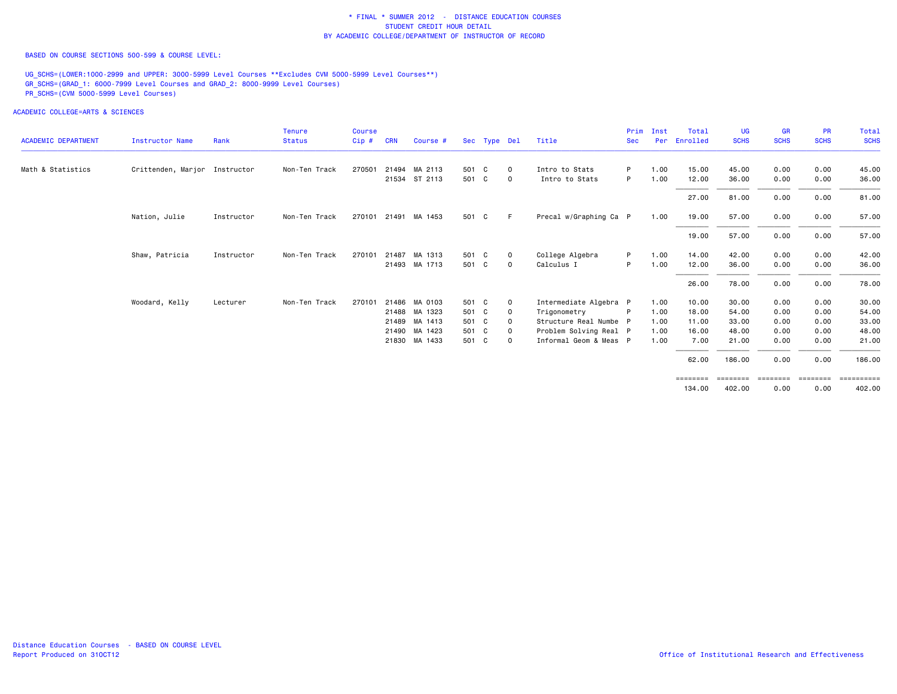\* FINAL \* SUMMER 2012 - DISTANCE EDUCATION COURSES
STUDENT CREDIT HOUR DETAIL
BY ACADEMIC COLLEGE/DEPARTMENT OF INSTRUCTOR OF RECORD

BASED ON COURSE SECTIONS 500-599 & COURSE LEVEL:

UG_SCHS=(LOWER:1000-2999 and UPPER: 3000-5999 Level Courses **Excludes CVM 5000-5999 Level Courses**)
GR_SCHS=(GRAD_1: 6000-7999 Level Courses and GRAD_2: 8000-9999 Level Courses)
PR_SCHS=(CVM 5000-5999 Level Courses)

ACADEMIC COLLEGE=ARTS & SCIENCES

| ACADEMIC DEPARTMENT | Instructor Name | Rank | Tenure Status | Course Cip # | CRN | Course # | Sec | Type | Del | Title | Prim Sec | Inst Per | Total Enrolled | UG SCHS | GR SCHS | PR SCHS | Total SCHS |
|---|---|---|---|---|---|---|---|---|---|---|---|---|---|---|---|---|---|
| Math & Statistics | Crittenden, Marjor | Instructor | Non-Ten Track | 270501 | 21494 | MA 2113 | 501 | C | O | Intro to Stats | P | 1.00 | 15.00 | 45.00 | 0.00 | 0.00 | 45.00 |
| | | | | | 21534 | ST 2113 | 501 | C | O | Intro to Stats | P | 1.00 | 12.00 | 36.00 | 0.00 | 0.00 | 36.00 |
| | | | | | | | | | | | | | 27.00 | 81.00 | 0.00 | 0.00 | 81.00 |
| | Nation, Julie | Instructor | Non-Ten Track | 270101 | 21491 | MA 1453 | 501 | C | F | Precal w/Graphing Ca | P | 1.00 | 19.00 | 57.00 | 0.00 | 0.00 | 57.00 |
| | | | | | | | | | | | | | 19.00 | 57.00 | 0.00 | 0.00 | 57.00 |
| | Shaw, Patricia | Instructor | Non-Ten Track | 270101 | 21487 | MA 1313 | 501 | C | O | College Algebra | P | 1.00 | 14.00 | 42.00 | 0.00 | 0.00 | 42.00 |
| | | | | | 21493 | MA 1713 | 501 | C | O | Calculus I | P | 1.00 | 12.00 | 36.00 | 0.00 | 0.00 | 36.00 |
| | | | | | | | | | | | | | 26.00 | 78.00 | 0.00 | 0.00 | 78.00 |
| | Woodard, Kelly | Lecturer | Non-Ten Track | 270101 | 21486 | MA 0103 | 501 | C | O | Intermediate Algebra | P | 1.00 | 10.00 | 30.00 | 0.00 | 0.00 | 30.00 |
| | | | | | 21488 | MA 1323 | 501 | C | O | Trigonometry | P | 1.00 | 18.00 | 54.00 | 0.00 | 0.00 | 54.00 |
| | | | | | 21489 | MA 1413 | 501 | C | O | Structure Real Numbe | P | 1.00 | 11.00 | 33.00 | 0.00 | 0.00 | 33.00 |
| | | | | | 21490 | MA 1423 | 501 | C | O | Problem Solving Real | P | 1.00 | 16.00 | 48.00 | 0.00 | 0.00 | 48.00 |
| | | | | | 21830 | MA 1433 | 501 | C | O | Informal Geom & Meas | P | 1.00 | 7.00 | 21.00 | 0.00 | 0.00 | 21.00 |
| | | | | | | | | | | | | | 62.00 | 186.00 | 0.00 | 0.00 | 186.00 |
| | | | | | | | | | | | | | 134.00 | 402.00 | 0.00 | 0.00 | 402.00 |

Distance Education Courses - BASED ON COURSE LEVEL
Report Produced on 31OCT12

Office of Institutional Research and Effectiveness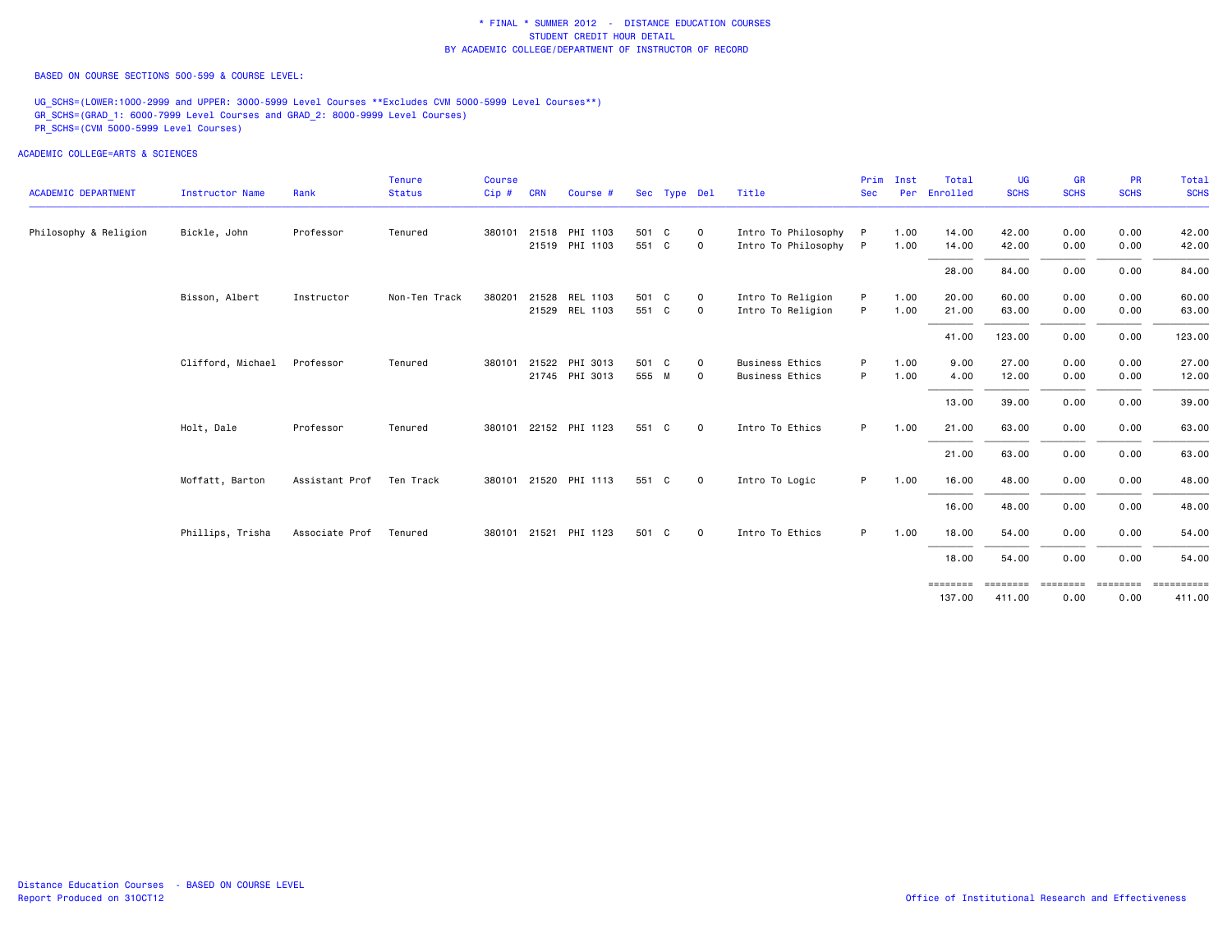\* FINAL \* SUMMER 2012 - DISTANCE EDUCATION COURSES
STUDENT CREDIT HOUR DETAIL
BY ACADEMIC COLLEGE/DEPARTMENT OF INSTRUCTOR OF RECORD

BASED ON COURSE SECTIONS 500-599 & COURSE LEVEL:

UG_SCHS=(LOWER:1000-2999 and UPPER: 3000-5999 Level Courses **Excludes CVM 5000-5999 Level Courses**)
GR_SCHS=(GRAD_1: 6000-7999 Level Courses and GRAD_2: 8000-9999 Level Courses)
PR_SCHS=(CVM 5000-5999 Level Courses)

ACADEMIC COLLEGE=ARTS & SCIENCES

| ACADEMIC DEPARTMENT | Instructor Name | Rank | Tenure Status | Course Cip # | CRN | Course # | Sec | Type | Del | Title | Prim Sec | Inst Per | Total Enrolled | UG SCHS | GR SCHS | PR SCHS | Total SCHS |
|---|---|---|---|---|---|---|---|---|---|---|---|---|---|---|---|---|---|
| Philosophy & Religion | Bickle, John | Professor | Tenured | 380101 | 21518 | PHI 1103 | 501 | C | O | Intro To Philosophy | P | 1.00 | 14.00 | 42.00 | 0.00 | 0.00 | 42.00 |
| | | | | | 21519 | PHI 1103 | 551 | C | O | Intro To Philosophy | P | 1.00 | 14.00 | 42.00 | 0.00 | 0.00 | 42.00 |
| | | | | | | | | | | | | | 28.00 | 84.00 | 0.00 | 0.00 | 84.00 |
| | Bisson, Albert | Instructor | Non-Ten Track | 380201 | 21528 | REL 1103 | 501 | C | O | Intro To Religion | P | 1.00 | 20.00 | 60.00 | 0.00 | 0.00 | 60.00 |
| | | | | | 21529 | REL 1103 | 551 | C | O | Intro To Religion | P | 1.00 | 21.00 | 63.00 | 0.00 | 0.00 | 63.00 |
| | | | | | | | | | | | | | 41.00 | 123.00 | 0.00 | 0.00 | 123.00 |
| | Clifford, Michael | Professor | Tenured | 380101 | 21522 | PHI 3013 | 501 | C | O | Business Ethics | P | 1.00 | 9.00 | 27.00 | 0.00 | 0.00 | 27.00 |
| | | | | | 21745 | PHI 3013 | 555 | M | O | Business Ethics | P | 1.00 | 4.00 | 12.00 | 0.00 | 0.00 | 12.00 |
| | | | | | | | | | | | | | 13.00 | 39.00 | 0.00 | 0.00 | 39.00 |
| | Holt, Dale | Professor | Tenured | 380101 | 22152 | PHI 1123 | 551 | C | O | Intro To Ethics | P | 1.00 | 21.00 | 63.00 | 0.00 | 0.00 | 63.00 |
| | | | | | | | | | | | | | 21.00 | 63.00 | 0.00 | 0.00 | 63.00 |
| | Moffatt, Barton | Assistant Prof | Ten Track | 380101 | 21520 | PHI 1113 | 551 | C | O | Intro To Logic | P | 1.00 | 16.00 | 48.00 | 0.00 | 0.00 | 48.00 |
| | | | | | | | | | | | | | 16.00 | 48.00 | 0.00 | 0.00 | 48.00 |
| | Phillips, Trisha | Associate Prof | Tenured | 380101 | 21521 | PHI 1123 | 501 | C | O | Intro To Ethics | P | 1.00 | 18.00 | 54.00 | 0.00 | 0.00 | 54.00 |
| | | | | | | | | | | | | | 18.00 | 54.00 | 0.00 | 0.00 | 54.00 |
| | | | | | | | | | | | | | 137.00 | 411.00 | 0.00 | 0.00 | 411.00 |

Distance Education Courses - BASED ON COURSE LEVEL
Report Produced on 31OCT12

Office of Institutional Research and Effectiveness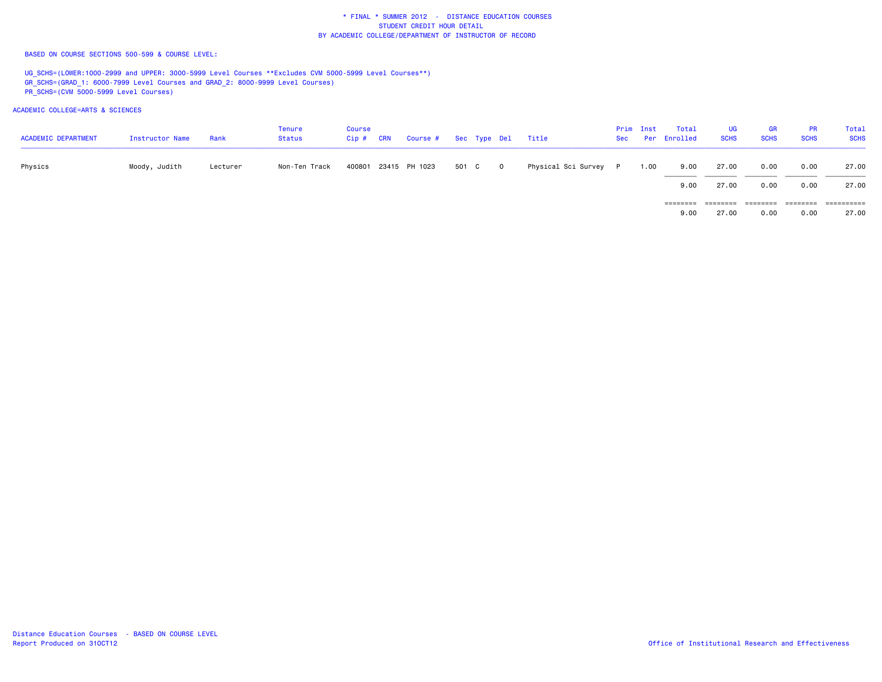# * FINAL * SUMMER 2012 - DISTANCE EDUCATION COURSES
## STUDENT CREDIT HOUR DETAIL
## BY ACADEMIC COLLEGE/DEPARTMENT OF INSTRUCTOR OF RECORD

BASED ON COURSE SECTIONS 500-599 & COURSE LEVEL:

UG_SCHS=(LOWER:1000-2999 and UPPER: 3000-5999 Level Courses **Excludes CVM 5000-5999 Level Courses**)
GR_SCHS=(GRAD_1: 6000-7999 Level Courses and GRAD_2: 8000-9999 Level Courses)
PR_SCHS=(CVM 5000-5999 Level Courses)

ACADEMIC COLLEGE=ARTS & SCIENCES

| ACADEMIC DEPARTMENT | Instructor Name | Rank | Tenure Status | Course Cip # | CRN | Course # | Sec | Type | Del | Title | Prim Sec | Inst Per | Total Enrolled | UG SCHS | GR SCHS | PR SCHS | Total SCHS |
|---|---|---|---|---|---|---|---|---|---|---|---|---|---|---|---|---|---|
| Physics | Moody, Judith | Lecturer | Non-Ten Track | 400801 | 23415 | PH 1023 | 501 | C | O | Physical Sci Survey | P | 1.00 | 9.00 | 27.00 | 0.00 | 0.00 | 27.00 |
| | | | | | | | | | | | | | 9.00 | 27.00 | 0.00 | 0.00 | 27.00 |
| | | | | | | | | | | | | | 9.00 | 27.00 | 0.00 | 0.00 | 27.00 |

Distance Education Courses - BASED ON COURSE LEVEL
Report Produced on 31OCT12

Office of Institutional Research and Effectiveness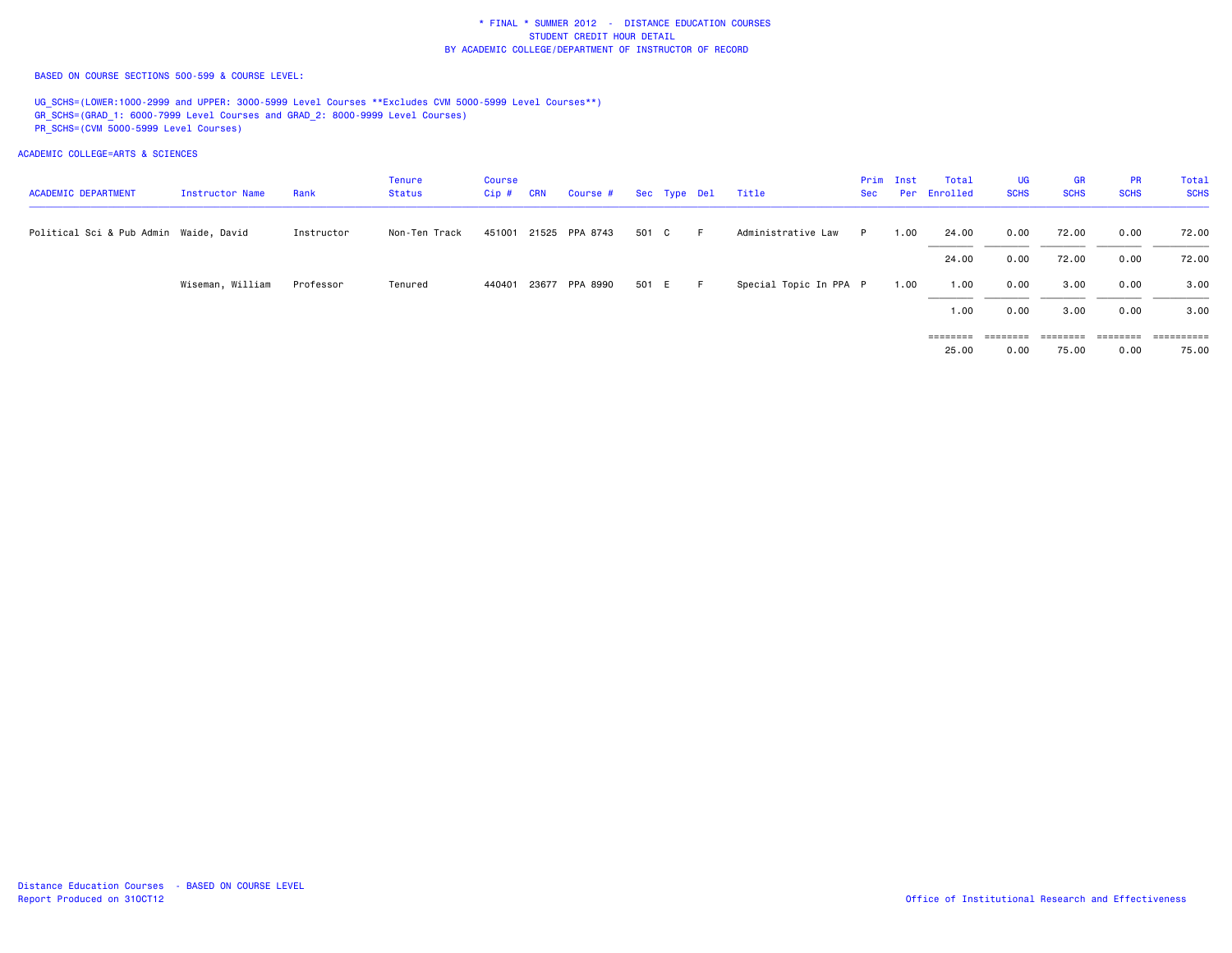# \* FINAL \* SUMMER 2012 - DISTANCE EDUCATION COURSES
## STUDENT CREDIT HOUR DETAIL
## BY ACADEMIC COLLEGE/DEPARTMENT OF INSTRUCTOR OF RECORD

BASED ON COURSE SECTIONS 500-599 & COURSE LEVEL:

UG_SCHS=(LOWER:1000-2999 and UPPER: 3000-5999 Level Courses **Excludes CVM 5000-5999 Level Courses**)
GR_SCHS=(GRAD_1: 6000-7999 Level Courses and GRAD_2: 8000-9999 Level Courses)
PR_SCHS=(CVM 5000-5999 Level Courses)

ACADEMIC COLLEGE=ARTS & SCIENCES

| ACADEMIC DEPARTMENT | Instructor Name | Rank | Tenure Status | Course Cip # | CRN | Course # | Sec | Type | Del | Title | Prim Sec | Inst Per | Total Enrolled | UG SCHS | GR SCHS | PR SCHS | Total SCHS |
|---|---|---|---|---|---|---|---|---|---|---|---|---|---|---|---|---|---|
| Political Sci & Pub Admin | Waide, David | Instructor | Non-Ten Track | 451001 | 21525 | PPA 8743 | 501 | C | F | Administrative Law | P | 1.00 | 24.00 | 0.00 | 72.00 | 0.00 | 72.00 |
| | | | | | | | | | | | | | 24.00 | 0.00 | 72.00 | 0.00 | 72.00 |
| | Wiseman, William | Professor | Tenured | 440401 | 23677 | PPA 8990 | 501 | E | F | Special Topic In PPA | P | 1.00 | 1.00 | 0.00 | 3.00 | 0.00 | 3.00 |
| | | | | | | | | | | | | | 1.00 | 0.00 | 3.00 | 0.00 | 3.00 |
| | | | | | | | | | | | | | 25.00 | 0.00 | 75.00 | 0.00 | 75.00 |

Distance Education Courses - BASED ON COURSE LEVEL
Report Produced on 31OCT12

Office of Institutional Research and Effectiveness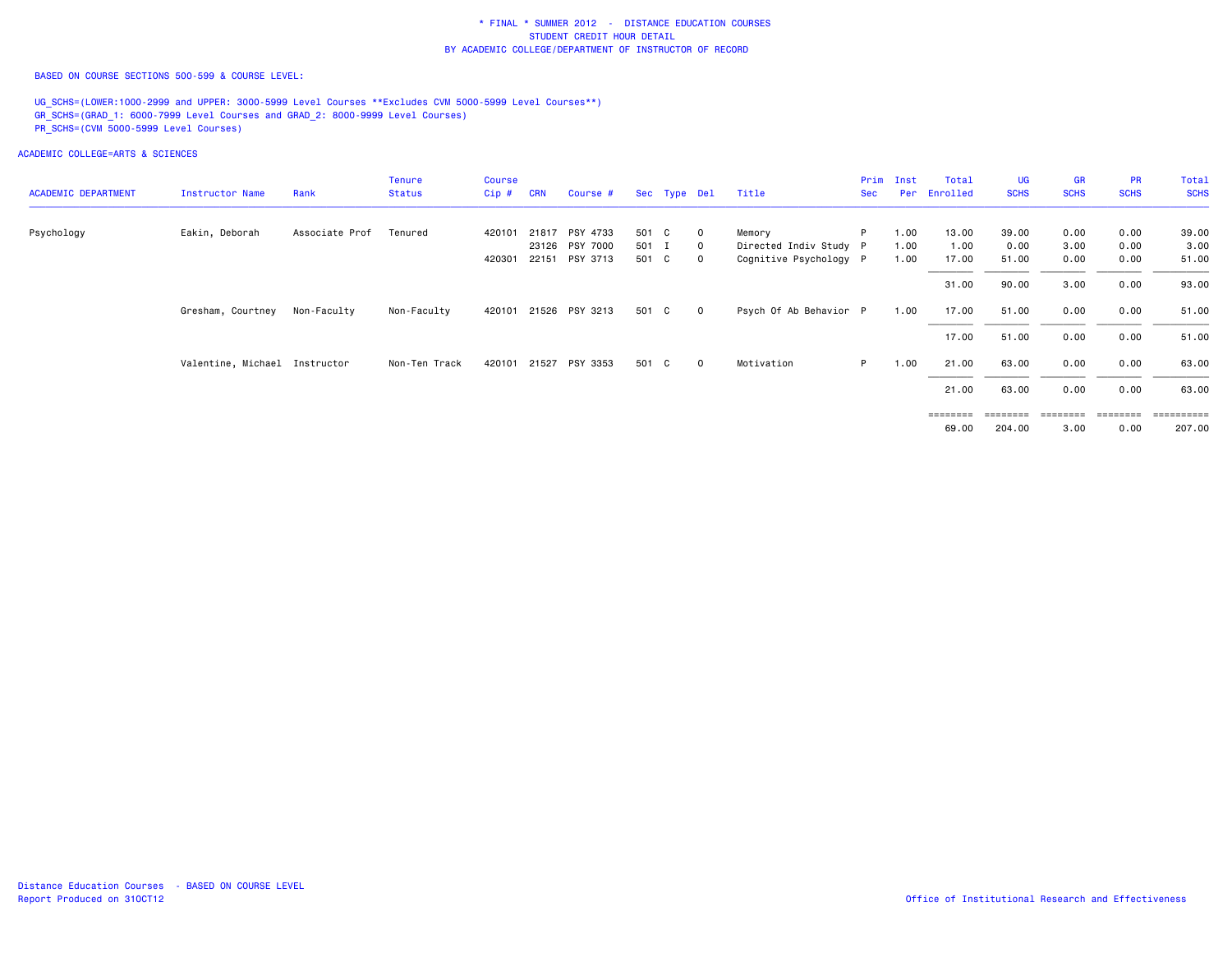# * FINAL * SUMMER 2012 - DISTANCE EDUCATION COURSES
## STUDENT CREDIT HOUR DETAIL
## BY ACADEMIC COLLEGE/DEPARTMENT OF INSTRUCTOR OF RECORD

BASED ON COURSE SECTIONS 500-599 & COURSE LEVEL:

UG_SCHS=(LOWER:1000-2999 and UPPER: 3000-5999 Level Courses **Excludes CVM 5000-5999 Level Courses**)
GR_SCHS=(GRAD_1: 6000-7999 Level Courses and GRAD_2: 8000-9999 Level Courses)
PR_SCHS=(CVM 5000-5999 Level Courses)

ACADEMIC COLLEGE=ARTS & SCIENCES

| ACADEMIC DEPARTMENT | Instructor Name | Rank | Tenure Status | Course Cip # | CRN | Course # | Sec | Type | Del | Title | Prim Sec | Inst Per | Total Enrolled | UG SCHS | GR SCHS | PR SCHS | Total SCHS |
|---|---|---|---|---|---|---|---|---|---|---|---|---|---|---|---|---|---|
| Psychology | Eakin, Deborah | Associate Prof | Tenured | 420101 | 21817 | PSY 4733 | 501 | C | O | Memory | P | 1.00 | 13.00 | 39.00 | 0.00 | 0.00 | 39.00 |
| | | | | | 23126 | PSY 7000 | 501 | I | O | Directed Indiv Study | P | 1.00 | 1.00 | 0.00 | 3.00 | 0.00 | 3.00 |
| | | | | 420301 | 22151 | PSY 3713 | 501 | C | O | Cognitive Psychology | P | 1.00 | 17.00 | 51.00 | 0.00 | 0.00 | 51.00 |
| | | | | | | | | | | | | | 31.00 | 90.00 | 3.00 | 0.00 | 93.00 |
| | Gresham, Courtney | Non-Faculty | Non-Faculty | 420101 | 21526 | PSY 3213 | 501 | C | O | Psych Of Ab Behavior | P | 1.00 | 17.00 | 51.00 | 0.00 | 0.00 | 51.00 |
| | | | | | | | | | | | | | 17.00 | 51.00 | 0.00 | 0.00 | 51.00 |
| | Valentine, Michael | Instructor | Non-Ten Track | 420101 | 21527 | PSY 3353 | 501 | C | O | Motivation | P | 1.00 | 21.00 | 63.00 | 0.00 | 0.00 | 63.00 |
| | | | | | | | | | | | | | 21.00 | 63.00 | 0.00 | 0.00 | 63.00 |
| | | | | | | | | | | | | | 69.00 | 204.00 | 3.00 | 0.00 | 207.00 |

Distance Education Courses - BASED ON COURSE LEVEL
Report Produced on 31OCT12

Office of Institutional Research and Effectiveness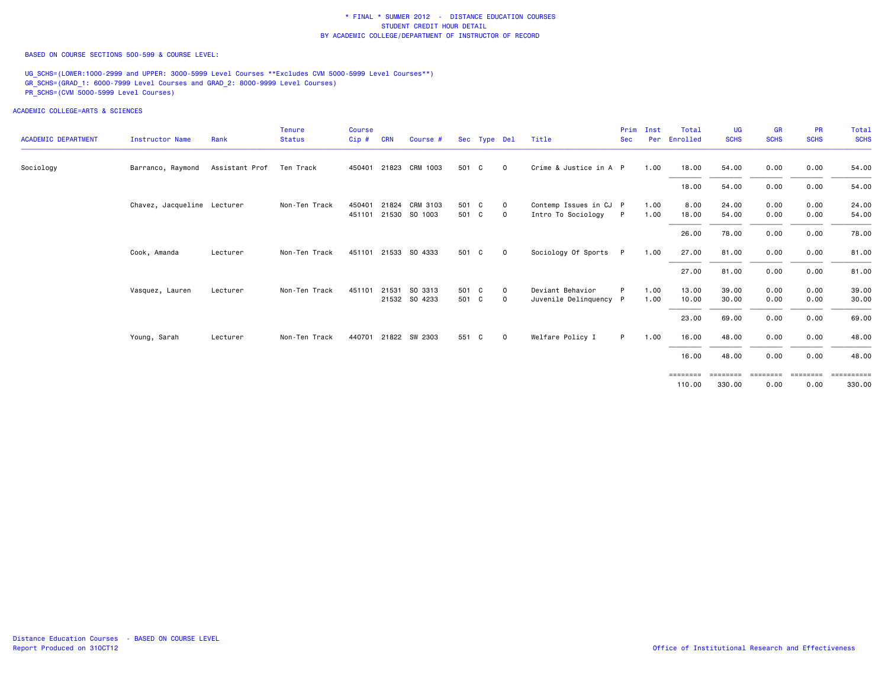\* FINAL \* SUMMER 2012 - DISTANCE EDUCATION COURSES
STUDENT CREDIT HOUR DETAIL
BY ACADEMIC COLLEGE/DEPARTMENT OF INSTRUCTOR OF RECORD

BASED ON COURSE SECTIONS 500-599 & COURSE LEVEL:

UG_SCHS=(LOWER:1000-2999 and UPPER: 3000-5999 Level Courses **Excludes CVM 5000-5999 Level Courses**)
GR_SCHS=(GRAD_1: 6000-7999 Level Courses and GRAD_2: 8000-9999 Level Courses)
PR_SCHS=(CVM 5000-5999 Level Courses)

ACADEMIC COLLEGE=ARTS & SCIENCES

| ACADEMIC DEPARTMENT | Instructor Name | Rank | Tenure Status | Course Cip # | CRN | Course # | Sec | Type | Del | Title | Prim Sec | Inst Per | Total Enrolled | UG SCHS | GR SCHS | PR SCHS | Total SCHS |
|---|---|---|---|---|---|---|---|---|---|---|---|---|---|---|---|---|---|
| Sociology | Barranco, Raymond | Assistant Prof | Ten Track | 450401 | 21823 | CRM 1003 | 501 | C | O | Crime & Justice in A | P | 1.00 | 18.00 | 54.00 | 0.00 | 0.00 | 54.00 |
| | | | | | | | | | | | | | 18.00 | 54.00 | 0.00 | 0.00 | 54.00 |
| | Chavez, Jacqueline | Lecturer | Non-Ten Track | 450401 | 21824 | CRM 3103 | 501 | C | O | Contemp Issues in CJ | P | 1.00 | 8.00 | 24.00 | 0.00 | 0.00 | 24.00 |
| | | | | 451101 | 21530 | SO 1003 | 501 | C | O | Intro To Sociology | P | 1.00 | 18.00 | 54.00 | 0.00 | 0.00 | 54.00 |
| | | | | | | | | | | | | | 26.00 | 78.00 | 0.00 | 0.00 | 78.00 |
| | Cook, Amanda | Lecturer | Non-Ten Track | 451101 | 21533 | SO 4333 | 501 | C | O | Sociology Of Sports | P | 1.00 | 27.00 | 81.00 | 0.00 | 0.00 | 81.00 |
| | | | | | | | | | | | | | 27.00 | 81.00 | 0.00 | 0.00 | 81.00 |
| | Vasquez, Lauren | Lecturer | Non-Ten Track | 451101 | 21531 | SO 3313 | 501 | C | O | Deviant Behavior | P | 1.00 | 13.00 | 39.00 | 0.00 | 0.00 | 39.00 |
| | | | | | 21532 | SO 4233 | 501 | C | O | Juvenile Delinquency | P | 1.00 | 10.00 | 30.00 | 0.00 | 0.00 | 30.00 |
| | | | | | | | | | | | | | 23.00 | 69.00 | 0.00 | 0.00 | 69.00 |
| | Young, Sarah | Lecturer | Non-Ten Track | 440701 | 21822 | SW 2303 | 551 | C | O | Welfare Policy I | P | 1.00 | 16.00 | 48.00 | 0.00 | 0.00 | 48.00 |
| | | | | | | | | | | | | | 16.00 | 48.00 | 0.00 | 0.00 | 48.00 |
| | | | | | | | | | | | | | ======== | ======== | ======== | ======== | ========== |
| | | | | | | | | | | | | | 110.00 | 330.00 | 0.00 | 0.00 | 330.00 |

Distance Education Courses - BASED ON COURSE LEVEL
Report Produced on 31OCT12

Office of Institutional Research and Effectiveness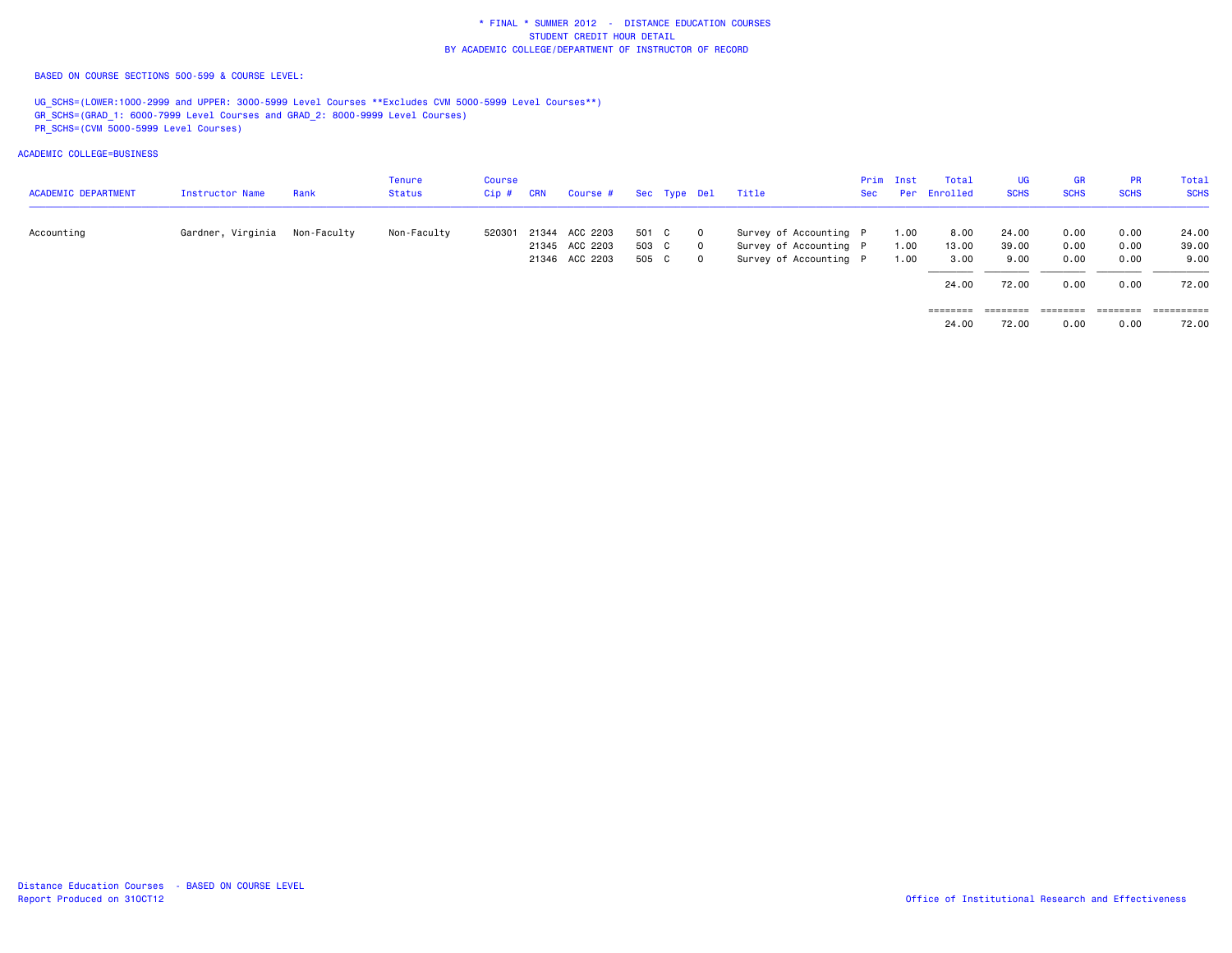\* FINAL \* SUMMER 2012 - DISTANCE EDUCATION COURSES
STUDENT CREDIT HOUR DETAIL
BY ACADEMIC COLLEGE/DEPARTMENT OF INSTRUCTOR OF RECORD

BASED ON COURSE SECTIONS 500-599 & COURSE LEVEL:

UG_SCHS=(LOWER:1000-2999 and UPPER: 3000-5999 Level Courses **Excludes CVM 5000-5999 Level Courses**)
GR_SCHS=(GRAD_1: 6000-7999 Level Courses and GRAD_2: 8000-9999 Level Courses)
PR_SCHS=(CVM 5000-5999 Level Courses)

ACADEMIC COLLEGE=BUSINESS

| ACADEMIC DEPARTMENT | Instructor Name | Rank | Tenure Status | Course Cip # | CRN | Course # | Sec | Type | Del | Title | Prim Sec | Inst Per | Total Enrolled | UG SCHS | GR SCHS | PR SCHS | Total SCHS |
|---|---|---|---|---|---|---|---|---|---|---|---|---|---|---|---|---|---|
| Accounting | Gardner, Virginia | Non-Faculty | Non-Faculty | 520301 | 21344 | ACC 2203 | 501 | C | O | Survey of Accounting | P | 1.00 | 8.00 | 24.00 | 0.00 | 0.00 | 24.00 |
| | | | | | 21345 | ACC 2203 | 503 | C | O | Survey of Accounting | P | 1.00 | 13.00 | 39.00 | 0.00 | 0.00 | 39.00 |
| | | | | | 21346 | ACC 2203 | 505 | C | O | Survey of Accounting | P | 1.00 | 3.00 | 9.00 | 0.00 | 0.00 | 9.00 |
| | | | | | | | | | | | | | 24.00 | 72.00 | 0.00 | 0.00 | 72.00 |
| | | | | | | | | | | | | | 24.00 | 72.00 | 0.00 | 0.00 | 72.00 |

Distance Education Courses - BASED ON COURSE LEVEL
Report Produced on 31OCT12

Office of Institutional Research and Effectiveness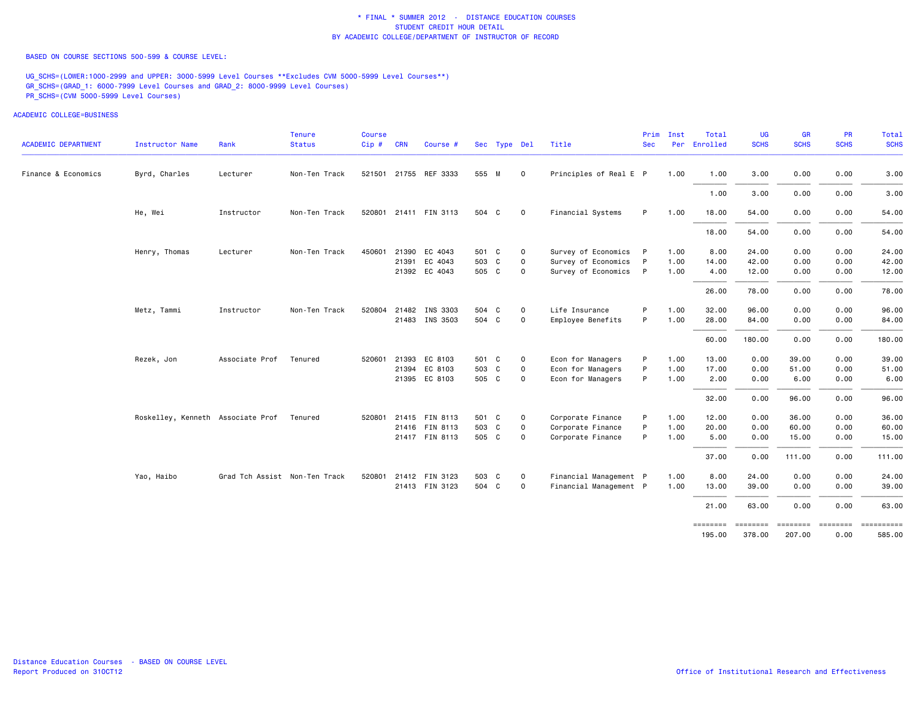# * FINAL * SUMMER 2012 - DISTANCE EDUCATION COURSES
## STUDENT CREDIT HOUR DETAIL
## BY ACADEMIC COLLEGE/DEPARTMENT OF INSTRUCTOR OF RECORD

BASED ON COURSE SECTIONS 500-599 & COURSE LEVEL:

UG_SCHS=(LOWER:1000-2999 and UPPER: 3000-5999 Level Courses **Excludes CVM 5000-5999 Level Courses**)
GR_SCHS=(GRAD_1: 6000-7999 Level Courses and GRAD_2: 8000-9999 Level Courses)
PR_SCHS=(CVM 5000-5999 Level Courses)

ACADEMIC COLLEGE=BUSINESS

| ACADEMIC DEPARTMENT | Instructor Name | Rank | Tenure Status | Course Cip # | CRN | Course # | Sec | Type | Del | Title | Prim Sec | Inst Per | Total Enrolled | UG SCHS | GR SCHS | PR SCHS | Total SCHS |
|---|---|---|---|---|---|---|---|---|---|---|---|---|---|---|---|---|---|
| Finance & Economics | Byrd, Charles | Lecturer | Non-Ten Track | 521501 | 21755 | REF 3333 | 555 | M | O | Principles of Real E | P | 1.00 | 1.00 | 3.00 | 0.00 | 0.00 | 3.00 |
| | | | | | | | | | | | | | 1.00 | 3.00 | 0.00 | 0.00 | 3.00 |
| | He, Wei | Instructor | Non-Ten Track | 520801 | 21411 | FIN 3113 | 504 | C | O | Financial Systems | P | 1.00 | 18.00 | 54.00 | 0.00 | 0.00 | 54.00 |
| | | | | | | | | | | | | | 18.00 | 54.00 | 0.00 | 0.00 | 54.00 |
| | Henry, Thomas | Lecturer | Non-Ten Track | 450601 | 21390 | EC 4043 | 501 | C | O | Survey of Economics | P | 1.00 | 8.00 | 24.00 | 0.00 | 0.00 | 24.00 |
| | | | | | 21391 | EC 4043 | 503 | C | O | Survey of Economics | P | 1.00 | 14.00 | 42.00 | 0.00 | 0.00 | 42.00 |
| | | | | | 21392 | EC 4043 | 505 | C | O | Survey of Economics | P | 1.00 | 4.00 | 12.00 | 0.00 | 0.00 | 12.00 |
| | | | | | | | | | | | | | 26.00 | 78.00 | 0.00 | 0.00 | 78.00 |
| | Metz, Tammi | Instructor | Non-Ten Track | 520804 | 21482 | INS 3303 | 504 | C | O | Life Insurance | P | 1.00 | 32.00 | 96.00 | 0.00 | 0.00 | 96.00 |
| | | | | | 21483 | INS 3503 | 504 | C | O | Employee Benefits | P | 1.00 | 28.00 | 84.00 | 0.00 | 0.00 | 84.00 |
| | | | | | | | | | | | | | 60.00 | 180.00 | 0.00 | 0.00 | 180.00 |
| | Rezek, Jon | Associate Prof | Tenured | 520601 | 21393 | EC 8103 | 501 | C | O | Econ for Managers | P | 1.00 | 13.00 | 0.00 | 39.00 | 0.00 | 39.00 |
| | | | | | 21394 | EC 8103 | 503 | C | O | Econ for Managers | P | 1.00 | 17.00 | 0.00 | 51.00 | 0.00 | 51.00 |
| | | | | | 21395 | EC 8103 | 505 | C | O | Econ for Managers | P | 1.00 | 2.00 | 0.00 | 6.00 | 0.00 | 6.00 |
| | | | | | | | | | | | | | 32.00 | 0.00 | 96.00 | 0.00 | 96.00 |
| | Roskelley, Kenneth | Associate Prof | Tenured | 520801 | 21415 | FIN 8113 | 501 | C | O | Corporate Finance | P | 1.00 | 12.00 | 0.00 | 36.00 | 0.00 | 36.00 |
| | | | | | 21416 | FIN 8113 | 503 | C | O | Corporate Finance | P | 1.00 | 20.00 | 0.00 | 60.00 | 0.00 | 60.00 |
| | | | | | 21417 | FIN 8113 | 505 | C | O | Corporate Finance | P | 1.00 | 5.00 | 0.00 | 15.00 | 0.00 | 15.00 |
| | | | | | | | | | | | | | 37.00 | 0.00 | 111.00 | 0.00 | 111.00 |
| | Yao, Haibo | Grad Tch Assist | Non-Ten Track | 520801 | 21412 | FIN 3123 | 503 | C | O | Financial Management | P | 1.00 | 8.00 | 24.00 | 0.00 | 0.00 | 24.00 |
| | | | | | 21413 | FIN 3123 | 504 | C | O | Financial Management | P | 1.00 | 13.00 | 39.00 | 0.00 | 0.00 | 39.00 |
| | | | | | | | | | | | | | 21.00 | 63.00 | 0.00 | 0.00 | 63.00 |
| | | | | | | | | | | | | | 195.00 | 378.00 | 207.00 | 0.00 | 585.00 |

Distance Education Courses - BASED ON COURSE LEVEL
Report Produced on 31OCT12

Office of Institutional Research and Effectiveness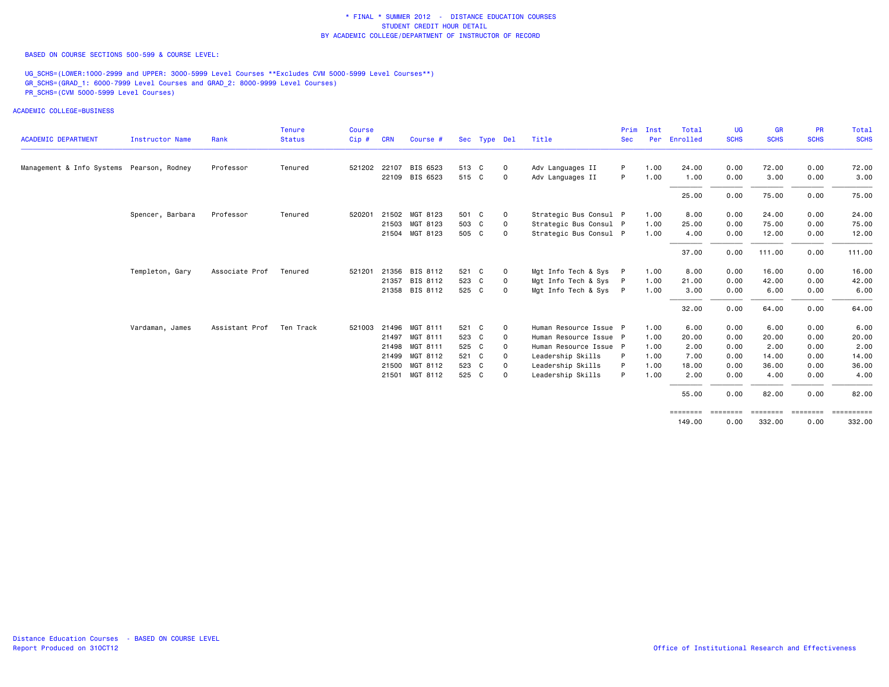\* FINAL \* SUMMER 2012 - DISTANCE EDUCATION COURSES
STUDENT CREDIT HOUR DETAIL
BY ACADEMIC COLLEGE/DEPARTMENT OF INSTRUCTOR OF RECORD

BASED ON COURSE SECTIONS 500-599 & COURSE LEVEL:

UG_SCHS=(LOWER:1000-2999 and UPPER: 3000-5999 Level Courses **Excludes CVM 5000-5999 Level Courses**)
GR_SCHS=(GRAD_1: 6000-7999 Level Courses and GRAD_2: 8000-9999 Level Courses)
PR_SCHS=(CVM 5000-5999 Level Courses)

ACADEMIC COLLEGE=BUSINESS

| ACADEMIC DEPARTMENT | Instructor Name | Rank | Tenure Status | Course Cip # | CRN | Course # | Sec | Type | Del | Title | Prim Sec | Inst Per | Total Enrolled | UG SCHS | GR SCHS | PR SCHS | Total SCHS |
|---|---|---|---|---|---|---|---|---|---|---|---|---|---|---|---|---|---|
| Management & Info Systems | Pearson, Rodney | Professor | Tenured | 521202 | 22107 | BIS 6523 | 513 | C | 0 | Adv Languages II | P | 1.00 | 24.00 | 0.00 | 72.00 | 0.00 | 72.00 |
| | | | | | 22109 | BIS 6523 | 515 | C | 0 | Adv Languages II | P | 1.00 | 1.00 | 0.00 | 3.00 | 0.00 | 3.00 |
| | | | | | | | | | | | | | 25.00 | 0.00 | 75.00 | 0.00 | 75.00 |
| | Spencer, Barbara | Professor | Tenured | 520201 | 21502 | MGT 8123 | 501 | C | 0 | Strategic Bus Consul | P | 1.00 | 8.00 | 0.00 | 24.00 | 0.00 | 24.00 |
| | | | | | 21503 | MGT 8123 | 503 | C | 0 | Strategic Bus Consul | P | 1.00 | 25.00 | 0.00 | 75.00 | 0.00 | 75.00 |
| | | | | | 21504 | MGT 8123 | 505 | C | 0 | Strategic Bus Consul | P | 1.00 | 4.00 | 0.00 | 12.00 | 0.00 | 12.00 |
| | | | | | | | | | | | | | 37.00 | 0.00 | 111.00 | 0.00 | 111.00 |
| | Templeton, Gary | Associate Prof | Tenured | 521201 | 21356 | BIS 8112 | 521 | C | 0 | Mgt Info Tech & Sys | P | 1.00 | 8.00 | 0.00 | 16.00 | 0.00 | 16.00 |
| | | | | | 21357 | BIS 8112 | 523 | C | 0 | Mgt Info Tech & Sys | P | 1.00 | 21.00 | 0.00 | 42.00 | 0.00 | 42.00 |
| | | | | | 21358 | BIS 8112 | 525 | C | 0 | Mgt Info Tech & Sys | P | 1.00 | 3.00 | 0.00 | 6.00 | 0.00 | 6.00 |
| | | | | | | | | | | | | | 32.00 | 0.00 | 64.00 | 0.00 | 64.00 |
| | Vardaman, James | Assistant Prof | Ten Track | 521003 | 21496 | MGT 8111 | 521 | C | 0 | Human Resource Issue | P | 1.00 | 6.00 | 0.00 | 6.00 | 0.00 | 6.00 |
| | | | | | 21497 | MGT 8111 | 523 | C | 0 | Human Resource Issue | P | 1.00 | 20.00 | 0.00 | 20.00 | 0.00 | 20.00 |
| | | | | | 21498 | MGT 8111 | 525 | C | 0 | Human Resource Issue | P | 1.00 | 2.00 | 0.00 | 2.00 | 0.00 | 2.00 |
| | | | | | 21499 | MGT 8112 | 521 | C | 0 | Leadership Skills | P | 1.00 | 7.00 | 0.00 | 14.00 | 0.00 | 14.00 |
| | | | | | 21500 | MGT 8112 | 523 | C | 0 | Leadership Skills | P | 1.00 | 18.00 | 0.00 | 36.00 | 0.00 | 36.00 |
| | | | | | 21501 | MGT 8112 | 525 | C | 0 | Leadership Skills | P | 1.00 | 2.00 | 0.00 | 4.00 | 0.00 | 4.00 |
| | | | | | | | | | | | | | 55.00 | 0.00 | 82.00 | 0.00 | 82.00 |
| | | | | | | | | | | | | | 149.00 | 0.00 | 332.00 | 0.00 | 332.00 |

Distance Education Courses - BASED ON COURSE LEVEL
Report Produced on 31OCT12

Office of Institutional Research and Effectiveness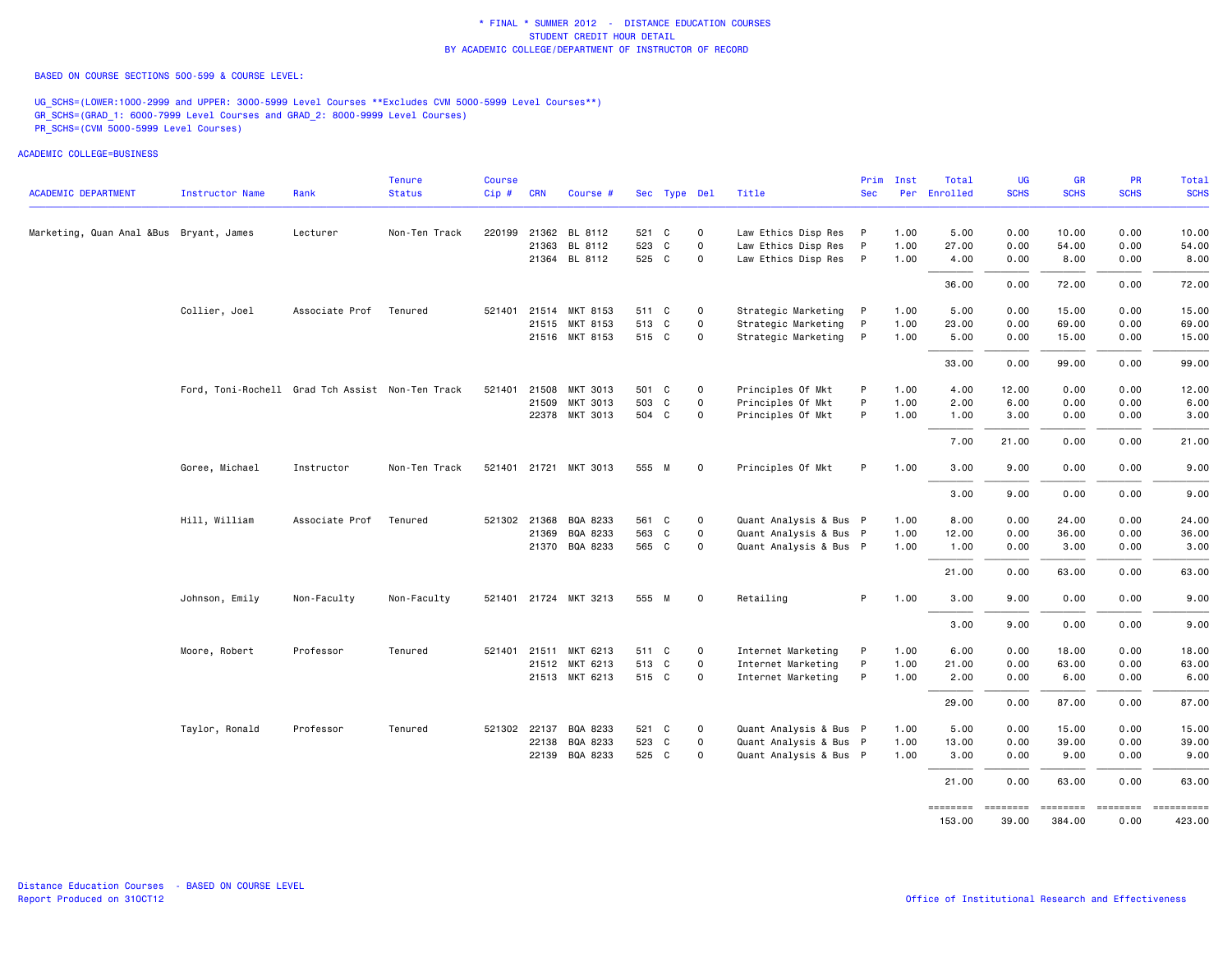# \* FINAL \* SUMMER 2012 - DISTANCE EDUCATION COURSES
## STUDENT CREDIT HOUR DETAIL
## BY ACADEMIC COLLEGE/DEPARTMENT OF INSTRUCTOR OF RECORD

BASED ON COURSE SECTIONS 500-599 & COURSE LEVEL:

UG_SCHS=(LOWER:1000-2999 and UPPER: 3000-5999 Level Courses **Excludes CVM 5000-5999 Level Courses**)
GR_SCHS=(GRAD_1: 6000-7999 Level Courses and GRAD_2: 8000-9999 Level Courses)
PR_SCHS=(CVM 5000-5999 Level Courses)

ACADEMIC COLLEGE=BUSINESS

| ACADEMIC DEPARTMENT | Instructor Name | Rank | Tenure Status | Course Cip # | CRN | Course # | Sec | Type | Del | Title | Prim Sec | Inst Per | Total Enrolled | UG SCHS | GR SCHS | PR SCHS | Total SCHS |
|---|---|---|---|---|---|---|---|---|---|---|---|---|---|---|---|---|---|
| Marketing, Quan Anal &Bus | Bryant, James | Lecturer | Non-Ten Track | 220199 | 21362 | BL 8112 | 521 | C | 0 | Law Ethics Disp Res | P | 1.00 | 5.00 | 0.00 | 10.00 | 0.00 | 10.00 |
| | | | | | 21363 | BL 8112 | 523 | C | 0 | Law Ethics Disp Res | P | 1.00 | 27.00 | 0.00 | 54.00 | 0.00 | 54.00 |
| | | | | | 21364 | BL 8112 | 525 | C | 0 | Law Ethics Disp Res | P | 1.00 | 4.00 | 0.00 | 8.00 | 0.00 | 8.00 |
| | | | | | | | | | | | | | 36.00 | 0.00 | 72.00 | 0.00 | 72.00 |
| | Collier, Joel | Associate Prof | Tenured | 521401 | 21514 | MKT 8153 | 511 | C | 0 | Strategic Marketing | P | 1.00 | 5.00 | 0.00 | 15.00 | 0.00 | 15.00 |
| | | | | | 21515 | MKT 8153 | 513 | C | 0 | Strategic Marketing | P | 1.00 | 23.00 | 0.00 | 69.00 | 0.00 | 69.00 |
| | | | | | 21516 | MKT 8153 | 515 | C | 0 | Strategic Marketing | P | 1.00 | 5.00 | 0.00 | 15.00 | 0.00 | 15.00 |
| | | | | | | | | | | | | | 33.00 | 0.00 | 99.00 | 0.00 | 99.00 |
| | Ford, Toni-Rochell | Grad Tch Assist | Non-Ten Track | 521401 | 21508 | MKT 3013 | 501 | C | 0 | Principles Of Mkt | P | 1.00 | 4.00 | 12.00 | 0.00 | 0.00 | 12.00 |
| | | | | | 21509 | MKT 3013 | 503 | C | 0 | Principles Of Mkt | P | 1.00 | 2.00 | 6.00 | 0.00 | 0.00 | 6.00 |
| | | | | | 22378 | MKT 3013 | 504 | C | 0 | Principles Of Mkt | P | 1.00 | 1.00 | 3.00 | 0.00 | 0.00 | 3.00 |
| | | | | | | | | | | | | | 7.00 | 21.00 | 0.00 | 0.00 | 21.00 |
| | Goree, Michael | Instructor | Non-Ten Track | 521401 | 21721 | MKT 3013 | 555 | M | 0 | Principles Of Mkt | P | 1.00 | 3.00 | 9.00 | 0.00 | 0.00 | 9.00 |
| | | | | | | | | | | | | | 3.00 | 9.00 | 0.00 | 0.00 | 9.00 |
| | Hill, William | Associate Prof | Tenured | 521302 | 21368 | BQA 8233 | 561 | C | 0 | Quant Analysis & Bus | P | 1.00 | 8.00 | 0.00 | 24.00 | 0.00 | 24.00 |
| | | | | | 21369 | BQA 8233 | 563 | C | 0 | Quant Analysis & Bus | P | 1.00 | 12.00 | 0.00 | 36.00 | 0.00 | 36.00 |
| | | | | | 21370 | BQA 8233 | 565 | C | 0 | Quant Analysis & Bus | P | 1.00 | 1.00 | 0.00 | 3.00 | 0.00 | 3.00 |
| | | | | | | | | | | | | | 21.00 | 0.00 | 63.00 | 0.00 | 63.00 |
| | Johnson, Emily | Non-Faculty | Non-Faculty | 521401 | 21724 | MKT 3213 | 555 | M | 0 | Retailing | P | 1.00 | 3.00 | 9.00 | 0.00 | 0.00 | 9.00 |
| | | | | | | | | | | | | | 3.00 | 9.00 | 0.00 | 0.00 | 9.00 |
| | Moore, Robert | Professor | Tenured | 521401 | 21511 | MKT 6213 | 511 | C | 0 | Internet Marketing | P | 1.00 | 6.00 | 0.00 | 18.00 | 0.00 | 18.00 |
| | | | | | 21512 | MKT 6213 | 513 | C | 0 | Internet Marketing | P | 1.00 | 21.00 | 0.00 | 63.00 | 0.00 | 63.00 |
| | | | | | 21513 | MKT 6213 | 515 | C | 0 | Internet Marketing | P | 1.00 | 2.00 | 0.00 | 6.00 | 0.00 | 6.00 |
| | | | | | | | | | | | | | 29.00 | 0.00 | 87.00 | 0.00 | 87.00 |
| | Taylor, Ronald | Professor | Tenured | 521302 | 22137 | BQA 8233 | 521 | C | 0 | Quant Analysis & Bus | P | 1.00 | 5.00 | 0.00 | 15.00 | 0.00 | 15.00 |
| | | | | | 22138 | BQA 8233 | 523 | C | 0 | Quant Analysis & Bus | P | 1.00 | 13.00 | 0.00 | 39.00 | 0.00 | 39.00 |
| | | | | | 22139 | BQA 8233 | 525 | C | 0 | Quant Analysis & Bus | P | 1.00 | 3.00 | 0.00 | 9.00 | 0.00 | 9.00 |
| | | | | | | | | | | | | | 21.00 | 0.00 | 63.00 | 0.00 | 63.00 |
| | | | | | | | | | | | | | 153.00 | 39.00 | 384.00 | 0.00 | 423.00 |

Distance Education Courses - BASED ON COURSE LEVEL
Report Produced on 31OCT12

Office of Institutional Research and Effectiveness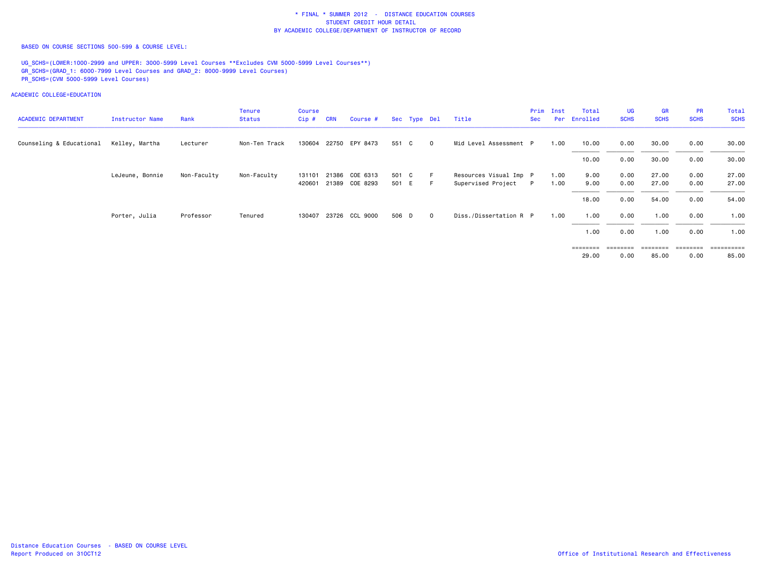\* FINAL \* SUMMER 2012 - DISTANCE EDUCATION COURSES
STUDENT CREDIT HOUR DETAIL
BY ACADEMIC COLLEGE/DEPARTMENT OF INSTRUCTOR OF RECORD

BASED ON COURSE SECTIONS 500-599 & COURSE LEVEL:

UG_SCHS=(LOWER:1000-2999 and UPPER: 3000-5999 Level Courses **Excludes CVM 5000-5999 Level Courses**)
GR_SCHS=(GRAD_1: 6000-7999 Level Courses and GRAD_2: 8000-9999 Level Courses)
PR_SCHS=(CVM 5000-5999 Level Courses)

ACADEMIC COLLEGE=EDUCATION

| ACADEMIC DEPARTMENT | Instructor Name | Rank | Tenure Status | Course Cip # | CRN | Course # | Sec | Type | Del | Title | Prim Sec | Inst Per | Total Enrolled | UG SCHS | GR SCHS | PR SCHS | Total SCHS |
|---|---|---|---|---|---|---|---|---|---|---|---|---|---|---|---|---|---|
| Counseling & Educational | Kelley, Martha | Lecturer | Non-Ten Track | 130604 | 22750 | EPY 8473 | 551 | C | O | Mid Level Assessment | P | 1.00 | 10.00 | 0.00 | 30.00 | 0.00 | 30.00 |
| | | | | | | | | | | | | | 10.00 | 0.00 | 30.00 | 0.00 | 30.00 |
| | LeJeune, Bonnie | Non-Faculty | Non-Faculty | 131101 | 21386 | COE 6313 | 501 | C | F | Resources Visual Imp | P | 1.00 | 9.00 | 0.00 | 27.00 | 0.00 | 27.00 |
| | | | | 420601 | 21389 | COE 8293 | 501 | E | F | Supervised Project | P | 1.00 | 9.00 | 0.00 | 27.00 | 0.00 | 27.00 |
| | | | | | | | | | | | | | 18.00 | 0.00 | 54.00 | 0.00 | 54.00 |
| | Porter, Julia | Professor | Tenured | 130407 | 23726 | CCL 9000 | 506 | D | O | Diss./Dissertation R | P | 1.00 | 1.00 | 0.00 | 1.00 | 0.00 | 1.00 |
| | | | | | | | | | | | | | 1.00 | 0.00 | 1.00 | 0.00 | 1.00 |
| | | | | | | | | | | | | | 29.00 | 0.00 | 85.00 | 0.00 | 85.00 |

Distance Education Courses - BASED ON COURSE LEVEL
Report Produced on 31OCT12

Office of Institutional Research and Effectiveness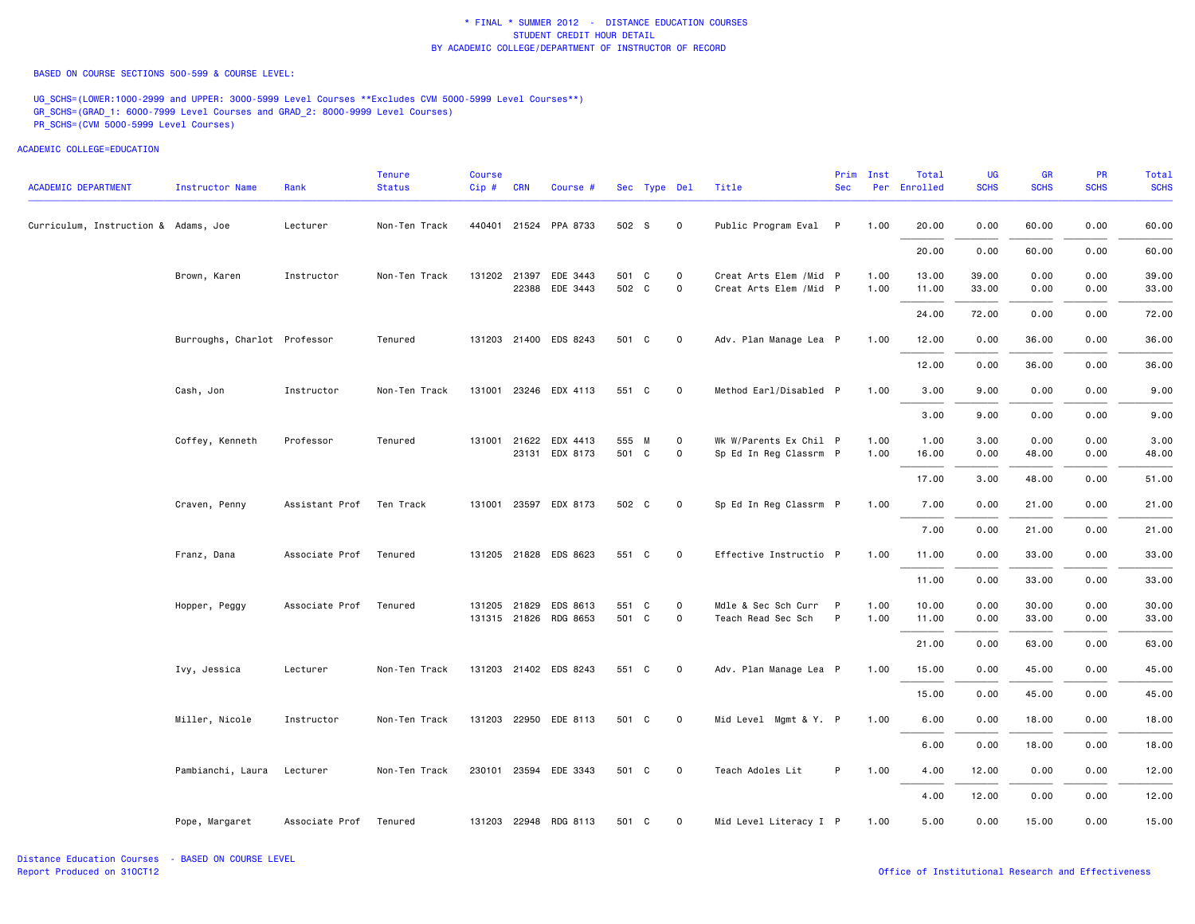\* FINAL \* SUMMER 2012 - DISTANCE EDUCATION COURSES
STUDENT CREDIT HOUR DETAIL
BY ACADEMIC COLLEGE/DEPARTMENT OF INSTRUCTOR OF RECORD

BASED ON COURSE SECTIONS 500-599 & COURSE LEVEL:

UG_SCHS=(LOWER:1000-2999 and UPPER: 3000-5999 Level Courses **Excludes CVM 5000-5999 Level Courses**)
GR_SCHS=(GRAD_1: 6000-7999 Level Courses and GRAD_2: 8000-9999 Level Courses)
PR_SCHS=(CVM 5000-5999 Level Courses)

ACADEMIC COLLEGE=EDUCATION

| ACADEMIC DEPARTMENT | Instructor Name | Rank | Tenure Status | Course Cip # | CRN | Course # | Sec | Type | Del | Title | Prim Sec | Inst Per | Total Enrolled | UG SCHS | GR SCHS | PR SCHS | Total SCHS |
|---|---|---|---|---|---|---|---|---|---|---|---|---|---|---|---|---|---|
| Curriculum, Instruction & | Adams, Joe | Lecturer | Non-Ten Track | 440401 | 21524 | PPA 8733 | 502 | S | 0 | Public Program Eval | P | 1.00 | 20.00 | 0.00 | 60.00 | 0.00 | 60.00 |
| | | | | | | | | | | | | | 20.00 | 0.00 | 60.00 | 0.00 | 60.00 |
| | Brown, Karen | Instructor | Non-Ten Track | 131202 | 21397 | EDE 3443 | 501 | C | 0 | Creat Arts Elem /Mid | P | 1.00 | 13.00 | 39.00 | 0.00 | 0.00 | 39.00 |
| | | | | | 22388 | EDE 3443 | 502 | C | 0 | Creat Arts Elem /Mid | P | 1.00 | 11.00 | 33.00 | 0.00 | 0.00 | 33.00 |
| | | | | | | | | | | | | | 24.00 | 72.00 | 0.00 | 0.00 | 72.00 |
| | Burroughs, Charlot | Professor | Tenured | 131203 | 21400 | EDS 8243 | 501 | C | 0 | Adv. Plan Manage Lea | P | 1.00 | 12.00 | 0.00 | 36.00 | 0.00 | 36.00 |
| | | | | | | | | | | | | | 12.00 | 0.00 | 36.00 | 0.00 | 36.00 |
| | Cash, Jon | Instructor | Non-Ten Track | 131001 | 23246 | EDX 4113 | 551 | C | 0 | Method Earl/Disabled | P | 1.00 | 3.00 | 9.00 | 0.00 | 0.00 | 9.00 |
| | | | | | | | | | | | | | 3.00 | 9.00 | 0.00 | 0.00 | 9.00 |
| | Coffey, Kenneth | Professor | Tenured | 131001 | 21622 | EDX 4413 | 555 | M | 0 | Wk W/Parents Ex Chil | P | 1.00 | 1.00 | 3.00 | 0.00 | 0.00 | 3.00 |
| | | | | | 23131 | EDX 8173 | 501 | C | 0 | Sp Ed In Reg Classrm | P | 1.00 | 16.00 | 0.00 | 48.00 | 0.00 | 48.00 |
| | | | | | | | | | | | | | 17.00 | 3.00 | 48.00 | 0.00 | 51.00 |
| | Craven, Penny | Assistant Prof | Ten Track | 131001 | 23597 | EDX 8173 | 502 | C | 0 | Sp Ed In Reg Classrm | P | 1.00 | 7.00 | 0.00 | 21.00 | 0.00 | 21.00 |
| | | | | | | | | | | | | | 7.00 | 0.00 | 21.00 | 0.00 | 21.00 |
| | Franz, Dana | Associate Prof | Tenured | 131205 | 21828 | EDS 8623 | 551 | C | 0 | Effective Instructio | P | 1.00 | 11.00 | 0.00 | 33.00 | 0.00 | 33.00 |
| | | | | | | | | | | | | | 11.00 | 0.00 | 33.00 | 0.00 | 33.00 |
| | Hopper, Peggy | Associate Prof | Tenured | 131205 | 21829 | EDS 8613 | 551 | C | 0 | Mdle & Sec Sch Curr | P | 1.00 | 10.00 | 0.00 | 30.00 | 0.00 | 30.00 |
| | | | | 131315 | 21826 | RDG 8653 | 501 | C | 0 | Teach Read Sec Sch | P | 1.00 | 11.00 | 0.00 | 33.00 | 0.00 | 33.00 |
| | | | | | | | | | | | | | 21.00 | 0.00 | 63.00 | 0.00 | 63.00 |
| | Ivy, Jessica | Lecturer | Non-Ten Track | 131203 | 21402 | EDS 8243 | 551 | C | 0 | Adv. Plan Manage Lea | P | 1.00 | 15.00 | 0.00 | 45.00 | 0.00 | 45.00 |
| | | | | | | | | | | | | | 15.00 | 0.00 | 45.00 | 0.00 | 45.00 |
| | Miller, Nicole | Instructor | Non-Ten Track | 131203 | 22950 | EDE 8113 | 501 | C | 0 | Mid Level Mgmt & Y. | P | 1.00 | 6.00 | 0.00 | 18.00 | 0.00 | 18.00 |
| | | | | | | | | | | | | | 6.00 | 0.00 | 18.00 | 0.00 | 18.00 |
| | Pambianchi, Laura | Lecturer | Non-Ten Track | 230101 | 23594 | EDE 3343 | 501 | C | 0 | Teach Adoles Lit | P | 1.00 | 4.00 | 12.00 | 0.00 | 0.00 | 12.00 |
| | | | | | | | | | | | | | 4.00 | 12.00 | 0.00 | 0.00 | 12.00 |
| | Pope, Margaret | Associate Prof | Tenured | 131203 | 22948 | RDG 8113 | 501 | C | 0 | Mid Level Literacy I | P | 1.00 | 5.00 | 0.00 | 15.00 | 0.00 | 15.00 |

Distance Education Courses - BASED ON COURSE LEVEL
Report Produced on 31OCT12

Office of Institutional Research and Effectiveness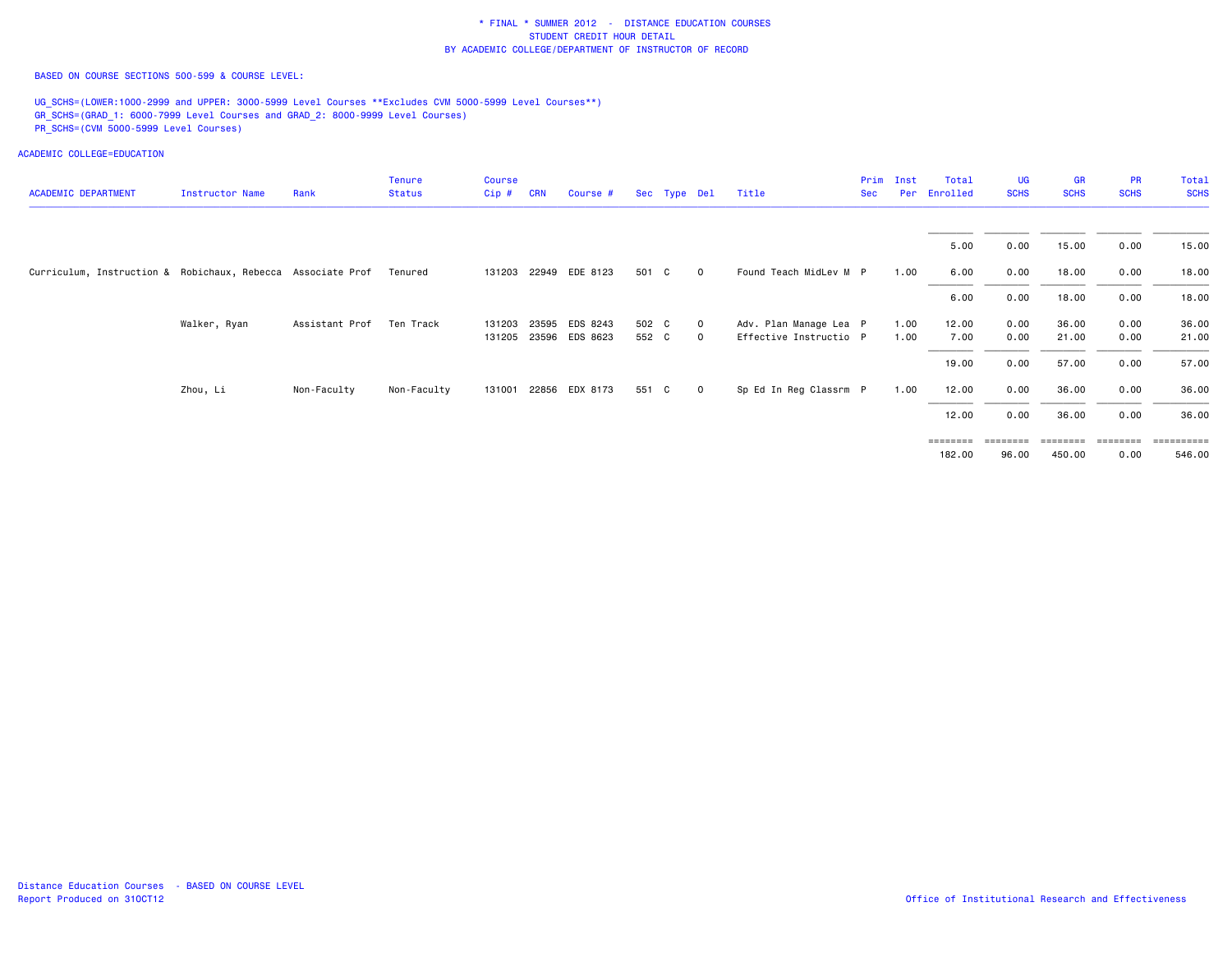\* FINAL \* SUMMER 2012 - DISTANCE EDUCATION COURSES
STUDENT CREDIT HOUR DETAIL
BY ACADEMIC COLLEGE/DEPARTMENT OF INSTRUCTOR OF RECORD

BASED ON COURSE SECTIONS 500-599 & COURSE LEVEL:

UG_SCHS=(LOWER:1000-2999 and UPPER: 3000-5999 Level Courses **Excludes CVM 5000-5999 Level Courses**)
GR_SCHS=(GRAD_1: 6000-7999 Level Courses and GRAD_2: 8000-9999 Level Courses)
PR_SCHS=(CVM 5000-5999 Level Courses)

ACADEMIC COLLEGE=EDUCATION

| ACADEMIC DEPARTMENT | Instructor Name | Rank | Tenure Status | Course Cip # | CRN | Course # | Sec | Type | Del | Title | Prim Sec | Inst Per | Total Enrolled | UG SCHS | GR SCHS | PR SCHS | Total SCHS |
|---|---|---|---|---|---|---|---|---|---|---|---|---|---|---|---|---|---|
| | | | | | | | | | | | | | 5.00 | 0.00 | 15.00 | 0.00 | 15.00 |
| Curriculum, Instruction & | Robichaux, Rebecca | Associate Prof | Tenured | 131203 | 22949 | EDE 8123 | 501 | C | O | Found Teach MidLev M | P | 1.00 | 6.00 | 0.00 | 18.00 | 0.00 | 18.00 |
| | | | | | | | | | | | | | 6.00 | 0.00 | 18.00 | 0.00 | 18.00 |
| | Walker, Ryan | Assistant Prof | Ten Track | 131203 | 23595 | EDS 8243 | 502 | C | O | Adv. Plan Manage Lea | P | 1.00 | 12.00 | 0.00 | 36.00 | 0.00 | 36.00 |
| | | | | 131205 | 23596 | EDS 8623 | 552 | C | O | Effective Instructio | P | 1.00 | 7.00 | 0.00 | 21.00 | 0.00 | 21.00 |
| | | | | | | | | | | | | | 19.00 | 0.00 | 57.00 | 0.00 | 57.00 |
| | Zhou, Li | Non-Faculty | Non-Faculty | 131001 | 22856 | EDX 8173 | 551 | C | O | Sp Ed In Reg Classrm | P | 1.00 | 12.00 | 0.00 | 36.00 | 0.00 | 36.00 |
| | | | | | | | | | | | | | 12.00 | 0.00 | 36.00 | 0.00 | 36.00 |
| | | | | | | | | | | | | | 182.00 | 96.00 | 450.00 | 0.00 | 546.00 |

Distance Education Courses - BASED ON COURSE LEVEL
Report Produced on 31OCT12

Office of Institutional Research and Effectiveness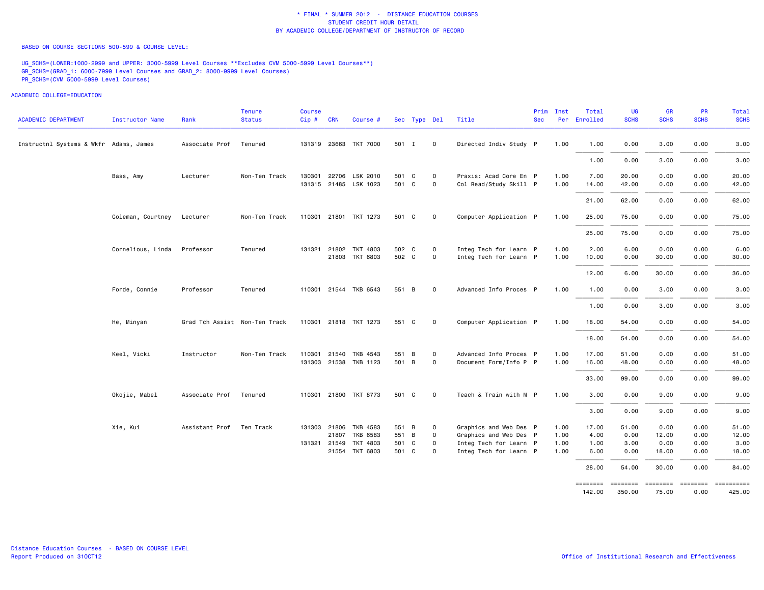# * FINAL * SUMMER 2012 - DISTANCE EDUCATION COURSES
## STUDENT CREDIT HOUR DETAIL
## BY ACADEMIC COLLEGE/DEPARTMENT OF INSTRUCTOR OF RECORD

BASED ON COURSE SECTIONS 500-599 & COURSE LEVEL:

UG_SCHS=(LOWER:1000-2999 and UPPER: 3000-5999 Level Courses **Excludes CVM 5000-5999 Level Courses**)
GR_SCHS=(GRAD_1: 6000-7999 Level Courses and GRAD_2: 8000-9999 Level Courses)
PR_SCHS=(CVM 5000-5999 Level Courses)

ACADEMIC COLLEGE=EDUCATION

| ACADEMIC DEPARTMENT | Instructor Name | Rank | Tenure Status | Course Cip # | CRN | Course # | Sec | Type | Del | Title | Prim Sec | Inst Per | Total Enrolled | UG SCHS | GR SCHS | PR SCHS | Total SCHS |
|---|---|---|---|---|---|---|---|---|---|---|---|---|---|---|---|---|---|
| Instructnl Systems & Wkfr | Adams, James | Associate Prof | Tenured | 131319 | 23663 | TKT 7000 | 501 | I | O | Directed Indiv Study | P | 1.00 | 1.00 | 0.00 | 3.00 | 0.00 | 3.00 |
| | | | | | | | | | | | | | 1.00 | 0.00 | 3.00 | 0.00 | 3.00 |
| | Bass, Amy | Lecturer | Non-Ten Track | 130301 | 22706 | LSK 2010 | 501 | C | O | Praxis: Acad Core En | P | 1.00 | 7.00 | 20.00 | 0.00 | 0.00 | 20.00 |
| | | | | 131315 | 21485 | LSK 1023 | 501 | C | O | Col Read/Study Skill | P | 1.00 | 14.00 | 42.00 | 0.00 | 0.00 | 42.00 |
| | | | | | | | | | | | | | 21.00 | 62.00 | 0.00 | 0.00 | 62.00 |
| | Coleman, Courtney | Lecturer | Non-Ten Track | 110301 | 21801 | TKT 1273 | 501 | C | O | Computer Application | P | 1.00 | 25.00 | 75.00 | 0.00 | 0.00 | 75.00 |
| | | | | | | | | | | | | | 25.00 | 75.00 | 0.00 | 0.00 | 75.00 |
| | Cornelious, Linda | Professor | Tenured | 131321 | 21802 | TKT 4803 | 502 | C | O | Integ Tech for Learn | P | 1.00 | 2.00 | 6.00 | 0.00 | 0.00 | 6.00 |
| | | | | | 21803 | TKT 6803 | 502 | C | O | Integ Tech for Learn | P | 1.00 | 10.00 | 0.00 | 30.00 | 0.00 | 30.00 |
| | | | | | | | | | | | | | 12.00 | 6.00 | 30.00 | 0.00 | 36.00 |
| | Forde, Connie | Professor | Tenured | 110301 | 21544 | TKB 6543 | 551 | B | O | Advanced Info Proces | P | 1.00 | 1.00 | 0.00 | 3.00 | 0.00 | 3.00 |
| | | | | | | | | | | | | | 1.00 | 0.00 | 3.00 | 0.00 | 3.00 |
| | He, Minyan | Grad Tch Assist | Non-Ten Track | 110301 | 21818 | TKT 1273 | 551 | C | O | Computer Application | P | 1.00 | 18.00 | 54.00 | 0.00 | 0.00 | 54.00 |
| | | | | | | | | | | | | | 18.00 | 54.00 | 0.00 | 0.00 | 54.00 |
| | Keel, Vicki | Instructor | Non-Ten Track | 110301 | 21540 | TKB 4543 | 551 | B | O | Advanced Info Proces | P | 1.00 | 17.00 | 51.00 | 0.00 | 0.00 | 51.00 |
| | | | | 131303 | 21538 | TKB 1123 | 501 | B | O | Document Form/Info P | P | 1.00 | 16.00 | 48.00 | 0.00 | 0.00 | 48.00 |
| | | | | | | | | | | | | | 33.00 | 99.00 | 0.00 | 0.00 | 99.00 |
| | Okojie, Mabel | Associate Prof | Tenured | 110301 | 21800 | TKT 8773 | 501 | C | O | Teach & Train with M | P | 1.00 | 3.00 | 0.00 | 9.00 | 0.00 | 9.00 |
| | | | | | | | | | | | | | 3.00 | 0.00 | 9.00 | 0.00 | 9.00 |
| | Xie, Kui | Assistant Prof | Ten Track | 131303 | 21806 | TKB 4583 | 551 | B | O | Graphics and Web Des | P | 1.00 | 17.00 | 51.00 | 0.00 | 0.00 | 51.00 |
| | | | | | 21807 | TKB 6583 | 551 | B | O | Graphics and Web Des | P | 1.00 | 4.00 | 0.00 | 12.00 | 0.00 | 12.00 |
| | | | | 131321 | 21549 | TKT 4803 | 501 | C | O | Integ Tech for Learn | P | 1.00 | 1.00 | 3.00 | 0.00 | 0.00 | 3.00 |
| | | | | | 21554 | TKT 6803 | 501 | C | O | Integ Tech for Learn | P | 1.00 | 6.00 | 0.00 | 18.00 | 0.00 | 18.00 |
| | | | | | | | | | | | | | 28.00 | 54.00 | 30.00 | 0.00 | 84.00 |
| | | | | | | | | | | | | | 142.00 | 350.00 | 75.00 | 0.00 | 425.00 |

Distance Education Courses - BASED ON COURSE LEVEL
Report Produced on 31OCT12

Office of Institutional Research and Effectiveness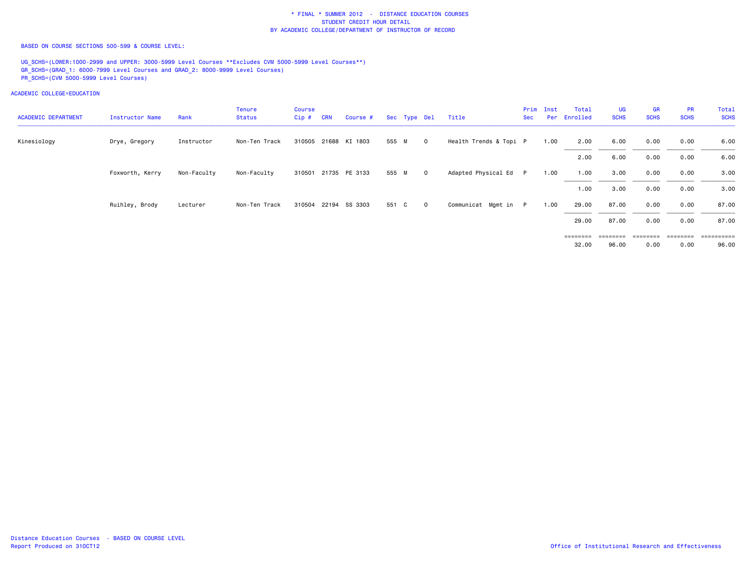# * FINAL * SUMMER 2012 - DISTANCE EDUCATION COURSES
## STUDENT CREDIT HOUR DETAIL
## BY ACADEMIC COLLEGE/DEPARTMENT OF INSTRUCTOR OF RECORD

BASED ON COURSE SECTIONS 500-599 & COURSE LEVEL:

UG_SCHS=(LOWER:1000-2999 and UPPER: 3000-5999 Level Courses **Excludes CVM 5000-5999 Level Courses**)
GR_SCHS=(GRAD_1: 6000-7999 Level Courses and GRAD_2: 8000-9999 Level Courses)
PR_SCHS=(CVM 5000-5999 Level Courses)

ACADEMIC COLLEGE=EDUCATION

| ACADEMIC DEPARTMENT | Instructor Name | Rank | Tenure Status | Course Cip # | CRN | Course # | Sec | Type | Del | Title | Prim Sec | Inst Per | Total Enrolled | UG SCHS | GR SCHS | PR SCHS | Total SCHS |
|---|---|---|---|---|---|---|---|---|---|---|---|---|---|---|---|---|---|
| Kinesiology | Drye, Gregory | Instructor | Non-Ten Track | 310505 | 21688 | KI 1803 | 555 | M | O | Health Trends & Topi | P | 1.00 | 2.00 | 6.00 | 0.00 | 0.00 | 6.00 |
| | | | | | | | | | | | | | 2.00 | 6.00 | 0.00 | 0.00 | 6.00 |
| | Foxworth, Kerry | Non-Faculty | Non-Faculty | 310501 | 21735 | PE 3133 | 555 | M | O | Adapted Physical Ed | P | 1.00 | 1.00 | 3.00 | 0.00 | 0.00 | 3.00 |
| | | | | | | | | | | | | | 1.00 | 3.00 | 0.00 | 0.00 | 3.00 |
| | Ruihley, Brody | Lecturer | Non-Ten Track | 310504 | 22194 | SS 3303 | 551 | C | O | Communicat Mgmt in | P | 1.00 | 29.00 | 87.00 | 0.00 | 0.00 | 87.00 |
| | | | | | | | | | | | | | 29.00 | 87.00 | 0.00 | 0.00 | 87.00 |
| | | | | | | | | | | | | | 32.00 | 96.00 | 0.00 | 0.00 | 96.00 |

Distance Education Courses - BASED ON COURSE LEVEL
Report Produced on 31OCT12

Office of Institutional Research and Effectiveness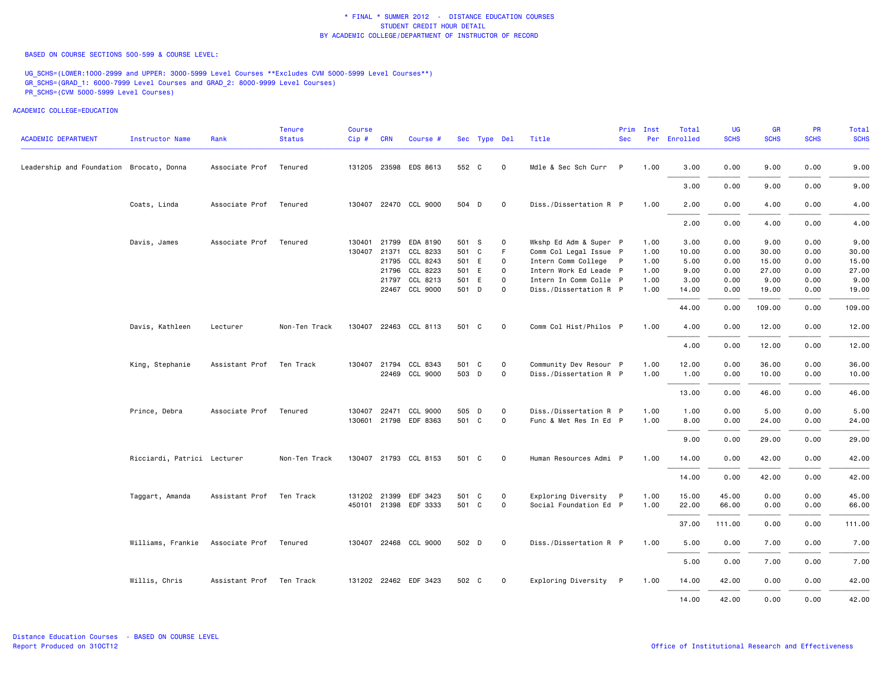# * FINAL * SUMMER 2012 - DISTANCE EDUCATION COURSES
## STUDENT CREDIT HOUR DETAIL
### BY ACADEMIC COLLEGE/DEPARTMENT OF INSTRUCTOR OF RECORD

BASED ON COURSE SECTIONS 500-599 & COURSE LEVEL:

UG_SCHS=(LOWER:1000-2999 and UPPER: 3000-5999 Level Courses **Excludes CVM 5000-5999 Level Courses**)
GR_SCHS=(GRAD_1: 6000-7999 Level Courses and GRAD_2: 8000-9999 Level Courses)
PR_SCHS=(CVM 5000-5999 Level Courses)

ACADEMIC COLLEGE=EDUCATION

| ACADEMIC DEPARTMENT | Instructor Name | Rank | Tenure Status | Course Cip # | CRN | Course # | Sec | Type | Del | Title | Prim Sec | Inst Per | Total Enrolled | UG SCHS | GR SCHS | PR SCHS | Total SCHS |
|---|---|---|---|---|---|---|---|---|---|---|---|---|---|---|---|---|---|
| Leadership and Foundation | Brocato, Donna | Associate Prof | Tenured | 131205 | 23598 | EDS 8613 | 552 | C | O | Mdle & Sec Sch Curr | P | 1.00 | 3.00 | 0.00 | 9.00 | 0.00 | 9.00 |
| | | | | | | | | | | | | | 3.00 | 0.00 | 9.00 | 0.00 | 9.00 |
| | Coats, Linda | Associate Prof | Tenured | 130407 | 22470 | CCL 9000 | 504 | D | O | Diss./Dissertation R | P | 1.00 | 2.00 | 0.00 | 4.00 | 0.00 | 4.00 |
| | | | | | | | | | | | | | 2.00 | 0.00 | 4.00 | 0.00 | 4.00 |
| | Davis, James | Associate Prof | Tenured | 130401 | 21799 | EDA 8190 | 501 | S | O | Wkshp Ed Adm & Super | P | 1.00 | 3.00 | 0.00 | 9.00 | 0.00 | 9.00 |
| | | | | 130407 | 21371 | CCL 8233 | 501 | C | F | Comm Col Legal Issue | P | 1.00 | 10.00 | 0.00 | 30.00 | 0.00 | 30.00 |
| | | | | | 21795 | CCL 8243 | 501 | E | O | Intern Comm College | P | 1.00 | 5.00 | 0.00 | 15.00 | 0.00 | 15.00 |
| | | | | | 21796 | CCL 8223 | 501 | E | O | Intern Work Ed Leade | P | 1.00 | 9.00 | 0.00 | 27.00 | 0.00 | 27.00 |
| | | | | | 21797 | CCL 8213 | 501 | E | O | Intern In Comm Colle | P | 1.00 | 3.00 | 0.00 | 9.00 | 0.00 | 9.00 |
| | | | | | 22467 | CCL 9000 | 501 | D | O | Diss./Dissertation R | P | 1.00 | 14.00 | 0.00 | 19.00 | 0.00 | 19.00 |
| | | | | | | | | | | | | | 44.00 | 0.00 | 109.00 | 0.00 | 109.00 |
| | Davis, Kathleen | Lecturer | Non-Ten Track | 130407 | 22463 | CCL 8113 | 501 | C | O | Comm Col Hist/Philos | P | 1.00 | 4.00 | 0.00 | 12.00 | 0.00 | 12.00 |
| | | | | | | | | | | | | | 4.00 | 0.00 | 12.00 | 0.00 | 12.00 |
| | King, Stephanie | Assistant Prof | Ten Track | 130407 | 21794 | CCL 8343 | 501 | C | O | Community Dev Resour | P | 1.00 | 12.00 | 0.00 | 36.00 | 0.00 | 36.00 |
| | | | | | 22469 | CCL 9000 | 503 | D | O | Diss./Dissertation R | P | 1.00 | 1.00 | 0.00 | 10.00 | 0.00 | 10.00 |
| | | | | | | | | | | | | | 13.00 | 0.00 | 46.00 | 0.00 | 46.00 |
| | Prince, Debra | Associate Prof | Tenured | 130407 | 22471 | CCL 9000 | 505 | D | O | Diss./Dissertation R | P | 1.00 | 1.00 | 0.00 | 5.00 | 0.00 | 5.00 |
| | | | | 130601 | 21798 | EDF 8363 | 501 | C | O | Func & Met Res In Ed | P | 1.00 | 8.00 | 0.00 | 24.00 | 0.00 | 24.00 |
| | | | | | | | | | | | | | 9.00 | 0.00 | 29.00 | 0.00 | 29.00 |
| | Ricciardi, Patrici | Lecturer | Non-Ten Track | 130407 | 21793 | CCL 8153 | 501 | C | O | Human Resources Admi | P | 1.00 | 14.00 | 0.00 | 42.00 | 0.00 | 42.00 |
| | | | | | | | | | | | | | 14.00 | 0.00 | 42.00 | 0.00 | 42.00 |
| | Taggart, Amanda | Assistant Prof | Ten Track | 131202 | 21399 | EDF 3423 | 501 | C | O | Exploring Diversity | P | 1.00 | 15.00 | 45.00 | 0.00 | 0.00 | 45.00 |
| | | | | 450101 | 21398 | EDF 3333 | 501 | C | O | Social Foundation Ed | P | 1.00 | 22.00 | 66.00 | 0.00 | 0.00 | 66.00 |
| | | | | | | | | | | | | | 37.00 | 111.00 | 0.00 | 0.00 | 111.00 |
| | Williams, Frankie | Associate Prof | Tenured | 130407 | 22468 | CCL 9000 | 502 | D | O | Diss./Dissertation R | P | 1.00 | 5.00 | 0.00 | 7.00 | 0.00 | 7.00 |
| | | | | | | | | | | | | | 5.00 | 0.00 | 7.00 | 0.00 | 7.00 |
| | Willis, Chris | Assistant Prof | Ten Track | 131202 | 22462 | EDF 3423 | 502 | C | O | Exploring Diversity | P | 1.00 | 14.00 | 42.00 | 0.00 | 0.00 | 42.00 |
| | | | | | | | | | | | | | 14.00 | 42.00 | 0.00 | 0.00 | 42.00 |

Distance Education Courses - BASED ON COURSE LEVEL
Report Produced on 31OCT12

Office of Institutional Research and Effectiveness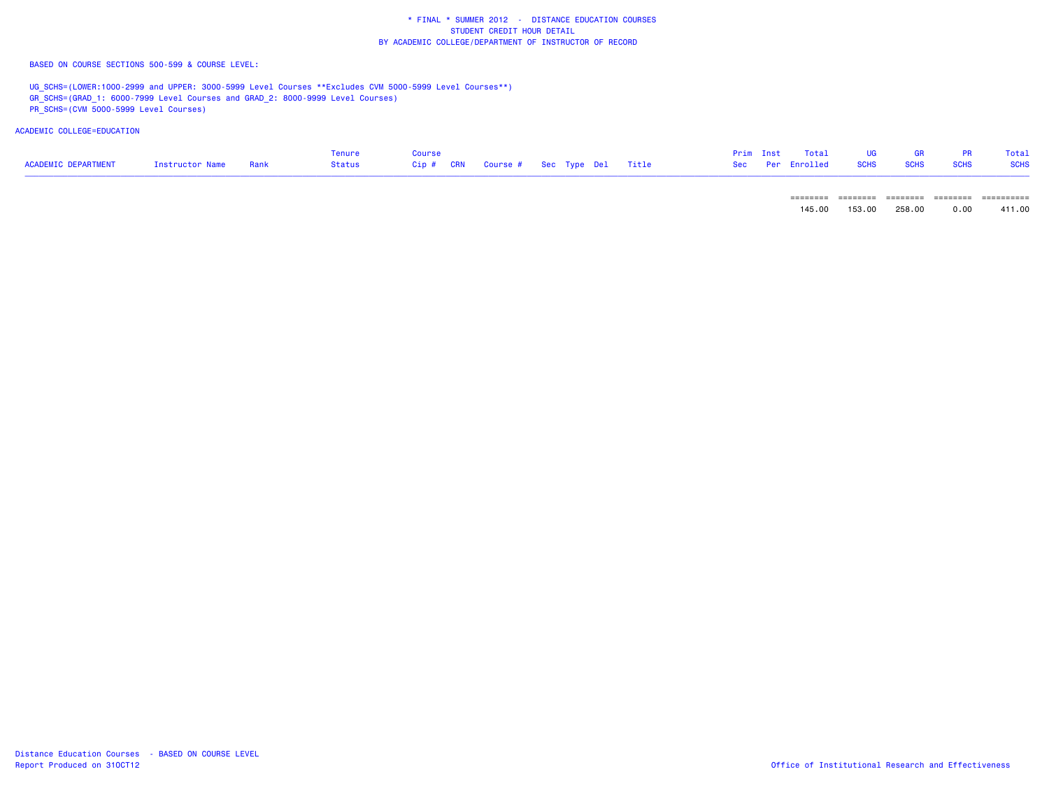\* FINAL \* SUMMER 2012 - DISTANCE EDUCATION COURSES
STUDENT CREDIT HOUR DETAIL
BY ACADEMIC COLLEGE/DEPARTMENT OF INSTRUCTOR OF RECORD

BASED ON COURSE SECTIONS 500-599 & COURSE LEVEL:

UG_SCHS=(LOWER:1000-2999 and UPPER: 3000-5999 Level Courses **Excludes CVM 5000-5999 Level Courses**)
GR_SCHS=(GRAD_1: 6000-7999 Level Courses and GRAD_2: 8000-9999 Level Courses)
PR_SCHS=(CVM 5000-5999 Level Courses)

ACADEMIC COLLEGE=EDUCATION

| ACADEMIC DEPARTMENT | Instructor Name | Rank | Tenure Status | Course Cip # | CRN | Course # | Sec | Type | Del | Title | Prim Sec | Inst Per | Total Enrolled | UG SCHS | GR SCHS | PR SCHS | Total SCHS |
|---|---|---|---|---|---|---|---|---|---|---|---|---|---|---|---|---|---|
| | | | | | | | | | | | | | ======== | ======== | ======== | ======== | ========== |
| | | | | | | | | | | | | | 145.00 | 153.00 | 258.00 | 0.00 | 411.00 |

Distance Education Courses - BASED ON COURSE LEVEL
Report Produced on 31OCT12

Office of Institutional Research and Effectiveness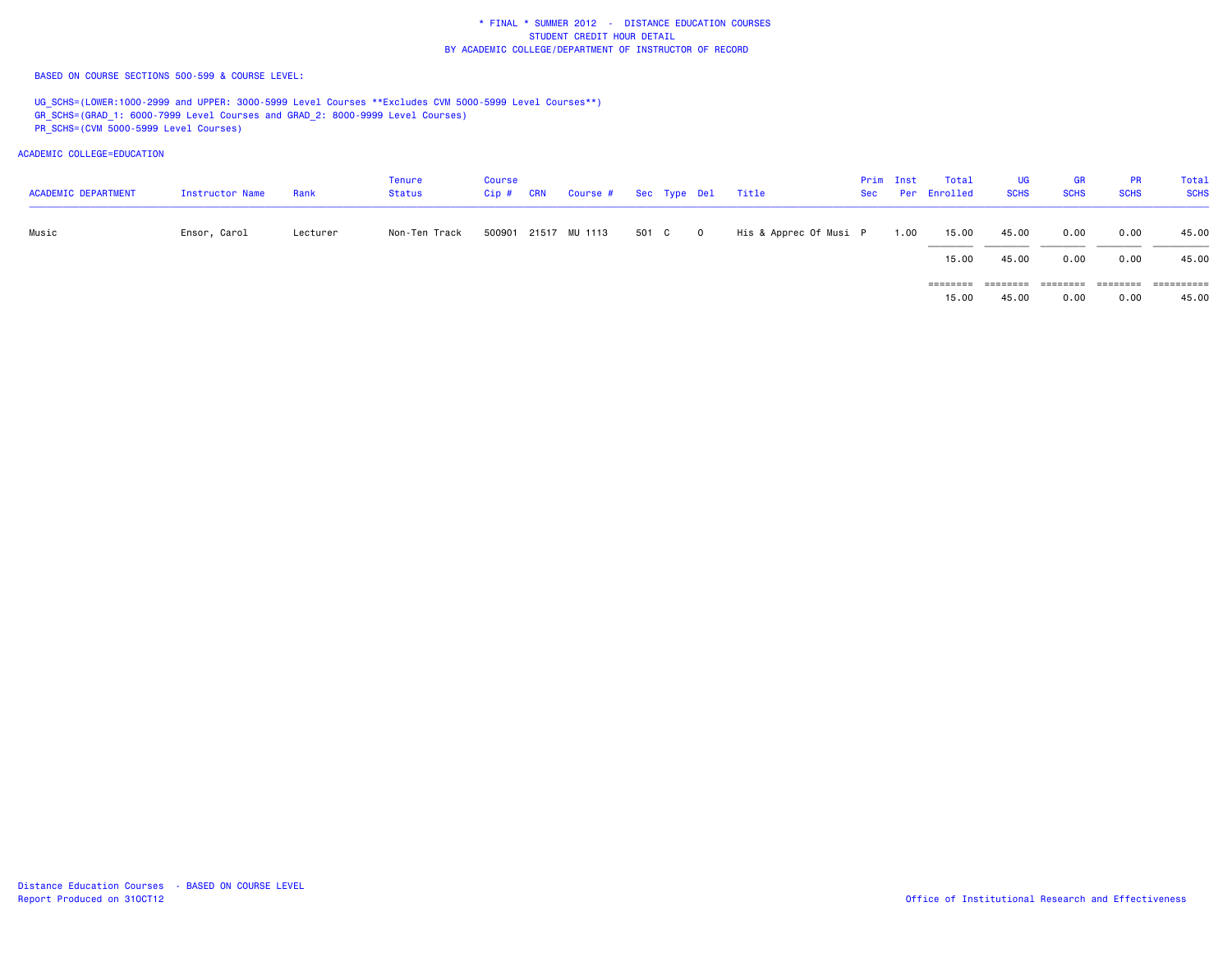\* FINAL \* SUMMER 2012 - DISTANCE EDUCATION COURSES
STUDENT CREDIT HOUR DETAIL
BY ACADEMIC COLLEGE/DEPARTMENT OF INSTRUCTOR OF RECORD

BASED ON COURSE SECTIONS 500-599 & COURSE LEVEL:

UG_SCHS=(LOWER:1000-2999 and UPPER: 3000-5999 Level Courses **Excludes CVM 5000-5999 Level Courses**)
GR_SCHS=(GRAD_1: 6000-7999 Level Courses and GRAD_2: 8000-9999 Level Courses)
PR_SCHS=(CVM 5000-5999 Level Courses)

ACADEMIC COLLEGE=EDUCATION

| ACADEMIC DEPARTMENT | Instructor Name | Rank | Tenure Status | Course Cip # | CRN | Course # | Sec | Type | Del | Title | Prim Sec | Inst Per | Total Enrolled | UG SCHS | GR SCHS | PR SCHS | Total SCHS |
|---|---|---|---|---|---|---|---|---|---|---|---|---|---|---|---|---|---|
| Music | Ensor, Carol | Lecturer | Non-Ten Track | 500901 | 21517 | MU 1113 | 501 | C | O | His & Apprec Of Musi | P | 1.00 | 15.00 | 45.00 | 0.00 | 0.00 | 45.00 |
| | | | | | | | | | | | | | 15.00 | 45.00 | 0.00 | 0.00 | 45.00 |
| | | | | | | | | | | | | | 15.00 | 45.00 | 0.00 | 0.00 | 45.00 |

Distance Education Courses - BASED ON COURSE LEVEL
Report Produced on 31OCT12

Office of Institutional Research and Effectiveness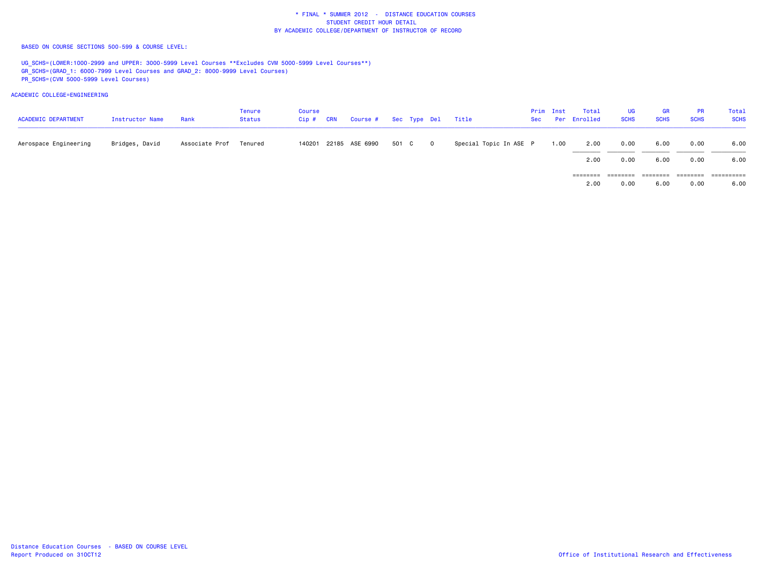\* FINAL \* SUMMER 2012 - DISTANCE EDUCATION COURSES
STUDENT CREDIT HOUR DETAIL
BY ACADEMIC COLLEGE/DEPARTMENT OF INSTRUCTOR OF RECORD

BASED ON COURSE SECTIONS 500-599 & COURSE LEVEL:

UG_SCHS=(LOWER:1000-2999 and UPPER: 3000-5999 Level Courses **Excludes CVM 5000-5999 Level Courses**)
GR_SCHS=(GRAD_1: 6000-7999 Level Courses and GRAD_2: 8000-9999 Level Courses)
PR_SCHS=(CVM 5000-5999 Level Courses)

ACADEMIC COLLEGE=ENGINEERING

| ACADEMIC DEPARTMENT | Instructor Name | Rank | Tenure Status | Course Cip # | CRN | Course # | Sec | Type | Del | Title | Prim Sec | Inst Per | Total Enrolled | UG SCHS | GR SCHS | PR SCHS | Total SCHS |
|---|---|---|---|---|---|---|---|---|---|---|---|---|---|---|---|---|---|
| Aerospace Engineering | Bridges, David | Associate Prof | Tenured | 140201 | 22185 | ASE 6990 | 501 | C | O | Special Topic In ASE | P | 1.00 | 2.00 | 0.00 | 6.00 | 0.00 | 6.00 |
| | | | | | | | | | | | | | 2.00 | 0.00 | 6.00 | 0.00 | 6.00 |
| | | | | | | | | | | | | | 2.00 | 0.00 | 6.00 | 0.00 | 6.00 |

Distance Education Courses - BASED ON COURSE LEVEL
Report Produced on 31OCT12

Office of Institutional Research and Effectiveness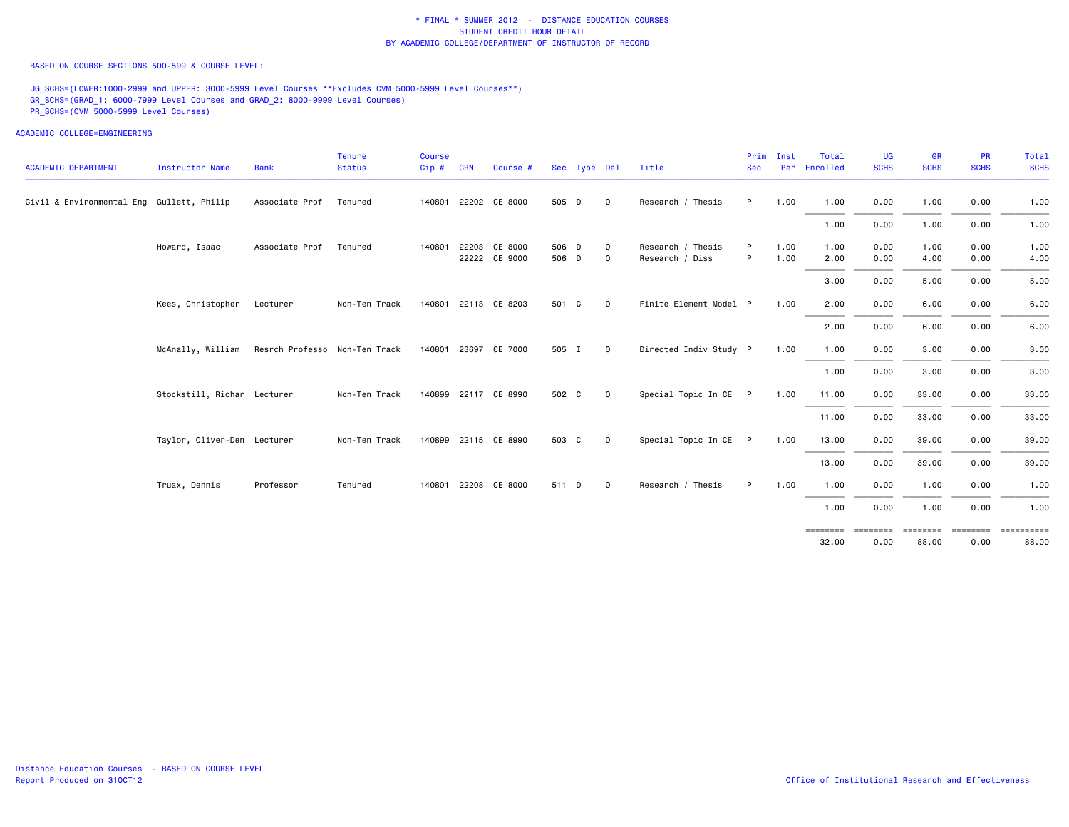\* FINAL \* SUMMER 2012 - DISTANCE EDUCATION COURSES
STUDENT CREDIT HOUR DETAIL
BY ACADEMIC COLLEGE/DEPARTMENT OF INSTRUCTOR OF RECORD

BASED ON COURSE SECTIONS 500-599 & COURSE LEVEL:

UG_SCHS=(LOWER:1000-2999 and UPPER: 3000-5999 Level Courses **Excludes CVM 5000-5999 Level Courses**)
GR_SCHS=(GRAD_1: 6000-7999 Level Courses and GRAD_2: 8000-9999 Level Courses)
PR_SCHS=(CVM 5000-5999 Level Courses)

ACADEMIC COLLEGE=ENGINEERING

| ACADEMIC DEPARTMENT | Instructor Name | Rank | Tenure Status | Course Cip # | CRN | Course # | Sec | Type | Del | Title | Prim Sec | Inst Per | Total Enrolled | UG SCHS | GR SCHS | PR SCHS | Total SCHS |
|---|---|---|---|---|---|---|---|---|---|---|---|---|---|---|---|---|---|
| Civil & Environmental Eng | Gullett, Philip | Associate Prof | Tenured | 140801 | 22202 | CE 8000 | 505 | D | O | Research / Thesis | P | 1.00 | 1.00 | 0.00 | 1.00 | 0.00 | 1.00 |
| | | | | | | | | | | | | | 1.00 | 0.00 | 1.00 | 0.00 | 1.00 |
| | Howard, Isaac | Associate Prof | Tenured | 140801 | 22203 | CE 8000 | 506 | D | O | Research / Thesis | P | 1.00 | 1.00 | 0.00 | 1.00 | 0.00 | 1.00 |
| | | | | | 22222 | CE 9000 | 506 | D | O | Research / Diss | P | 1.00 | 2.00 | 0.00 | 4.00 | 0.00 | 4.00 |
| | | | | | | | | | | | | | 3.00 | 0.00 | 5.00 | 0.00 | 5.00 |
| | Kees, Christopher | Lecturer | Non-Ten Track | 140801 | 22113 | CE 8203 | 501 | C | O | Finite Element Model | P | 1.00 | 2.00 | 0.00 | 6.00 | 0.00 | 6.00 |
| | | | | | | | | | | | | | 2.00 | 0.00 | 6.00 | 0.00 | 6.00 |
| | McAnally, William | Resrch Professo | Non-Ten Track | 140801 | 23697 | CE 7000 | 505 | I | O | Directed Indiv Study | P | 1.00 | 1.00 | 0.00 | 3.00 | 0.00 | 3.00 |
| | | | | | | | | | | | | | 1.00 | 0.00 | 3.00 | 0.00 | 3.00 |
| | Stockstill, Richar | Lecturer | Non-Ten Track | 140899 | 22117 | CE 8990 | 502 | C | O | Special Topic In CE | P | 1.00 | 11.00 | 0.00 | 33.00 | 0.00 | 33.00 |
| | | | | | | | | | | | | | 11.00 | 0.00 | 33.00 | 0.00 | 33.00 |
| | Taylor, Oliver-Den | Lecturer | Non-Ten Track | 140899 | 22115 | CE 8990 | 503 | C | O | Special Topic In CE | P | 1.00 | 13.00 | 0.00 | 39.00 | 0.00 | 39.00 |
| | | | | | | | | | | | | | 13.00 | 0.00 | 39.00 | 0.00 | 39.00 |
| | Truax, Dennis | Professor | Tenured | 140801 | 22208 | CE 8000 | 511 | D | O | Research / Thesis | P | 1.00 | 1.00 | 0.00 | 1.00 | 0.00 | 1.00 |
| | | | | | | | | | | | | | 1.00 | 0.00 | 1.00 | 0.00 | 1.00 |
| | | | | | | | | | | | | | 32.00 | 0.00 | 88.00 | 0.00 | 88.00 |

Distance Education Courses - BASED ON COURSE LEVEL
Report Produced on 31OCT12

Office of Institutional Research and Effectiveness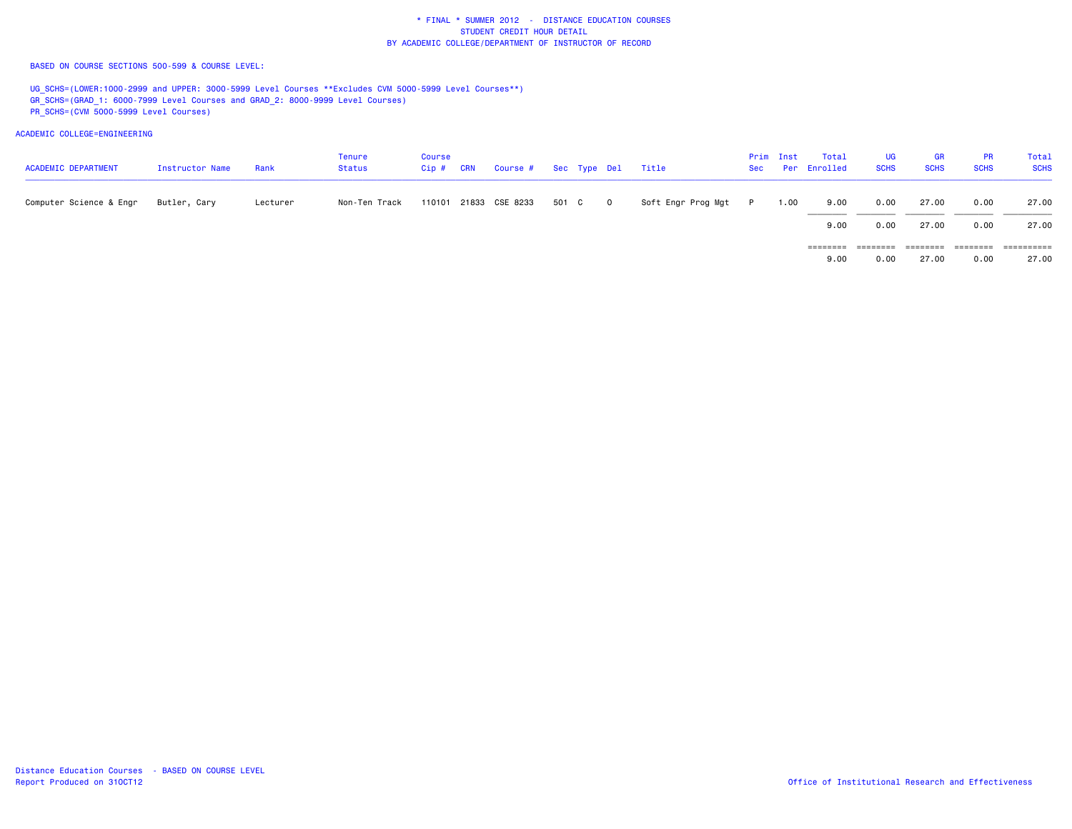\* FINAL \* SUMMER 2012 - DISTANCE EDUCATION COURSES
STUDENT CREDIT HOUR DETAIL
BY ACADEMIC COLLEGE/DEPARTMENT OF INSTRUCTOR OF RECORD

BASED ON COURSE SECTIONS 500-599 & COURSE LEVEL:

UG_SCHS=(LOWER:1000-2999 and UPPER: 3000-5999 Level Courses **Excludes CVM 5000-5999 Level Courses**)
GR_SCHS=(GRAD_1: 6000-7999 Level Courses and GRAD_2: 8000-9999 Level Courses)
PR_SCHS=(CVM 5000-5999 Level Courses)

ACADEMIC COLLEGE=ENGINEERING

| ACADEMIC DEPARTMENT | Instructor Name | Rank | Tenure Status | Course Cip # | CRN | Course # | Sec | Type | Del | Title | Prim Sec | Inst Per | Total Enrolled | UG SCHS | GR SCHS | PR SCHS | Total SCHS |
|---|---|---|---|---|---|---|---|---|---|---|---|---|---|---|---|---|---|
| Computer Science & Engr | Butler, Cary | Lecturer | Non-Ten Track | 110101 | 21833 | CSE 8233 | 501 | C | O | Soft Engr Prog Mgt | P | 1.00 | 9.00 | 0.00 | 27.00 | 0.00 | 27.00 |
| | | | | | | | | | | | | | 9.00 | 0.00 | 27.00 | 0.00 | 27.00 |
| | | | | | | | | | | | | | 9.00 | 0.00 | 27.00 | 0.00 | 27.00 |

Distance Education Courses - BASED ON COURSE LEVEL
Report Produced on 31OCT12

Office of Institutional Research and Effectiveness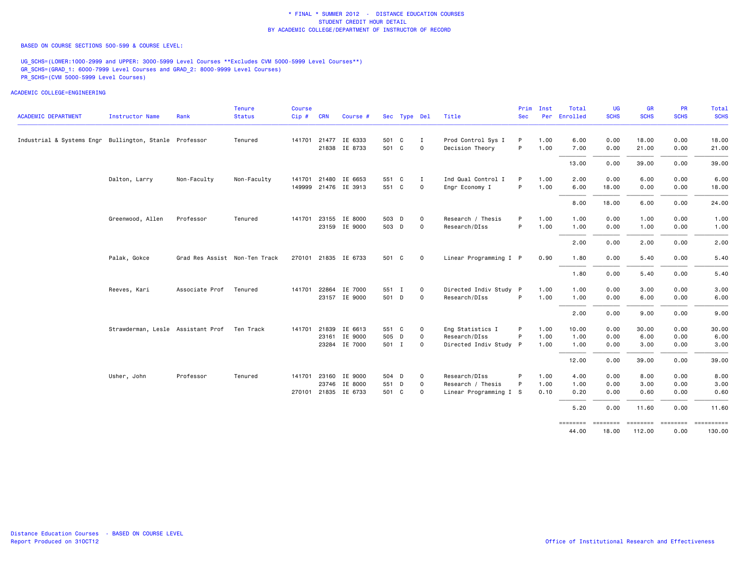# * FINAL * SUMMER 2012 - DISTANCE EDUCATION COURSES
## STUDENT CREDIT HOUR DETAIL
## BY ACADEMIC COLLEGE/DEPARTMENT OF INSTRUCTOR OF RECORD

BASED ON COURSE SECTIONS 500-599 & COURSE LEVEL:

UG_SCHS=(LOWER:1000-2999 and UPPER: 3000-5999 Level Courses **Excludes CVM 5000-5999 Level Courses**)
GR_SCHS=(GRAD_1: 6000-7999 Level Courses and GRAD_2: 8000-9999 Level Courses)
PR_SCHS=(CVM 5000-5999 Level Courses)

ACADEMIC COLLEGE=ENGINEERING

| ACADEMIC DEPARTMENT | Instructor Name | Rank | Tenure Status | Course Cip # | CRN | Course # | Sec | Type | Del | Title | Prim Sec | Inst Per | Total Enrolled | UG SCHS | GR SCHS | PR SCHS | Total SCHS |
|---|---|---|---|---|---|---|---|---|---|---|---|---|---|---|---|---|---|
| Industrial & Systems Engr | Bullington, Stanle | Professor | Tenured | 141701 | 21477 | IE 6333 | 501 | C | I | Prod Control Sys I | P | 1.00 | 6.00 | 0.00 | 18.00 | 0.00 | 18.00 |
| | | | | | 21838 | IE 8733 | 501 | C | O | Decision Theory | P | 1.00 | 7.00 | 0.00 | 21.00 | 0.00 | 21.00 |
| | | | | | | | | | | | | | 13.00 | 0.00 | 39.00 | 0.00 | 39.00 |
| | Dalton, Larry | Non-Faculty | Non-Faculty | 141701 | 21480 | IE 6653 | 551 | C | I | Ind Qual Control I | P | 1.00 | 2.00 | 0.00 | 6.00 | 0.00 | 6.00 |
| | | | | 149999 | 21476 | IE 3913 | 551 | C | O | Engr Economy I | P | 1.00 | 6.00 | 18.00 | 0.00 | 0.00 | 18.00 |
| | | | | | | | | | | | | | 8.00 | 18.00 | 6.00 | 0.00 | 24.00 |
| | Greenwood, Allen | Professor | Tenured | 141701 | 23155 | IE 8000 | 503 | D | O | Research / Thesis | P | 1.00 | 1.00 | 0.00 | 1.00 | 0.00 | 1.00 |
| | | | | | 23159 | IE 9000 | 503 | D | O | Research/DIss | P | 1.00 | 1.00 | 0.00 | 1.00 | 0.00 | 1.00 |
| | | | | | | | | | | | | | 2.00 | 0.00 | 2.00 | 0.00 | 2.00 |
| | Palak, Gokce | Grad Res Assist | Non-Ten Track | 270101 | 21835 | IE 6733 | 501 | C | O | Linear Programming I | P | 0.90 | 1.80 | 0.00 | 5.40 | 0.00 | 5.40 |
| | | | | | | | | | | | | | 1.80 | 0.00 | 5.40 | 0.00 | 5.40 |
| | Reeves, Kari | Associate Prof | Tenured | 141701 | 22864 | IE 7000 | 551 | I | O | Directed Indiv Study | P | 1.00 | 1.00 | 0.00 | 3.00 | 0.00 | 3.00 |
| | | | | | 23157 | IE 9000 | 501 | D | O | Research/DIss | P | 1.00 | 1.00 | 0.00 | 6.00 | 0.00 | 6.00 |
| | | | | | | | | | | | | | 2.00 | 0.00 | 9.00 | 0.00 | 9.00 |
| | Strawderman, Lesle | Assistant Prof | Ten Track | 141701 | 21839 | IE 6613 | 551 | C | O | Eng Statistics I | P | 1.00 | 10.00 | 0.00 | 30.00 | 0.00 | 30.00 |
| | | | | | 23161 | IE 9000 | 505 | D | O | Research/DIss | P | 1.00 | 1.00 | 0.00 | 6.00 | 0.00 | 6.00 |
| | | | | | 23284 | IE 7000 | 501 | I | O | Directed Indiv Study | P | 1.00 | 1.00 | 0.00 | 3.00 | 0.00 | 3.00 |
| | | | | | | | | | | | | | 12.00 | 0.00 | 39.00 | 0.00 | 39.00 |
| | Usher, John | Professor | Tenured | 141701 | 23160 | IE 9000 | 504 | D | O | Research/DIss | P | 1.00 | 4.00 | 0.00 | 8.00 | 0.00 | 8.00 |
| | | | | | 23746 | IE 8000 | 551 | D | O | Research / Thesis | P | 1.00 | 1.00 | 0.00 | 3.00 | 0.00 | 3.00 |
| | | | | 270101 | 21835 | IE 6733 | 501 | C | O | Linear Programming I | S | 0.10 | 0.20 | 0.00 | 0.60 | 0.00 | 0.60 |
| | | | | | | | | | | | | | 5.20 | 0.00 | 11.60 | 0.00 | 11.60 |
| | | | | | | | | | | | | | 44.00 | 18.00 | 112.00 | 0.00 | 130.00 |

Distance Education Courses - BASED ON COURSE LEVEL
Report Produced on 31OCT12

Office of Institutional Research and Effectiveness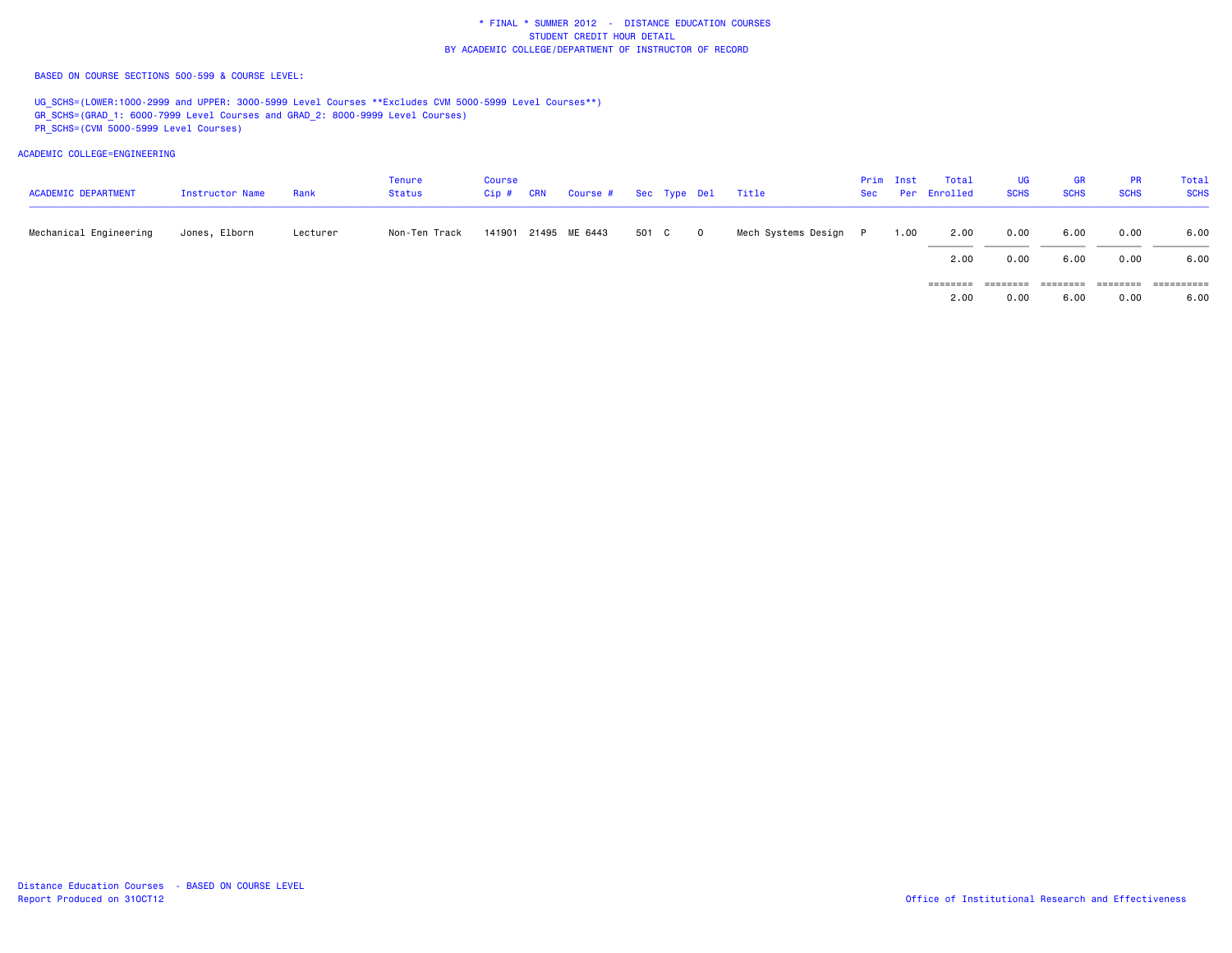# * FINAL * SUMMER 2012 - DISTANCE EDUCATION COURSES
## STUDENT CREDIT HOUR DETAIL
## BY ACADEMIC COLLEGE/DEPARTMENT OF INSTRUCTOR OF RECORD

BASED ON COURSE SECTIONS 500-599 & COURSE LEVEL:

UG_SCHS=(LOWER:1000-2999 and UPPER: 3000-5999 Level Courses **Excludes CVM 5000-5999 Level Courses**)
GR_SCHS=(GRAD_1: 6000-7999 Level Courses and GRAD_2: 8000-9999 Level Courses)
PR_SCHS=(CVM 5000-5999 Level Courses)

ACADEMIC COLLEGE=ENGINEERING

| ACADEMIC DEPARTMENT | Instructor Name | Rank | Tenure Status | Course Cip # | CRN | Course # | Sec | Type | Del | Title | Prim Sec | Inst Per | Total Enrolled | UG SCHS | GR SCHS | PR SCHS | Total SCHS |
|---|---|---|---|---|---|---|---|---|---|---|---|---|---|---|---|---|---|
| Mechanical Engineering | Jones, Elborn | Lecturer | Non-Ten Track | 141901 | 21495 | ME 6443 | 501 | C | O | Mech Systems Design | P | 1.00 | 2.00 | 0.00 | 6.00 | 0.00 | 6.00 |
| | | | | | | | | | | | | | 2.00 | 0.00 | 6.00 | 0.00 | 6.00 |
| | | | | | | | | | | | | | 2.00 | 0.00 | 6.00 | 0.00 | 6.00 |

Distance Education Courses - BASED ON COURSE LEVEL
Report Produced on 31OCT12

Office of Institutional Research and Effectiveness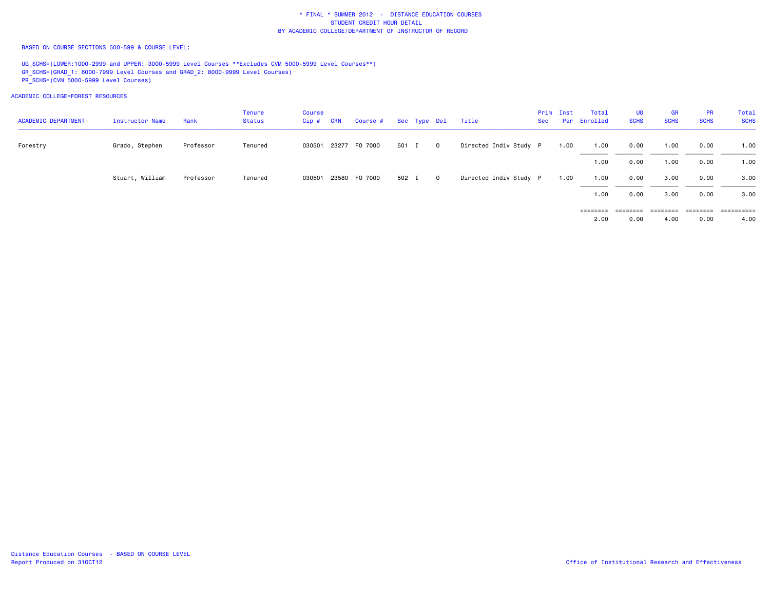\* FINAL \* SUMMER 2012 - DISTANCE EDUCATION COURSES
STUDENT CREDIT HOUR DETAIL
BY ACADEMIC COLLEGE/DEPARTMENT OF INSTRUCTOR OF RECORD

BASED ON COURSE SECTIONS 500-599 & COURSE LEVEL:

UG_SCHS=(LOWER:1000-2999 and UPPER: 3000-5999 Level Courses **Excludes CVM 5000-5999 Level Courses**)
GR_SCHS=(GRAD_1: 6000-7999 Level Courses and GRAD_2: 8000-9999 Level Courses)
PR_SCHS=(CVM 5000-5999 Level Courses)

ACADEMIC COLLEGE=FOREST RESOURCES

| ACADEMIC DEPARTMENT | Instructor Name | Rank | Tenure Status | Course Cip # | CRN | Course # | Sec | Type | Del | Title | Prim Sec | Inst Per | Total Enrolled | UG SCHS | GR SCHS | PR SCHS | Total SCHS |
|---|---|---|---|---|---|---|---|---|---|---|---|---|---|---|---|---|---|
| Forestry | Grado, Stephen | Professor | Tenured | 030501 | 23277 | FO 7000 | 501 | I | 0 | Directed Indiv Study | P | 1.00 | 1.00 | 0.00 | 1.00 | 0.00 | 1.00 |
| | | | | | | | | | | | | | 1.00 | 0.00 | 1.00 | 0.00 | 1.00 |
| | Stuart, William | Professor | Tenured | 030501 | 23580 | FO 7000 | 502 | I | 0 | Directed Indiv Study | P | 1.00 | 1.00 | 0.00 | 3.00 | 0.00 | 3.00 |
| | | | | | | | | | | | | | 1.00 | 0.00 | 3.00 | 0.00 | 3.00 |
| | | | | | | | | | | | | | 2.00 | 0.00 | 4.00 | 0.00 | 4.00 |

Distance Education Courses - BASED ON COURSE LEVEL
Report Produced on 31OCT12

Office of Institutional Research and Effectiveness